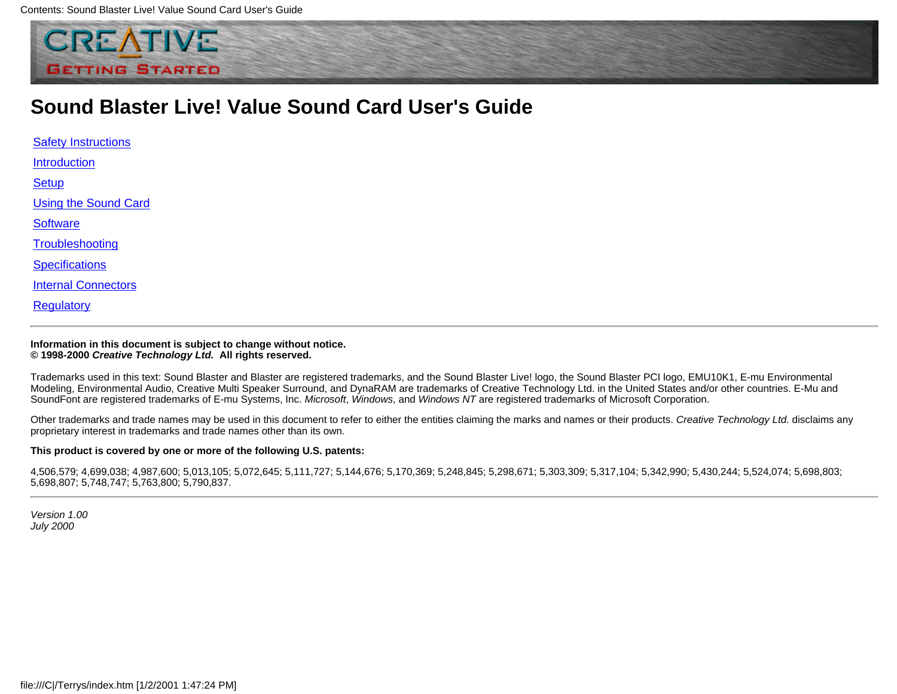# Sound Blaster Live! Value Sound Card User's Guide

- Safety Instructions
- Introduction
- Setup
- Using the Sound Card
- Software
- Troubleshooting
- Specifications
- Internal Connectors
- Regulatory

---

**Information in this document is subject to change without notice.**
**© 1998-2000 *Creative Technology Ltd.* All rights reserved.**

Trademarks used in this text: Sound Blaster and Blaster are registered trademarks, and the Sound Blaster Live! logo, the Sound Blaster PCI logo, EMU10K1, E-mu Environmental Modeling, Environmental Audio, Creative Multi Speaker Surround, and DynaRAM are trademarks of Creative Technology Ltd. in the United States and/or other countries. E-Mu and SoundFont are registered trademarks of E-mu Systems, Inc. *Microsoft*, *Windows*, and *Windows NT* are registered trademarks of Microsoft Corporation.

Other trademarks and trade names may be used in this document to refer to either the entities claiming the marks and names or their products. *Creative Technology Ltd.* disclaims any proprietary interest in trademarks and trade names other than its own.

**This product is covered by one or more of the following U.S. patents:**

4,506,579; 4,699,038; 4,987,600; 5,013,105; 5,072,645; 5,111,727; 5,144,676; 5,170,369; 5,248,845; 5,298,671; 5,303,309; 5,317,104; 5,342,990; 5,430,244; 5,524,074; 5,698,803; 5,698,807; 5,748,747; 5,763,800; 5,790,837.

---

*Version 1.00*
*July 2000*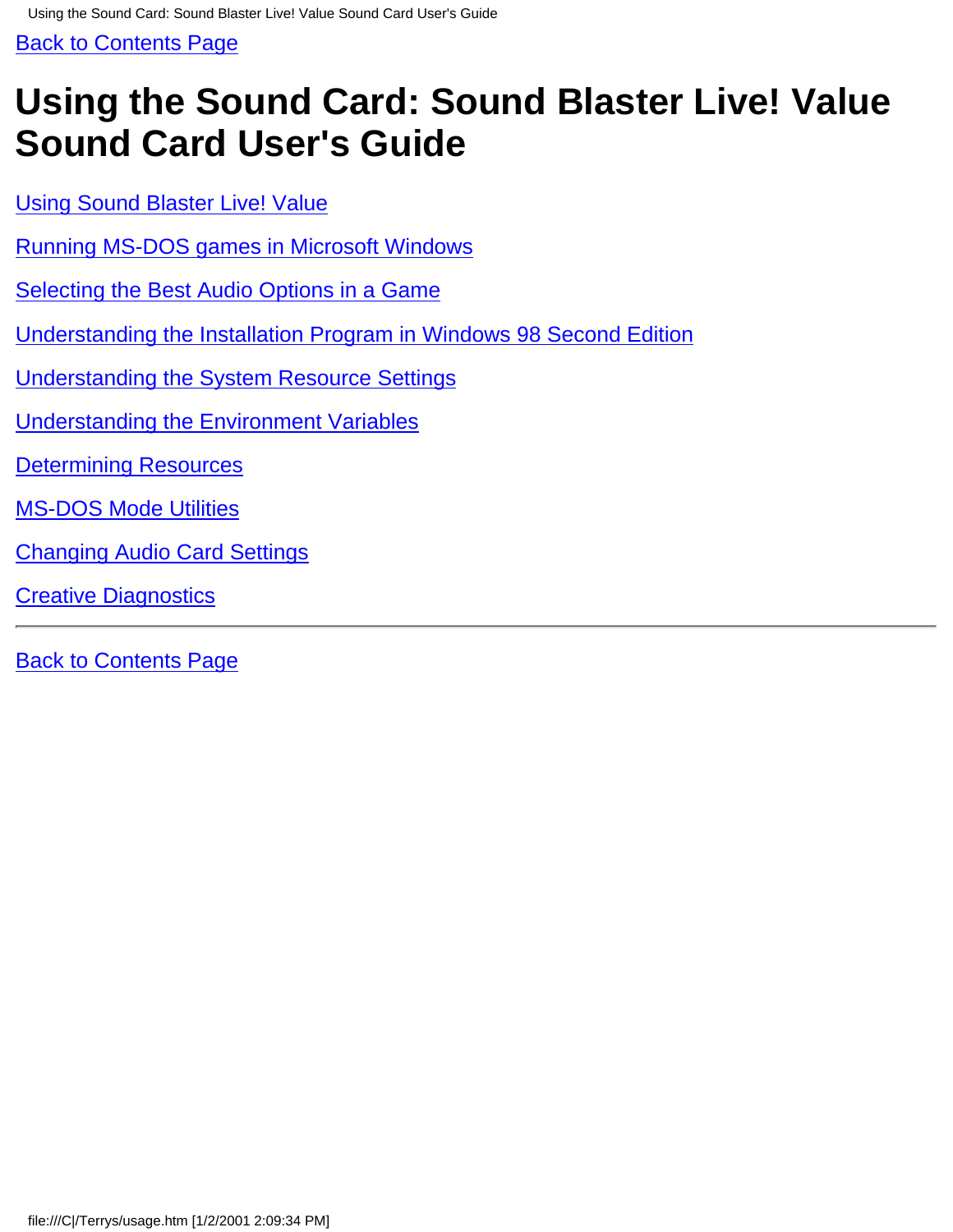Back to Contents Page

# Using the Sound Card: Sound Blaster Live! Value Sound Card User's Guide

Using Sound Blaster Live! Value

Running MS-DOS games in Microsoft Windows

Selecting the Best Audio Options in a Game

Understanding the Installation Program in Windows 98 Second Edition

Understanding the System Resource Settings

Understanding the Environment Variables

Determining Resources

MS-DOS Mode Utilities

Changing Audio Card Settings

Creative Diagnostics

---

Back to Contents Page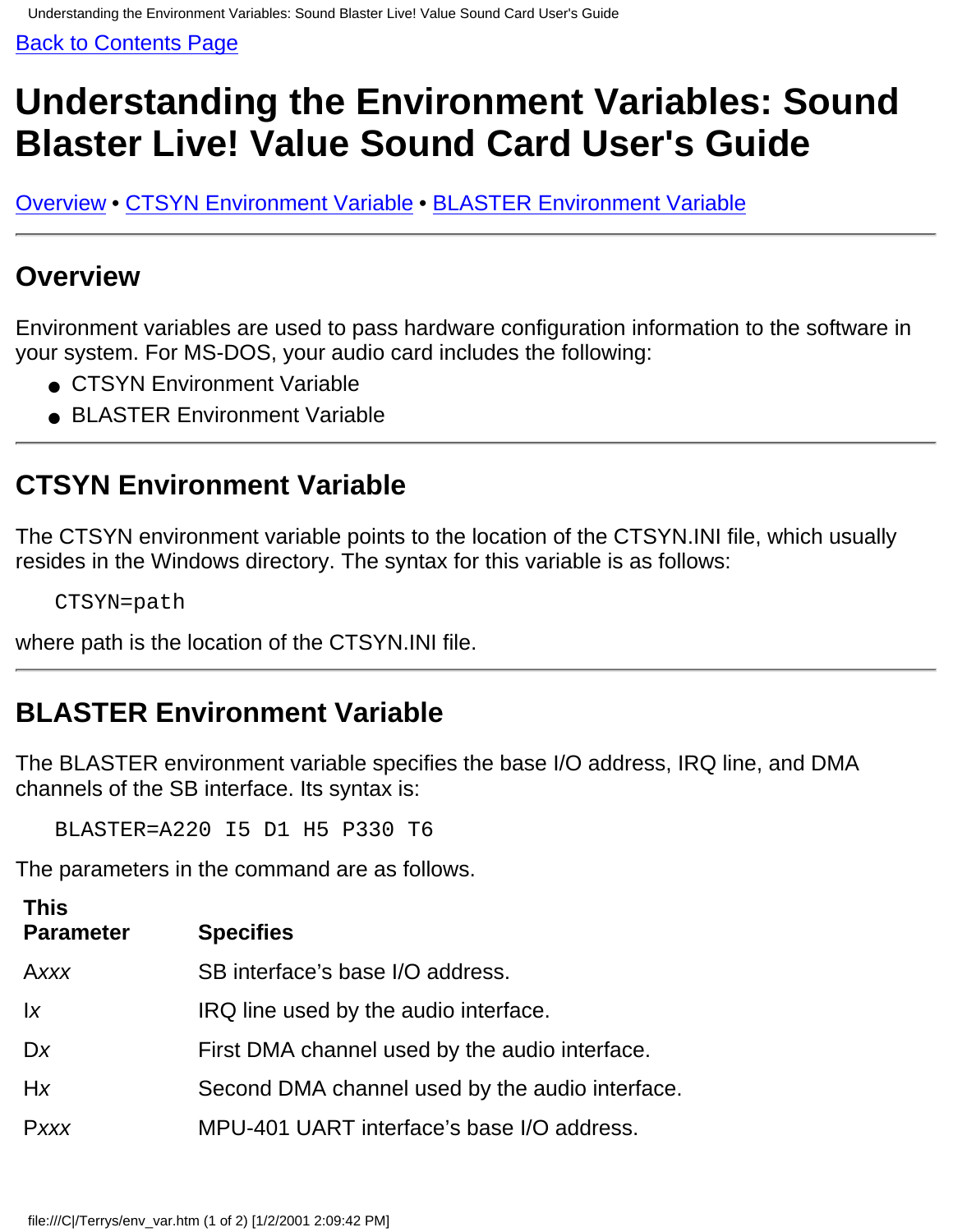Back to Contents Page

# Understanding the Environment Variables: Sound Blaster Live! Value Sound Card User's Guide

Overview • CTSYN Environment Variable • BLASTER Environment Variable

## Overview

Environment variables are used to pass hardware configuration information to the software in your system. For MS-DOS, your audio card includes the following:

- CTSYN Environment Variable
- BLASTER Environment Variable

## CTSYN Environment Variable

The CTSYN environment variable points to the location of the CTSYN.INI file, which usually resides in the Windows directory. The syntax for this variable is as follows:

```
CTSYN=path
```

where path is the location of the CTSYN.INI file.

## BLASTER Environment Variable

The BLASTER environment variable specifies the base I/O address, IRQ line, and DMA channels of the SB interface. Its syntax is:

```
BLASTER=A220 I5 D1 H5 P330 T6
```

The parameters in the command are as follows.

| This Parameter | Specifies |
|---|---|
| A*xxx* | SB interface's base I/O address. |
| I*x* | IRQ line used by the audio interface. |
| D*x* | First DMA channel used by the audio interface. |
| H*x* | Second DMA channel used by the audio interface. |
| P*xxx* | MPU-401 UART interface's base I/O address. |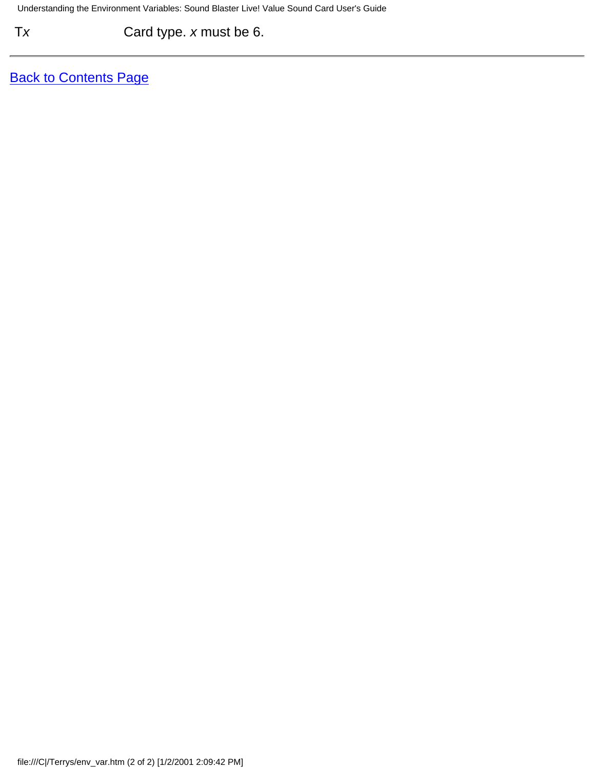| | |
|---|---|
| T*x* | Card type. *x* must be 6. |

---

[Back to Contents Page]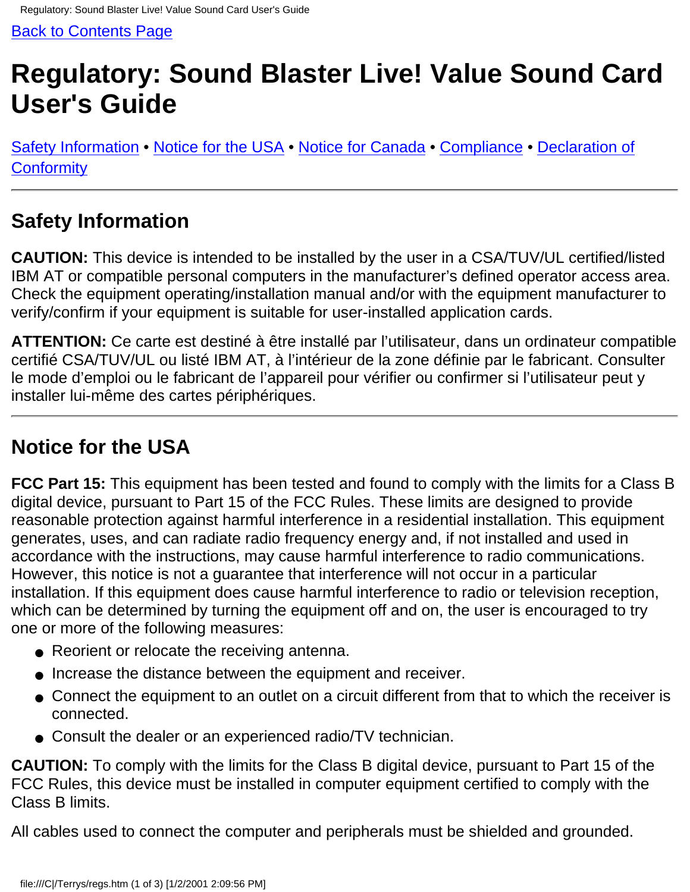Back to Contents Page

# Regulatory: Sound Blaster Live! Value Sound Card User's Guide

Safety Information • Notice for the USA • Notice for Canada • Compliance • Declaration of Conformity

---

## Safety Information

**CAUTION:** This device is intended to be installed by the user in a CSA/TUV/UL certified/listed IBM AT or compatible personal computers in the manufacturer's defined operator access area. Check the equipment operating/installation manual and/or with the equipment manufacturer to verify/confirm if your equipment is suitable for user-installed application cards.

**ATTENTION:** Ce carte est destiné à être installé par l'utilisateur, dans un ordinateur compatible certifié CSA/TUV/UL ou listé IBM AT, à l'intérieur de la zone définie par le fabricant. Consulter le mode d'emploi ou le fabricant de l'appareil pour vérifier ou confirmer si l'utilisateur peut y installer lui-même des cartes périphériques.

---

## Notice for the USA

**FCC Part 15:** This equipment has been tested and found to comply with the limits for a Class B digital device, pursuant to Part 15 of the FCC Rules. These limits are designed to provide reasonable protection against harmful interference in a residential installation. This equipment generates, uses, and can radiate radio frequency energy and, if not installed and used in accordance with the instructions, may cause harmful interference to radio communications. However, this notice is not a guarantee that interference will not occur in a particular installation. If this equipment does cause harmful interference to radio or television reception, which can be determined by turning the equipment off and on, the user is encouraged to try one or more of the following measures:

- Reorient or relocate the receiving antenna.
- Increase the distance between the equipment and receiver.
- Connect the equipment to an outlet on a circuit different from that to which the receiver is connected.
- Consult the dealer or an experienced radio/TV technician.

**CAUTION:** To comply with the limits for the Class B digital device, pursuant to Part 15 of the FCC Rules, this device must be installed in computer equipment certified to comply with the Class B limits.

All cables used to connect the computer and peripherals must be shielded and grounded.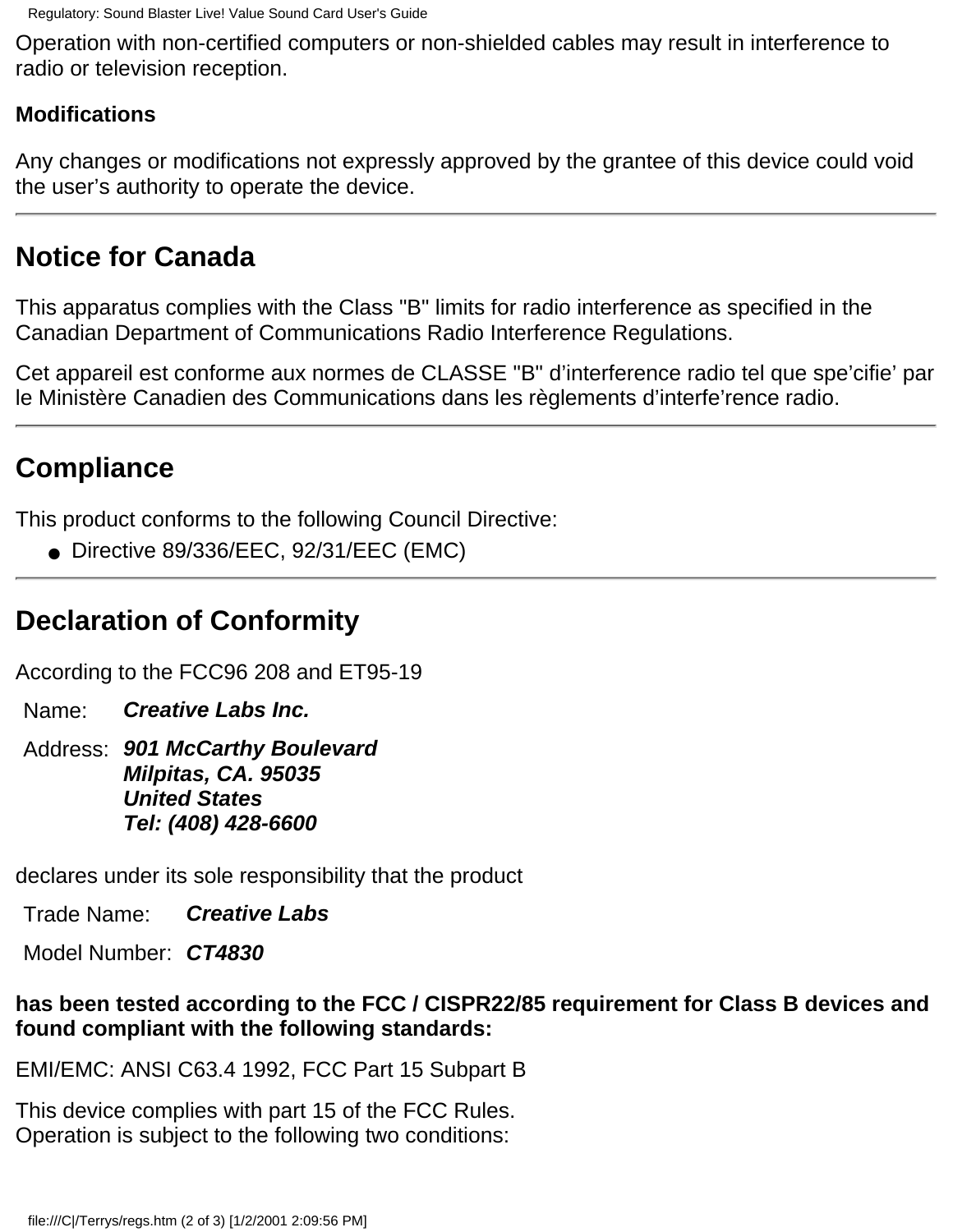Operation with non-certified computers or non-shielded cables may result in interference to radio or television reception.

**Modifications**

Any changes or modifications not expressly approved by the grantee of this device could void the user’s authority to operate the device.

---

## Notice for Canada

This apparatus complies with the Class "B" limits for radio interference as specified in the Canadian Department of Communications Radio Interference Regulations.

Cet appareil est conforme aux normes de CLASSE "B" d’interference radio tel que spe’cifie’ par le Ministère Canadien des Communications dans les règlements d’interfe’rence radio.

---

## Compliance

This product conforms to the following Council Directive:

- Directive 89/336/EEC, 92/31/EEC (EMC)

---

## Declaration of Conformity

According to the FCC96 208 and ET95-19

| | |
|---|---|
| Name: | ***Creative Labs Inc.*** |
| Address: | ***901 McCarthy Boulevard<br>Milpitas, CA. 95035<br>United States<br>Tel: (408) 428-6600*** |

declares under its sole responsibility that the product

| | |
|---|---|
| Trade Name: | ***Creative Labs*** |
| Model Number: | ***CT4830*** |

**has been tested according to the FCC / CISPR22/85 requirement for Class B devices and found compliant with the following standards:**

EMI/EMC: ANSI C63.4 1992, FCC Part 15 Subpart B

This device complies with part 15 of the FCC Rules.
Operation is subject to the following two conditions: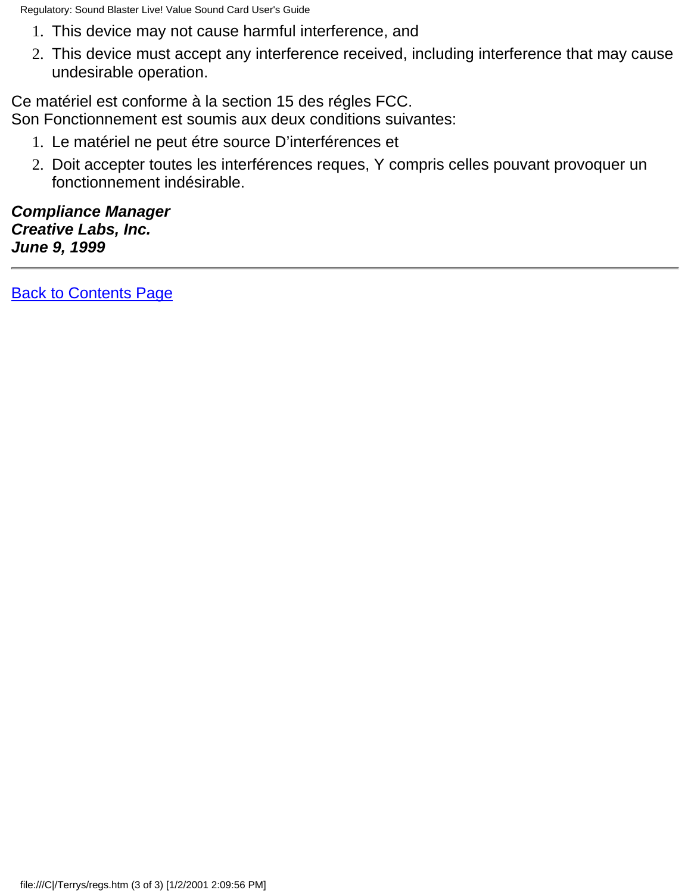1. This device may not cause harmful interference, and
2. This device must accept any interference received, including interference that may cause undesirable operation.

Ce matériel est conforme à la section 15 des régles FCC.
Son Fonctionnement est soumis aux deux conditions suivantes:

1. Le matériel ne peut étre source D'interférences et
2. Doit accepter toutes les interférences reques, Y compris celles pouvant provoquer un fonctionnement indésirable.

***Compliance Manager***
***Creative Labs, Inc.***
***June 9, 1999***

---

Back to Contents Page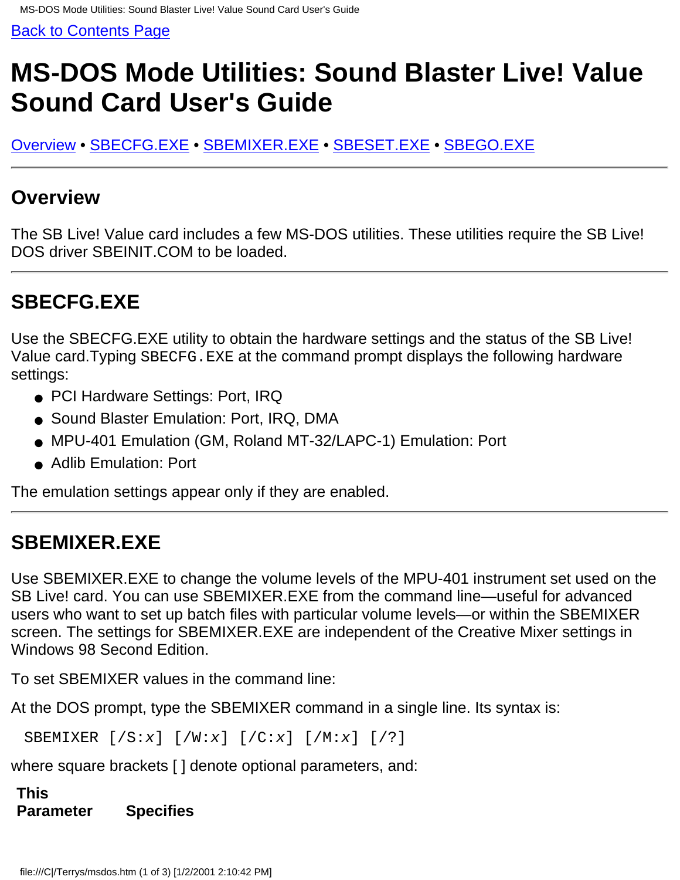Back to Contents Page

# MS-DOS Mode Utilities: Sound Blaster Live! Value Sound Card User's Guide

Overview • SBECFG.EXE • SBEMIXER.EXE • SBESET.EXE • SBEGO.EXE

---

## Overview

The SB Live! Value card includes a few MS-DOS utilities. These utilities require the SB Live! DOS driver SBEINIT.COM to be loaded.

---

## SBECFG.EXE

Use the SBECFG.EXE utility to obtain the hardware settings and the status of the SB Live! Value card.Typing `SBECFG.EXE` at the command prompt displays the following hardware settings:

- PCI Hardware Settings: Port, IRQ
- Sound Blaster Emulation: Port, IRQ, DMA
- MPU-401 Emulation (GM, Roland MT-32/LAPC-1) Emulation: Port
- Adlib Emulation: Port

The emulation settings appear only if they are enabled.

---

## SBEMIXER.EXE

Use SBEMIXER.EXE to change the volume levels of the MPU-401 instrument set used on the SB Live! card. You can use SBEMIXER.EXE from the command line—useful for advanced users who want to set up batch files with particular volume levels—or within the SBEMIXER screen. The settings for SBEMIXER.EXE are independent of the Creative Mixer settings in Windows 98 Second Edition.

To set SBEMIXER values in the command line:

At the DOS prompt, type the SBEMIXER command in a single line. Its syntax is:

```
SBEMIXER [/S:x] [/W:x] [/C:x] [/M:x] [/?]
```

where square brackets [ ] denote optional parameters, and:

| This Parameter | Specifies |
|---|---|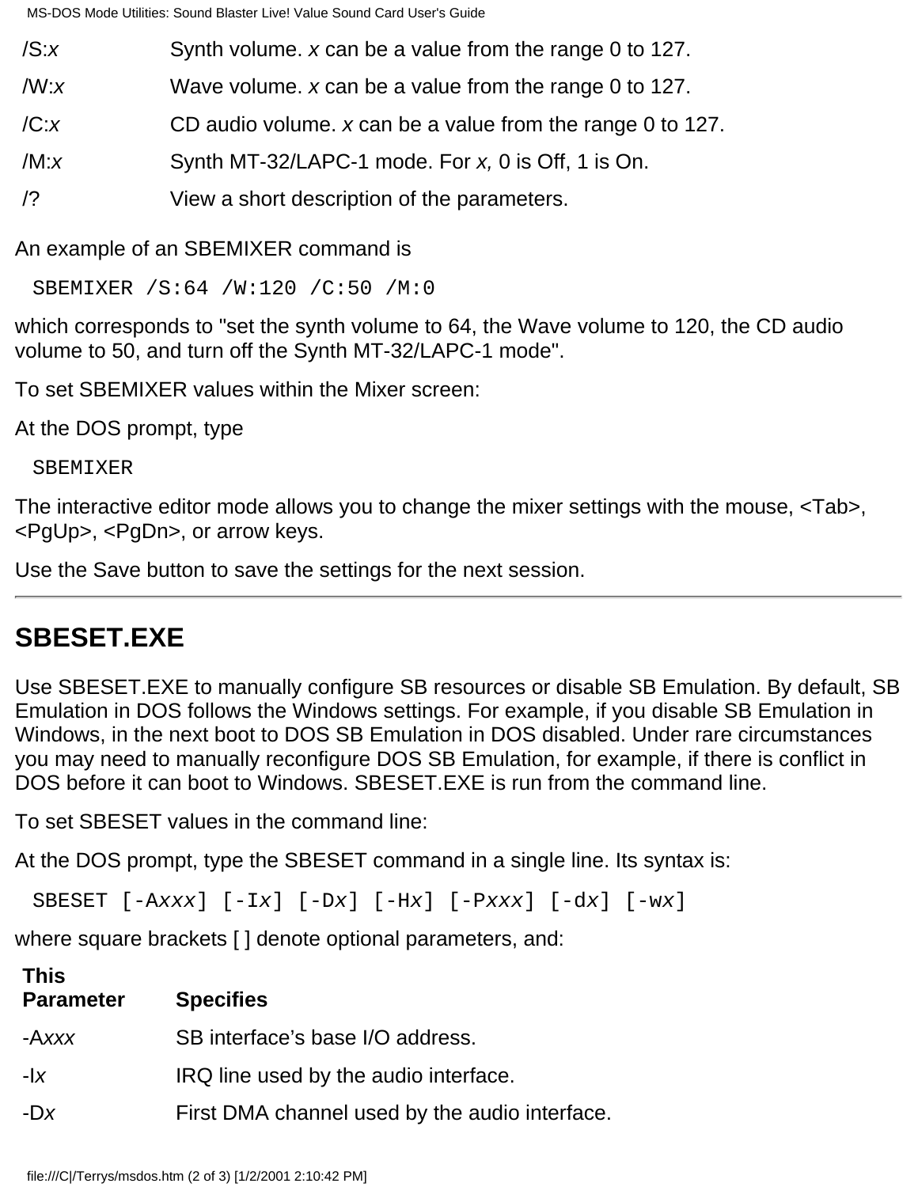| | |
|---|---|
| /S:*x* | Synth volume. *x* can be a value from the range 0 to 127. |
| /W:*x* | Wave volume. *x* can be a value from the range 0 to 127. |
| /C:*x* | CD audio volume. *x* can be a value from the range 0 to 127. |
| /M:*x* | Synth MT-32/LAPC-1 mode. For *x,* 0 is Off, 1 is On. |
| /? | View a short description of the parameters. |

An example of an SBEMIXER command is

```
SBEMIXER /S:64 /W:120 /C:50 /M:0
```

which corresponds to "set the synth volume to 64, the Wave volume to 120, the CD audio volume to 50, and turn off the Synth MT-32/LAPC-1 mode".

To set SBEMIXER values within the Mixer screen:

At the DOS prompt, type

```
SBEMIXER
```

The interactive editor mode allows you to change the mixer settings with the mouse, <Tab>, <PgUp>, <PgDn>, or arrow keys.

Use the Save button to save the settings for the next session.

---

## SBESET.EXE

Use SBESET.EXE to manually configure SB resources or disable SB Emulation. By default, SB Emulation in DOS follows the Windows settings. For example, if you disable SB Emulation in Windows, in the next boot to DOS SB Emulation in DOS disabled. Under rare circumstances you may need to manually reconfigure DOS SB Emulation, for example, if there is conflict in DOS before it can boot to Windows. SBESET.EXE is run from the command line.

To set SBESET values in the command line:

At the DOS prompt, type the SBESET command in a single line. Its syntax is:

```
SBESET [-Axxx] [-Ix] [-Dx] [-Hx] [-Pxxx] [-dx] [-wx]
```

where square brackets [ ] denote optional parameters, and:

| This Parameter | Specifies |
|---|---|
| -A*xxx* | SB interface’s base I/O address. |
| -I*x* | IRQ line used by the audio interface. |
| -D*x* | First DMA channel used by the audio interface. |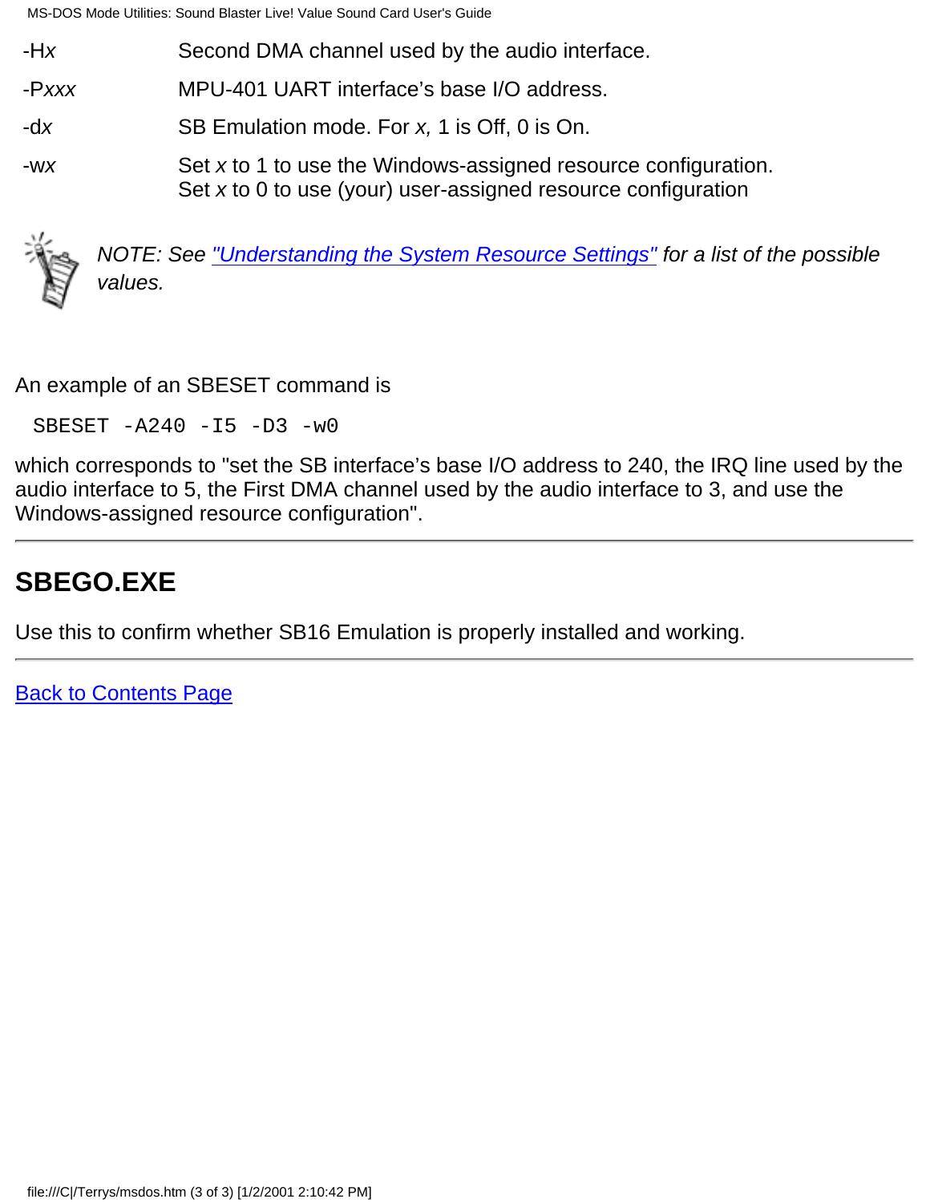| | |
|---|---|
| -H*x* | Second DMA channel used by the audio interface. |
| -P*xxx* | MPU-401 UART interface's base I/O address. |
| -d*x* | SB Emulation mode. For *x,* 1 is Off, 0 is On. |
| -w*x* | Set *x* to 1 to use the Windows-assigned resource configuration.<br>Set *x* to 0 to use (your) user-assigned resource configuration |

*NOTE: See "Understanding the System Resource Settings" for a list of the possible values.*

An example of an SBESET command is

```
SBESET -A240 -I5 -D3 -w0
```

which corresponds to "set the SB interface's base I/O address to 240, the IRQ line used by the audio interface to 5, the First DMA channel used by the audio interface to 3, and use the Windows-assigned resource configuration".

---

## SBEGO.EXE

Use this to confirm whether SB16 Emulation is properly installed and working.

---

Back to Contents Page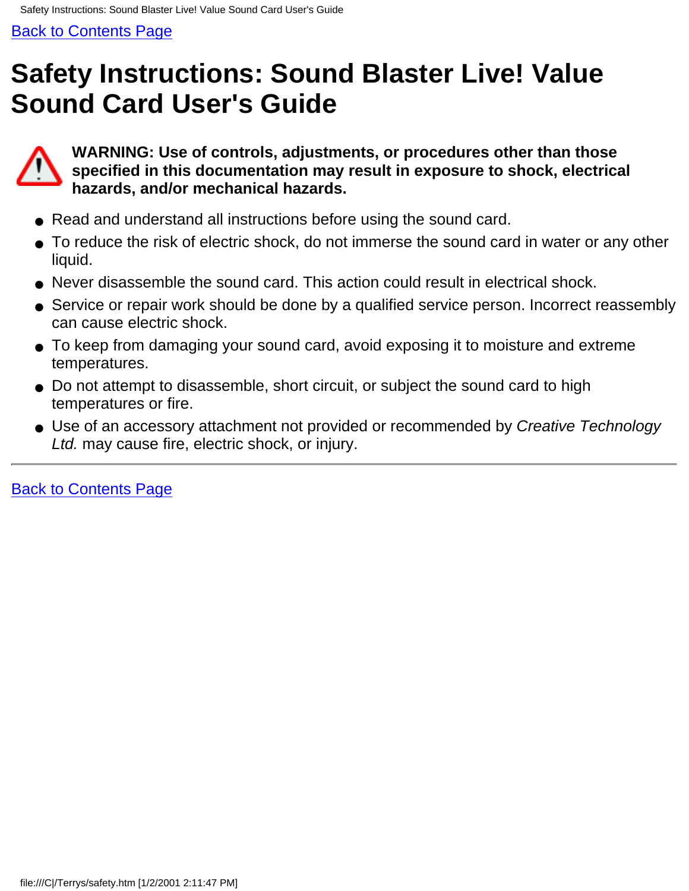Back to Contents Page

# Safety Instructions: Sound Blaster Live! Value Sound Card User's Guide

**WARNING: Use of controls, adjustments, or procedures other than those specified in this documentation may result in exposure to shock, electrical hazards, and/or mechanical hazards.**

- Read and understand all instructions before using the sound card.
- To reduce the risk of electric shock, do not immerse the sound card in water or any other liquid.
- Never disassemble the sound card. This action could result in electrical shock.
- Service or repair work should be done by a qualified service person. Incorrect reassembly can cause electric shock.
- To keep from damaging your sound card, avoid exposing it to moisture and extreme temperatures.
- Do not attempt to disassemble, short circuit, or subject the sound card to high temperatures or fire.
- Use of an accessory attachment not provided or recommended by *Creative Technology Ltd.* may cause fire, electric shock, or injury.

---

Back to Contents Page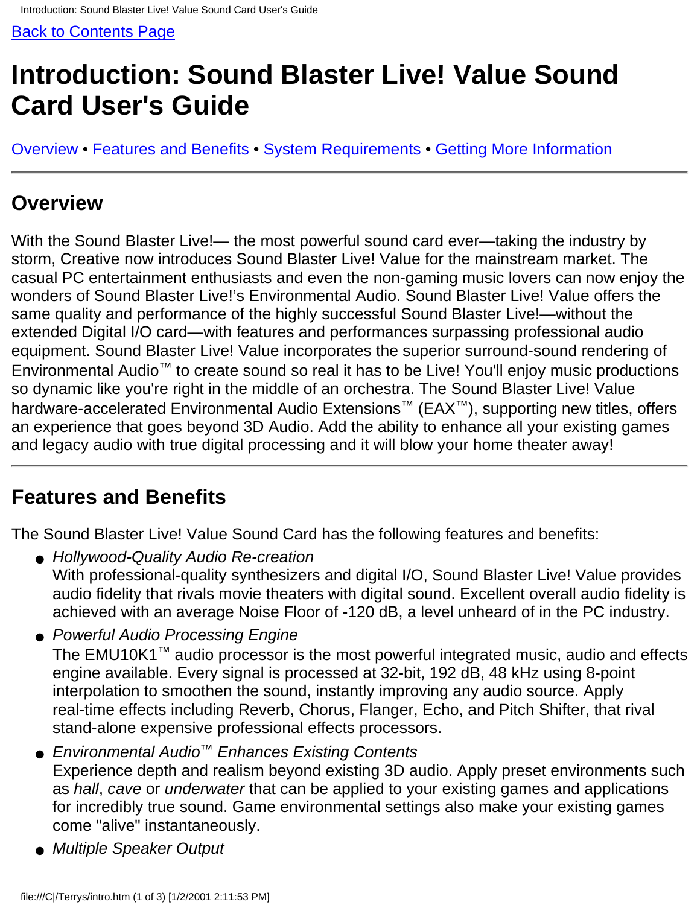Back to Contents Page

# Introduction: Sound Blaster Live! Value Sound Card User's Guide

Overview • Features and Benefits • System Requirements • Getting More Information

---

## Overview

With the Sound Blaster Live!— the most powerful sound card ever—taking the industry by storm, Creative now introduces Sound Blaster Live! Value for the mainstream market. The casual PC entertainment enthusiasts and even the non-gaming music lovers can now enjoy the wonders of Sound Blaster Live!'s Environmental Audio. Sound Blaster Live! Value offers the same quality and performance of the highly successful Sound Blaster Live!—without the extended Digital I/O card—with features and performances surpassing professional audio equipment. Sound Blaster Live! Value incorporates the superior surround-sound rendering of Environmental Audio™ to create sound so real it has to be Live! You'll enjoy music productions so dynamic like you're right in the middle of an orchestra. The Sound Blaster Live! Value hardware-accelerated Environmental Audio Extensions™ (EAX™), supporting new titles, offers an experience that goes beyond 3D Audio. Add the ability to enhance all your existing games and legacy audio with true digital processing and it will blow your home theater away!

---

## Features and Benefits

The Sound Blaster Live! Value Sound Card has the following features and benefits:

- *Hollywood-Quality Audio Re-creation*
  With professional-quality synthesizers and digital I/O, Sound Blaster Live! Value provides audio fidelity that rivals movie theaters with digital sound. Excellent overall audio fidelity is achieved with an average Noise Floor of -120 dB, a level unheard of in the PC industry.
- *Powerful Audio Processing Engine*
  The EMU10K1™ audio processor is the most powerful integrated music, audio and effects engine available. Every signal is processed at 32-bit, 192 dB, 48 kHz using 8-point interpolation to smoothen the sound, instantly improving any audio source. Apply real-time effects including Reverb, Chorus, Flanger, Echo, and Pitch Shifter, that rival stand-alone expensive professional effects processors.
- *Environmental Audio™ Enhances Existing Contents*
  Experience depth and realism beyond existing 3D audio. Apply preset environments such as *hall*, *cave* or *underwater* that can be applied to your existing games and applications for incredibly true sound. Game environmental settings also make your existing games come "alive" instantaneously.
- *Multiple Speaker Output*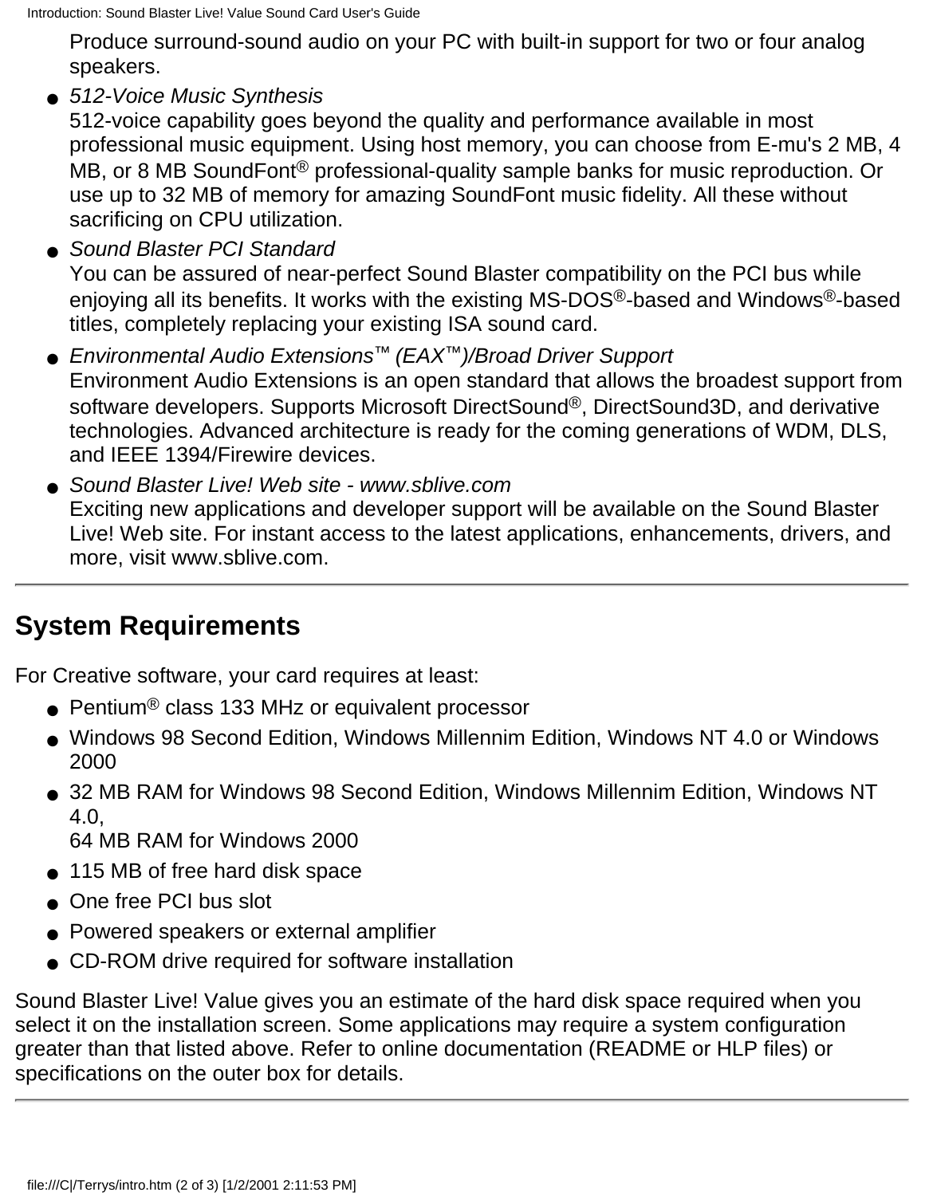Produce surround-sound audio on your PC with built-in support for two or four analog speakers.

- *512-Voice Music Synthesis*
  512-voice capability goes beyond the quality and performance available in most professional music equipment. Using host memory, you can choose from E-mu's 2 MB, 4 MB, or 8 MB SoundFont® professional-quality sample banks for music reproduction. Or use up to 32 MB of memory for amazing SoundFont music fidelity. All these without sacrificing on CPU utilization.
- *Sound Blaster PCI Standard*
  You can be assured of near-perfect Sound Blaster compatibility on the PCI bus while enjoying all its benefits. It works with the existing MS-DOS®-based and Windows®-based titles, completely replacing your existing ISA sound card.
- *Environmental Audio Extensions™ (EAX™)/Broad Driver Support*
  Environment Audio Extensions is an open standard that allows the broadest support from software developers. Supports Microsoft DirectSound®, DirectSound3D, and derivative technologies. Advanced architecture is ready for the coming generations of WDM, DLS, and IEEE 1394/Firewire devices.
- *Sound Blaster Live! Web site - www.sblive.com*
  Exciting new applications and developer support will be available on the Sound Blaster Live! Web site. For instant access to the latest applications, enhancements, drivers, and more, visit www.sblive.com.

---

## System Requirements

For Creative software, your card requires at least:

- Pentium® class 133 MHz or equivalent processor
- Windows 98 Second Edition, Windows Millennim Edition, Windows NT 4.0 or Windows 2000
- 32 MB RAM for Windows 98 Second Edition, Windows Millennim Edition, Windows NT 4.0,
  64 MB RAM for Windows 2000
- 115 MB of free hard disk space
- One free PCI bus slot
- Powered speakers or external amplifier
- CD-ROM drive required for software installation

Sound Blaster Live! Value gives you an estimate of the hard disk space required when you select it on the installation screen. Some applications may require a system configuration greater than that listed above. Refer to online documentation (README or HLP files) or specifications on the outer box for details.

---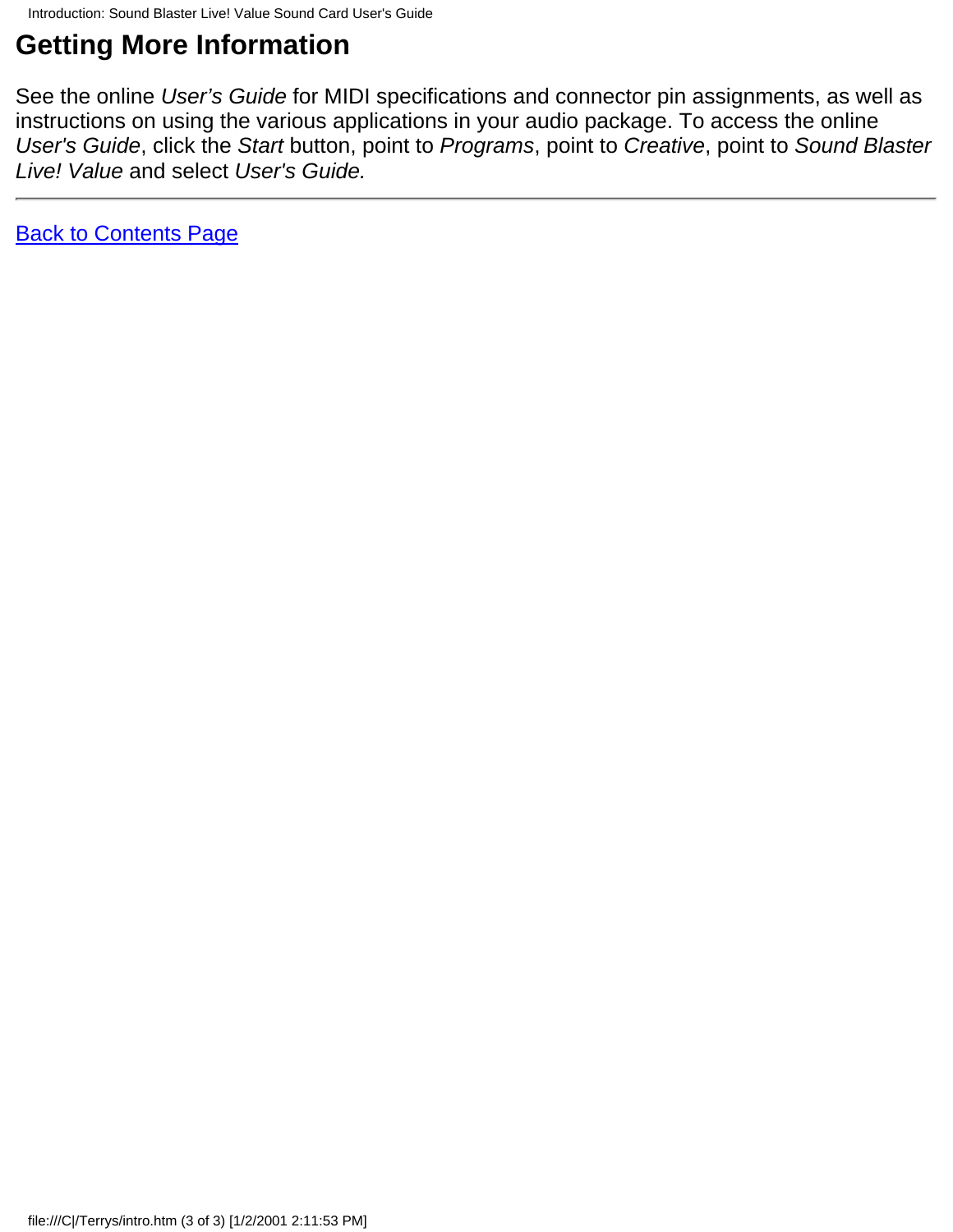## Getting More Information

See the online *User's Guide* for MIDI specifications and connector pin assignments, as well as instructions on using the various applications in your audio package. To access the online *User's Guide*, click the *Start* button, point to *Programs*, point to *Creative*, point to *Sound Blaster Live! Value* and select *User's Guide.*

---

Back to Contents Page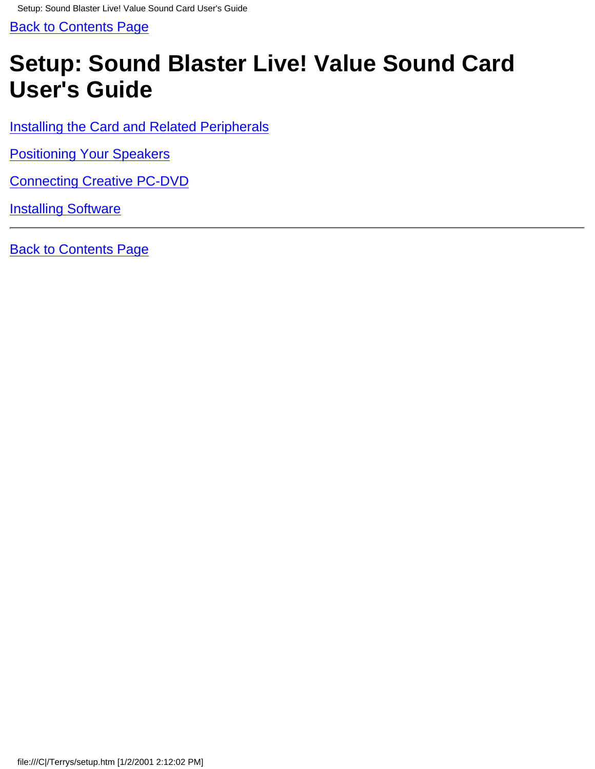Back to Contents Page

# Setup: Sound Blaster Live! Value Sound Card User's Guide

Installing the Card and Related Peripherals

Positioning Your Speakers

Connecting Creative PC-DVD

Installing Software

---

Back to Contents Page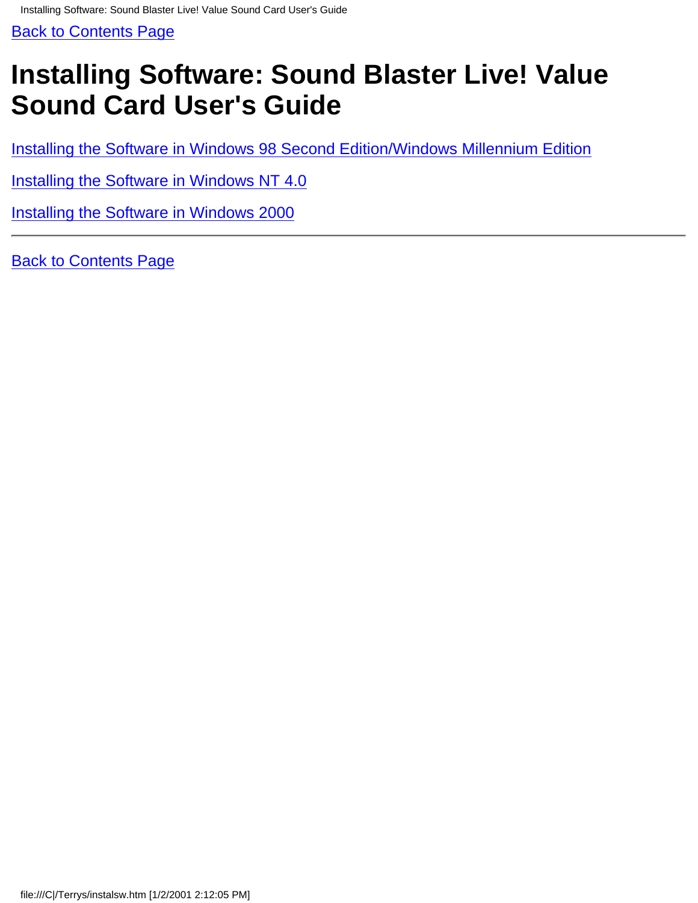Back to Contents Page

# Installing Software: Sound Blaster Live! Value Sound Card User's Guide

Installing the Software in Windows 98 Second Edition/Windows Millennium Edition

Installing the Software in Windows NT 4.0

Installing the Software in Windows 2000

---

Back to Contents Page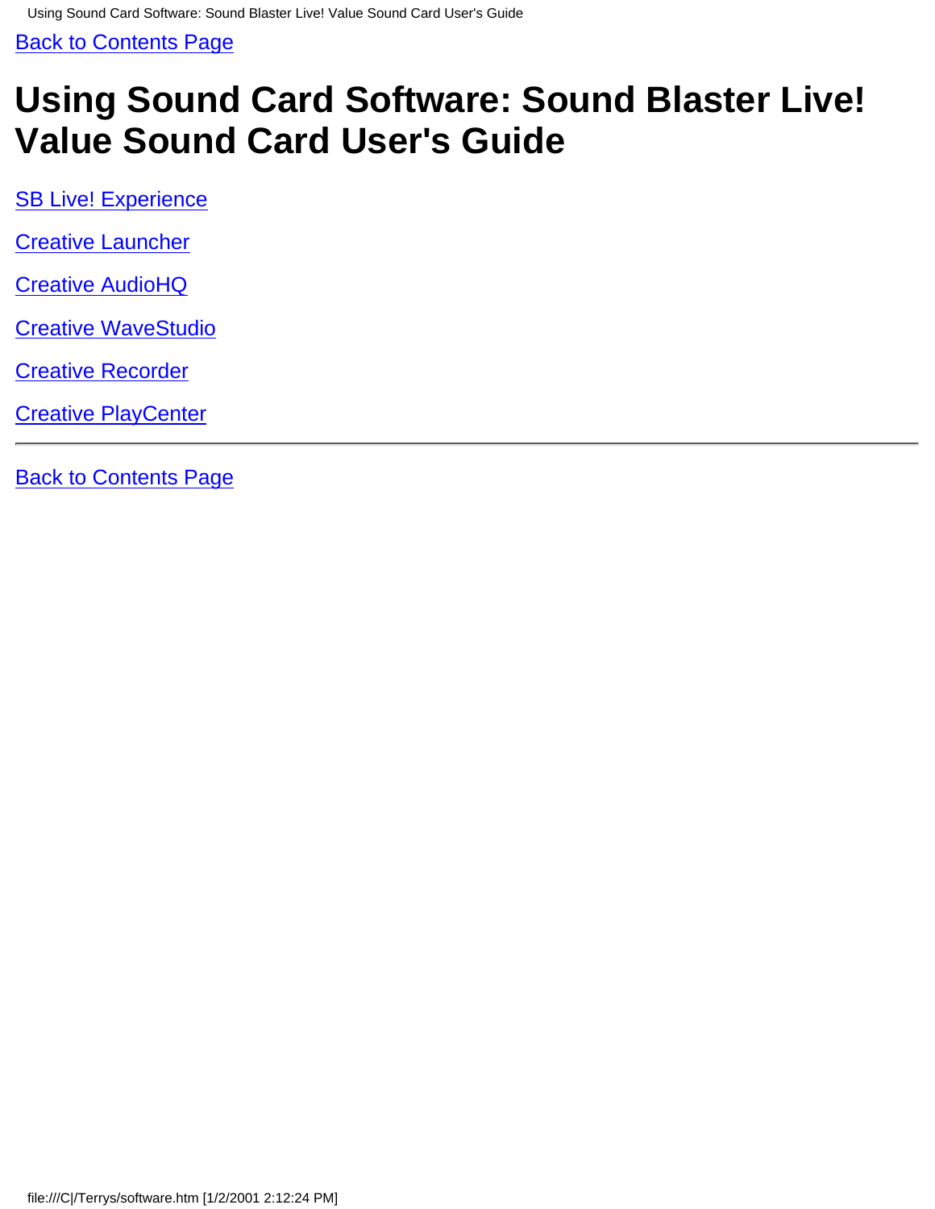Back to Contents Page

# Using Sound Card Software: Sound Blaster Live! Value Sound Card User's Guide

SB Live! Experience

Creative Launcher

Creative AudioHQ

Creative WaveStudio

Creative Recorder

Creative PlayCenter

---

Back to Contents Page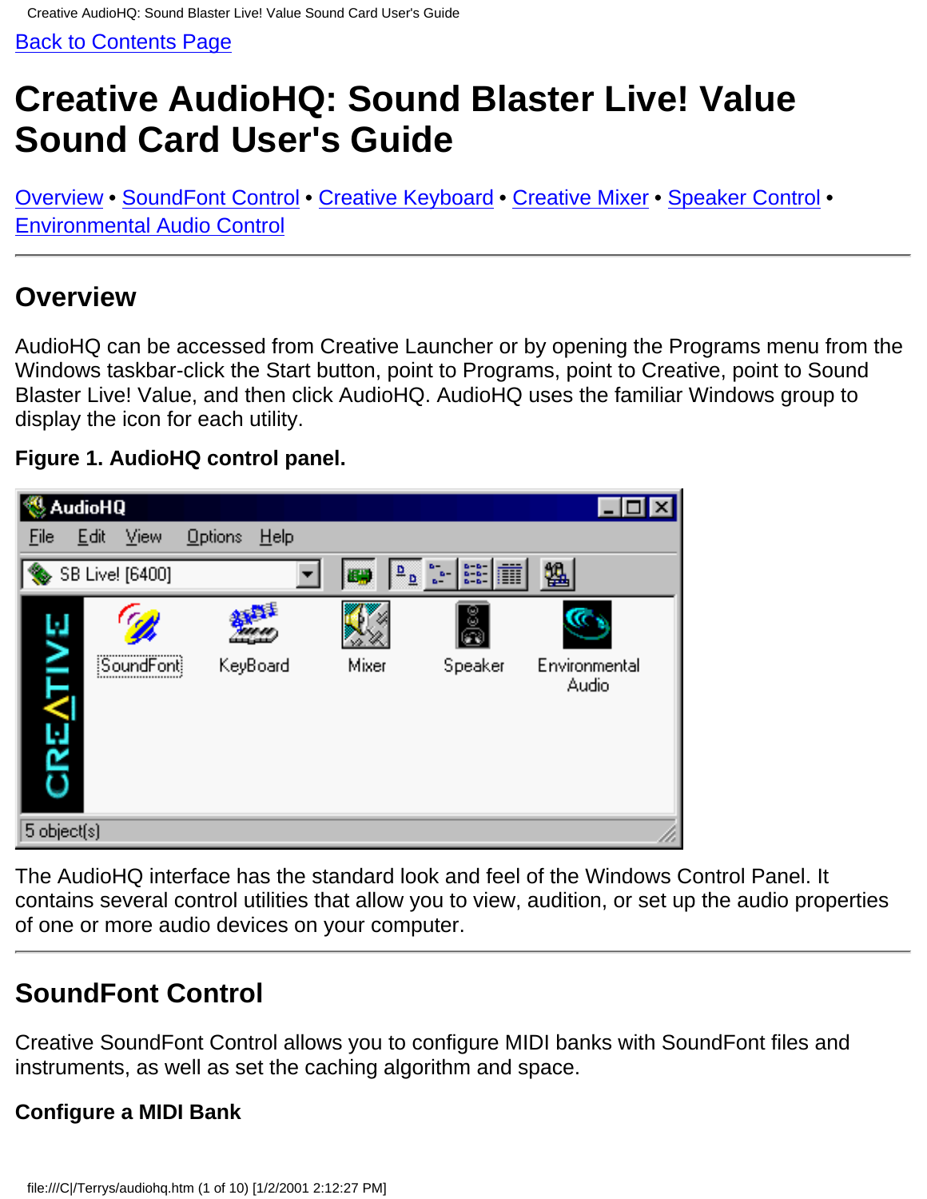Back to Contents Page

# Creative AudioHQ: Sound Blaster Live! Value Sound Card User's Guide

Overview • SoundFont Control • Creative Keyboard • Creative Mixer • Speaker Control • Environmental Audio Control

## Overview

AudioHQ can be accessed from Creative Launcher or by opening the Programs menu from the Windows taskbar-click the Start button, point to Programs, point to Creative, point to Sound Blaster Live! Value, and then click AudioHQ. AudioHQ uses the familiar Windows group to display the icon for each utility.

**Figure 1. AudioHQ control panel.**

The AudioHQ interface has the standard look and feel of the Windows Control Panel. It contains several control utilities that allow you to view, audition, or set up the audio properties of one or more audio devices on your computer.

## SoundFont Control

Creative SoundFont Control allows you to configure MIDI banks with SoundFont files and instruments, as well as set the caching algorithm and space.

### Configure a MIDI Bank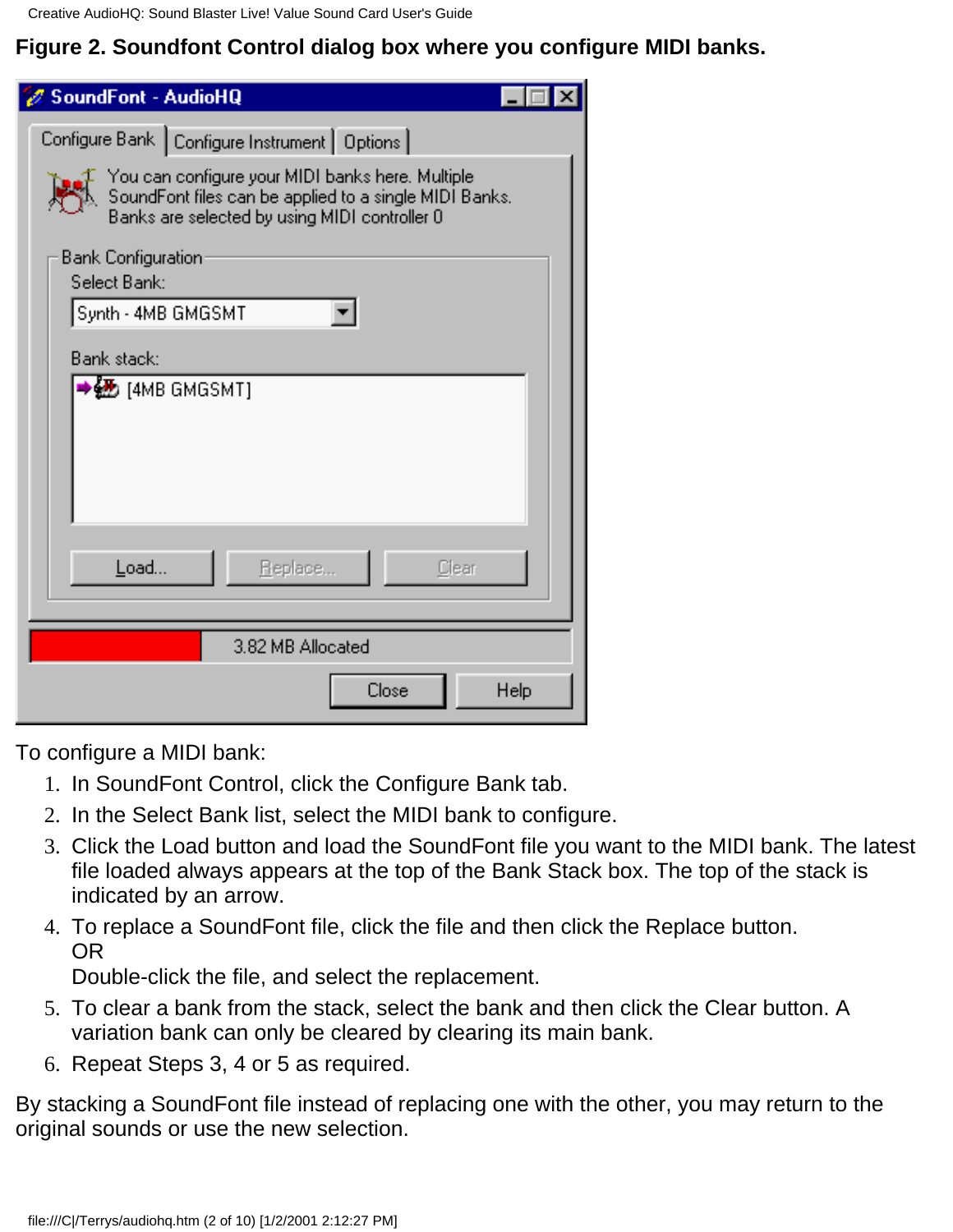**Figure 2. Soundfont Control dialog box where you configure MIDI banks.**

To configure a MIDI bank:

1. In SoundFont Control, click the Configure Bank tab.
2. In the Select Bank list, select the MIDI bank to configure.
3. Click the Load button and load the SoundFont file you want to the MIDI bank. The latest file loaded always appears at the top of the Bank Stack box. The top of the stack is indicated by an arrow.
4. To replace a SoundFont file, click the file and then click the Replace button.  
   OR  
   Double-click the file, and select the replacement.
5. To clear a bank from the stack, select the bank and then click the Clear button. A variation bank can only be cleared by clearing its main bank.
6. Repeat Steps 3, 4 or 5 as required.

By stacking a SoundFont file instead of replacing one with the other, you may return to the original sounds or use the new selection.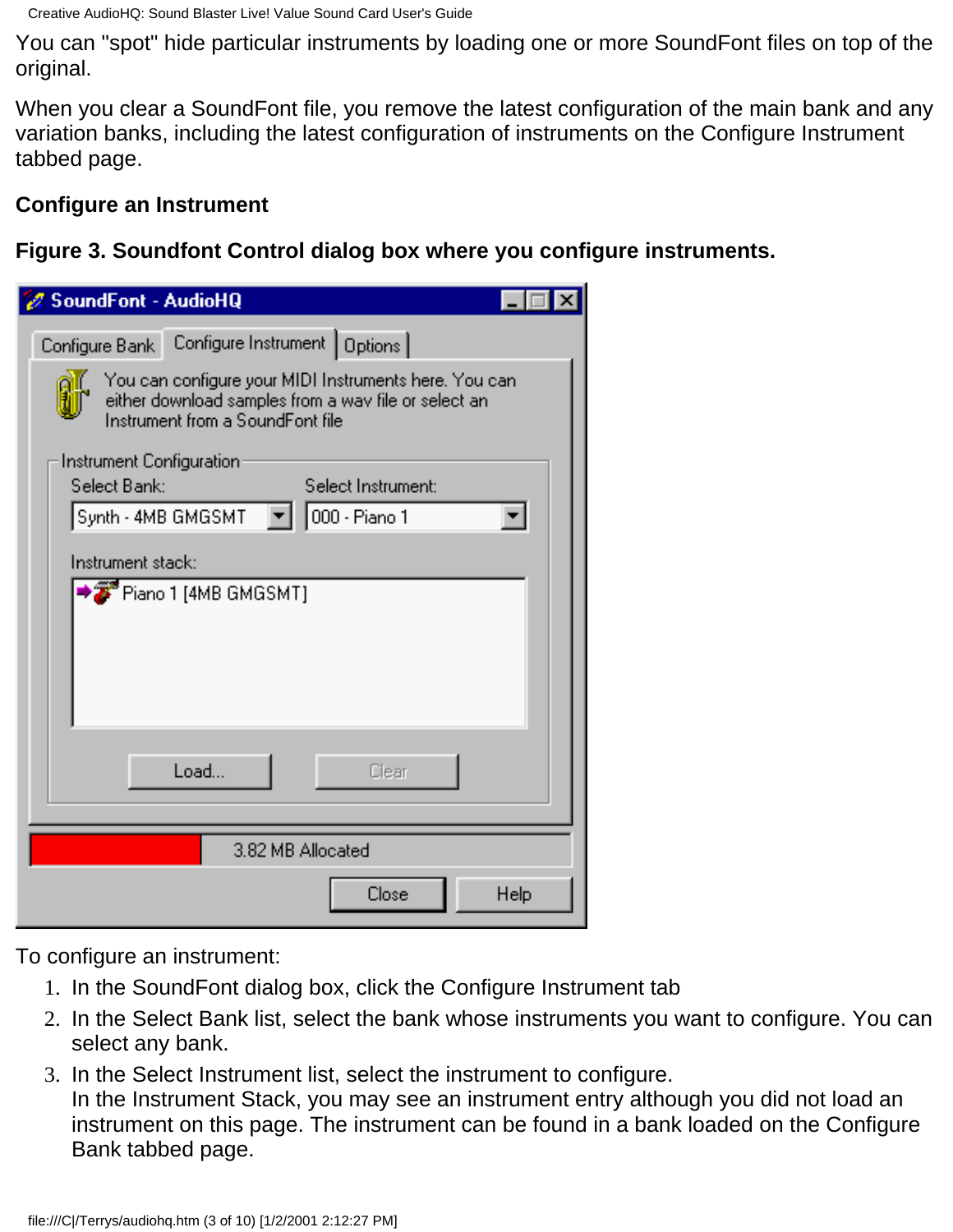You can "spot" hide particular instruments by loading one or more SoundFont files on top of the original.

When you clear a SoundFont file, you remove the latest configuration of the main bank and any variation banks, including the latest configuration of instruments on the Configure Instrument tabbed page.

### Configure an Instrument

**Figure 3. Soundfont Control dialog box where you configure instruments.**

To configure an instrument:

1. In the SoundFont dialog box, click the Configure Instrument tab
2. In the Select Bank list, select the bank whose instruments you want to configure. You can select any bank.
3. In the Select Instrument list, select the instrument to configure.
   In the Instrument Stack, you may see an instrument entry although you did not load an instrument on this page. The instrument can be found in a bank loaded on the Configure Bank tabbed page.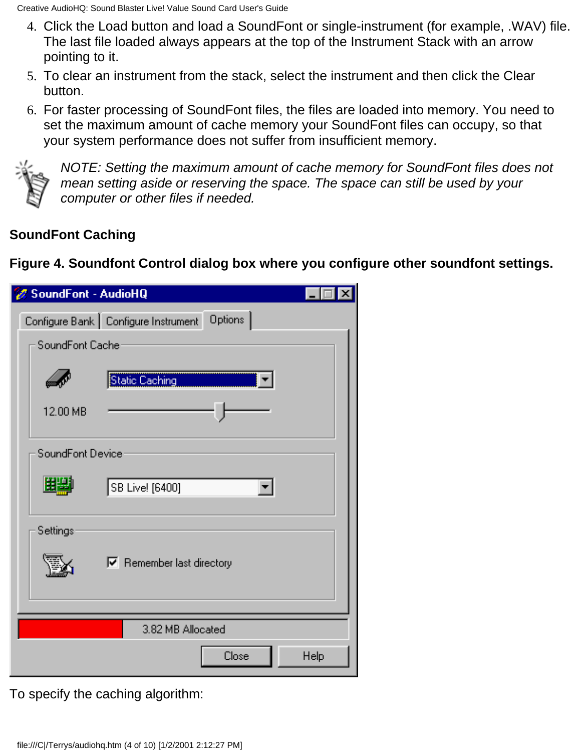4. Click the Load button and load a SoundFont or single-instrument (for example, .WAV) file. The last file loaded always appears at the top of the Instrument Stack with an arrow pointing to it.
5. To clear an instrument from the stack, select the instrument and then click the Clear button.
6. For faster processing of SoundFont files, the files are loaded into memory. You need to set the maximum amount of cache memory your SoundFont files can occupy, so that your system performance does not suffer from insufficient memory.

*NOTE: Setting the maximum amount of cache memory for SoundFont files does not mean setting aside or reserving the space. The space can still be used by your computer or other files if needed.*

**SoundFont Caching**

**Figure 4. Soundfont Control dialog box where you configure other soundfont settings.**

To specify the caching algorithm: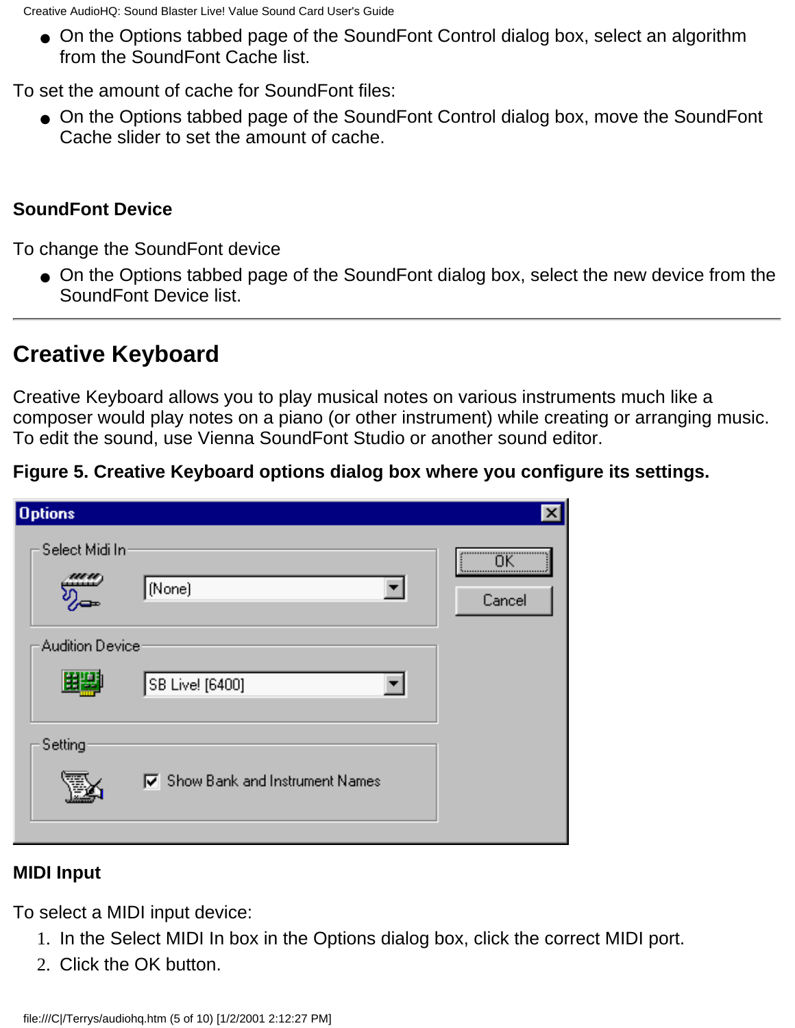- On the Options tabbed page of the SoundFont Control dialog box, select an algorithm from the SoundFont Cache list.

To set the amount of cache for SoundFont files:

- On the Options tabbed page of the SoundFont Control dialog box, move the SoundFont Cache slider to set the amount of cache.

### SoundFont Device

To change the SoundFont device

- On the Options tabbed page of the SoundFont dialog box, select the new device from the SoundFont Device list.

---

## Creative Keyboard

Creative Keyboard allows you to play musical notes on various instruments much like a composer would play notes on a piano (or other instrument) while creating or arranging music. To edit the sound, use Vienna SoundFont Studio or another sound editor.

**Figure 5. Creative Keyboard options dialog box where you configure its settings.**

### MIDI Input

To select a MIDI input device:

1. In the Select MIDI In box in the Options dialog box, click the correct MIDI port.
2. Click the OK button.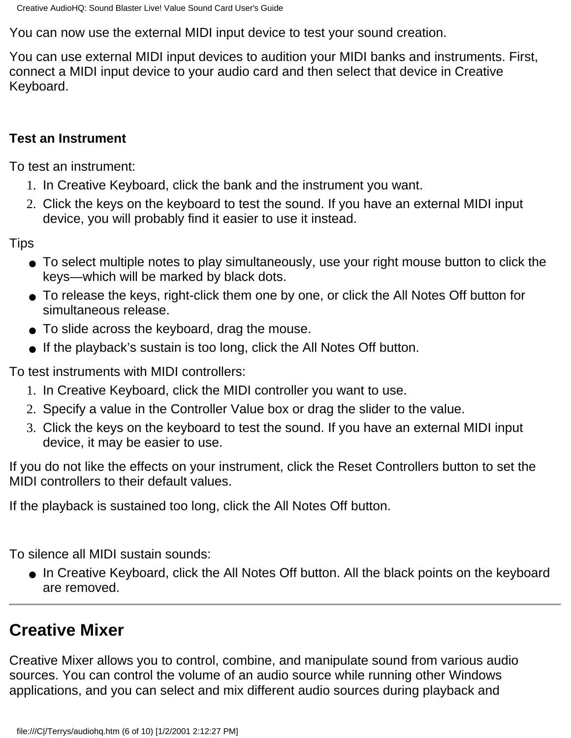You can now use the external MIDI input device to test your sound creation.

You can use external MIDI input devices to audition your MIDI banks and instruments. First, connect a MIDI input device to your audio card and then select that device in Creative Keyboard.

### Test an Instrument

To test an instrument:

1. In Creative Keyboard, click the bank and the instrument you want.
2. Click the keys on the keyboard to test the sound. If you have an external MIDI input device, you will probably find it easier to use it instead.

Tips

- To select multiple notes to play simultaneously, use your right mouse button to click the keys—which will be marked by black dots.
- To release the keys, right-click them one by one, or click the All Notes Off button for simultaneous release.
- To slide across the keyboard, drag the mouse.
- If the playback's sustain is too long, click the All Notes Off button.

To test instruments with MIDI controllers:

1. In Creative Keyboard, click the MIDI controller you want to use.
2. Specify a value in the Controller Value box or drag the slider to the value.
3. Click the keys on the keyboard to test the sound. If you have an external MIDI input device, it may be easier to use.

If you do not like the effects on your instrument, click the Reset Controllers button to set the MIDI controllers to their default values.

If the playback is sustained too long, click the All Notes Off button.

To silence all MIDI sustain sounds:

- In Creative Keyboard, click the All Notes Off button. All the black points on the keyboard are removed.

---

## Creative Mixer

Creative Mixer allows you to control, combine, and manipulate sound from various audio sources. You can control the volume of an audio source while running other Windows applications, and you can select and mix different audio sources during playback and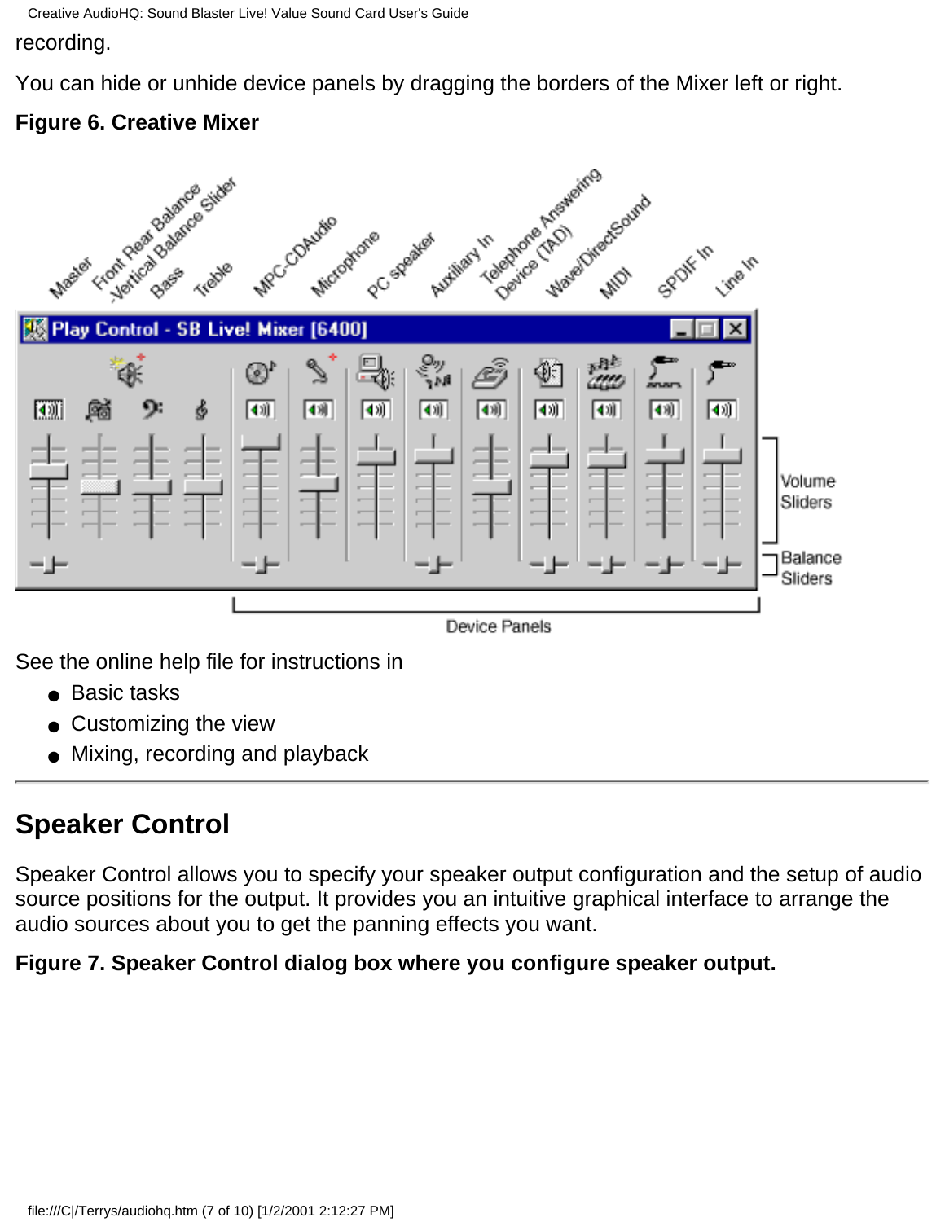recording.

You can hide or unhide device panels by dragging the borders of the Mixer left or right.

**Figure 6. Creative Mixer**

See the online help file for instructions in

- Basic tasks
- Customizing the view
- Mixing, recording and playback

---

## Speaker Control

Speaker Control allows you to specify your speaker output configuration and the setup of audio source positions for the output. It provides you an intuitive graphical interface to arrange the audio sources about you to get the panning effects you want.

**Figure 7. Speaker Control dialog box where you configure speaker output.**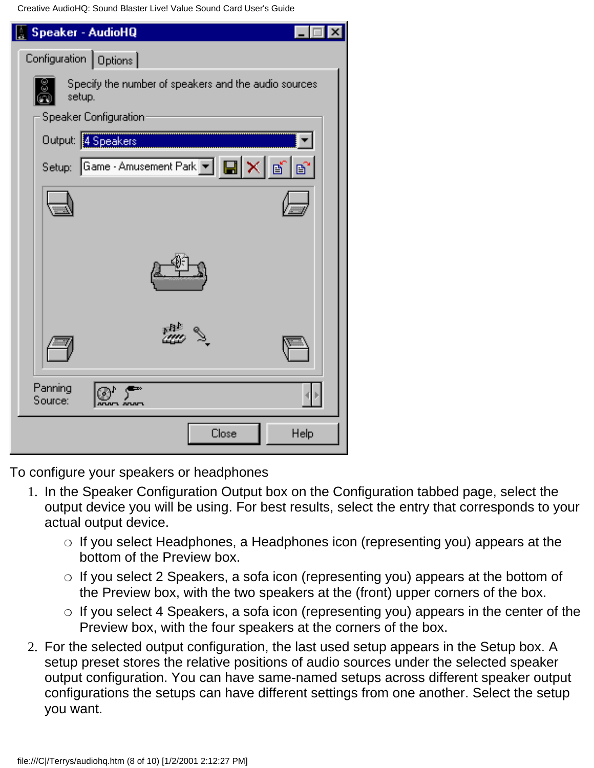To configure your speakers or headphones

1. In the Speaker Configuration Output box on the Configuration tabbed page, select the output device you will be using. For best results, select the entry that corresponds to your actual output device.
   - If you select Headphones, a Headphones icon (representing you) appears at the bottom of the Preview box.
   - If you select 2 Speakers, a sofa icon (representing you) appears at the bottom of the Preview box, with the two speakers at the (front) upper corners of the box.
   - If you select 4 Speakers, a sofa icon (representing you) appears in the center of the Preview box, with the four speakers at the corners of the box.
2. For the selected output configuration, the last used setup appears in the Setup box. A setup preset stores the relative positions of audio sources under the selected speaker output configuration. You can have same-named setups across different speaker output configurations the setups can have different settings from one another. Select the setup you want.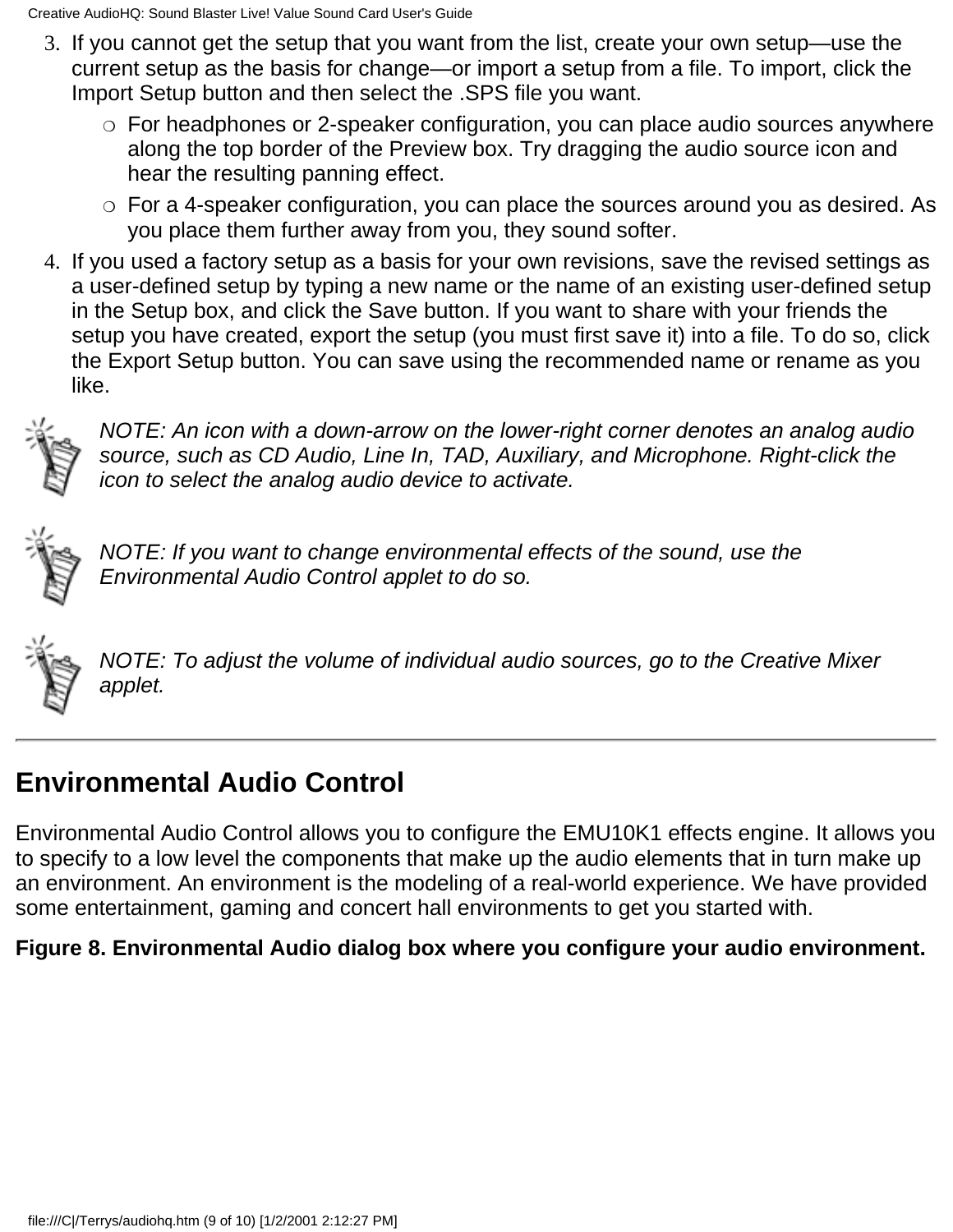3. If you cannot get the setup that you want from the list, create your own setup—use the current setup as the basis for change—or import a setup from a file. To import, click the Import Setup button and then select the .SPS file you want.
   - For headphones or 2-speaker configuration, you can place audio sources anywhere along the top border of the Preview box. Try dragging the audio source icon and hear the resulting panning effect.
   - For a 4-speaker configuration, you can place the sources around you as desired. As you place them further away from you, they sound softer.
4. If you used a factory setup as a basis for your own revisions, save the revised settings as a user-defined setup by typing a new name or the name of an existing user-defined setup in the Setup box, and click the Save button. If you want to share with your friends the setup you have created, export the setup (you must first save it) into a file. To do so, click the Export Setup button. You can save using the recommended name or rename as you like.

*NOTE: An icon with a down-arrow on the lower-right corner denotes an analog audio source, such as CD Audio, Line In, TAD, Auxiliary, and Microphone. Right-click the icon to select the analog audio device to activate.*

*NOTE: If you want to change environmental effects of the sound, use the Environmental Audio Control applet to do so.*

*NOTE: To adjust the volume of individual audio sources, go to the Creative Mixer applet.*

---

## Environmental Audio Control

Environmental Audio Control allows you to configure the EMU10K1 effects engine. It allows you to specify to a low level the components that make up the audio elements that in turn make up an environment. An environment is the modeling of a real-world experience. We have provided some entertainment, gaming and concert hall environments to get you started with.

**Figure 8. Environmental Audio dialog box where you configure your audio environment.**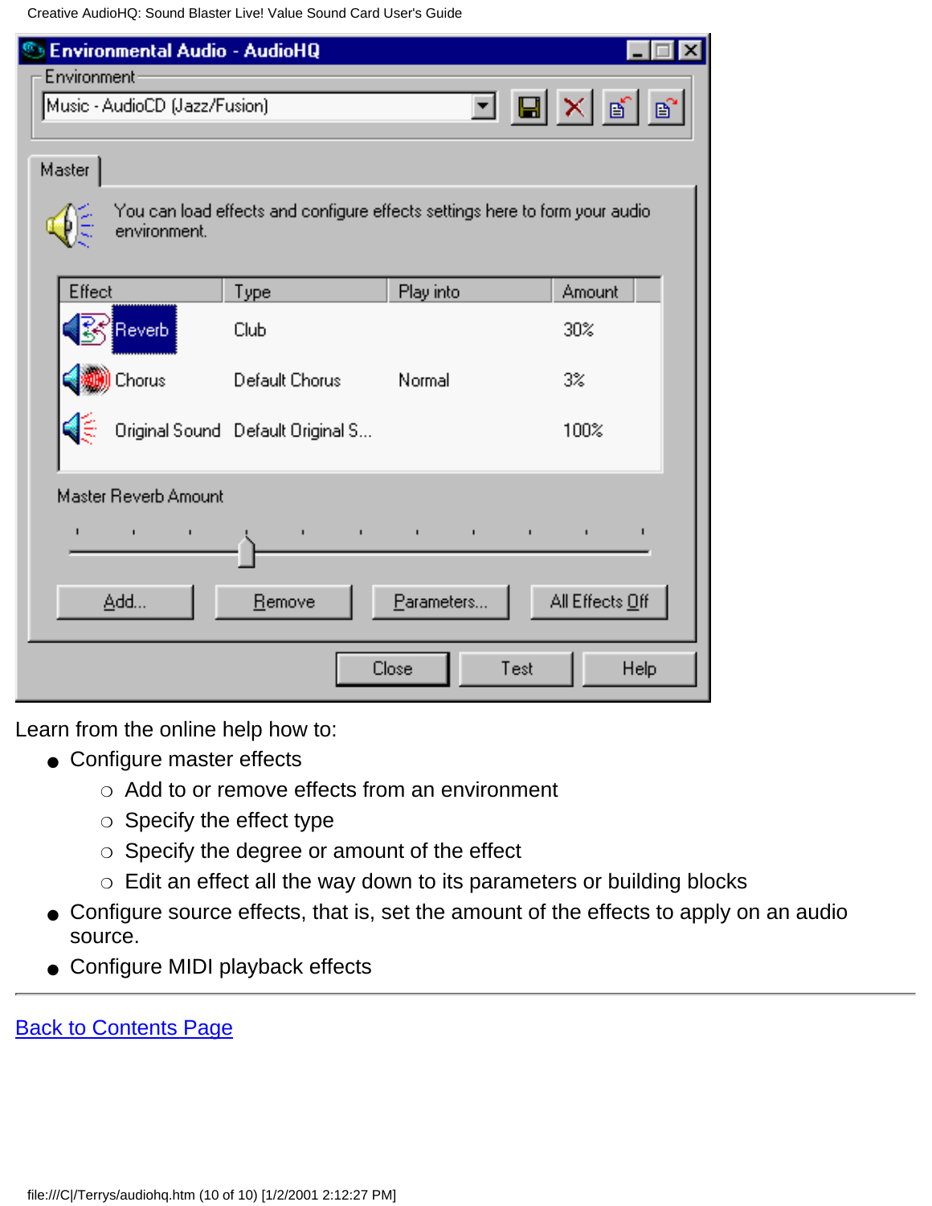Learn from the online help how to:

- Configure master effects
  - Add to or remove effects from an environment
  - Specify the effect type
  - Specify the degree or amount of the effect
  - Edit an effect all the way down to its parameters or building blocks
- Configure source effects, that is, set the amount of the effects to apply on an audio source.
- Configure MIDI playback effects

---

Back to Contents Page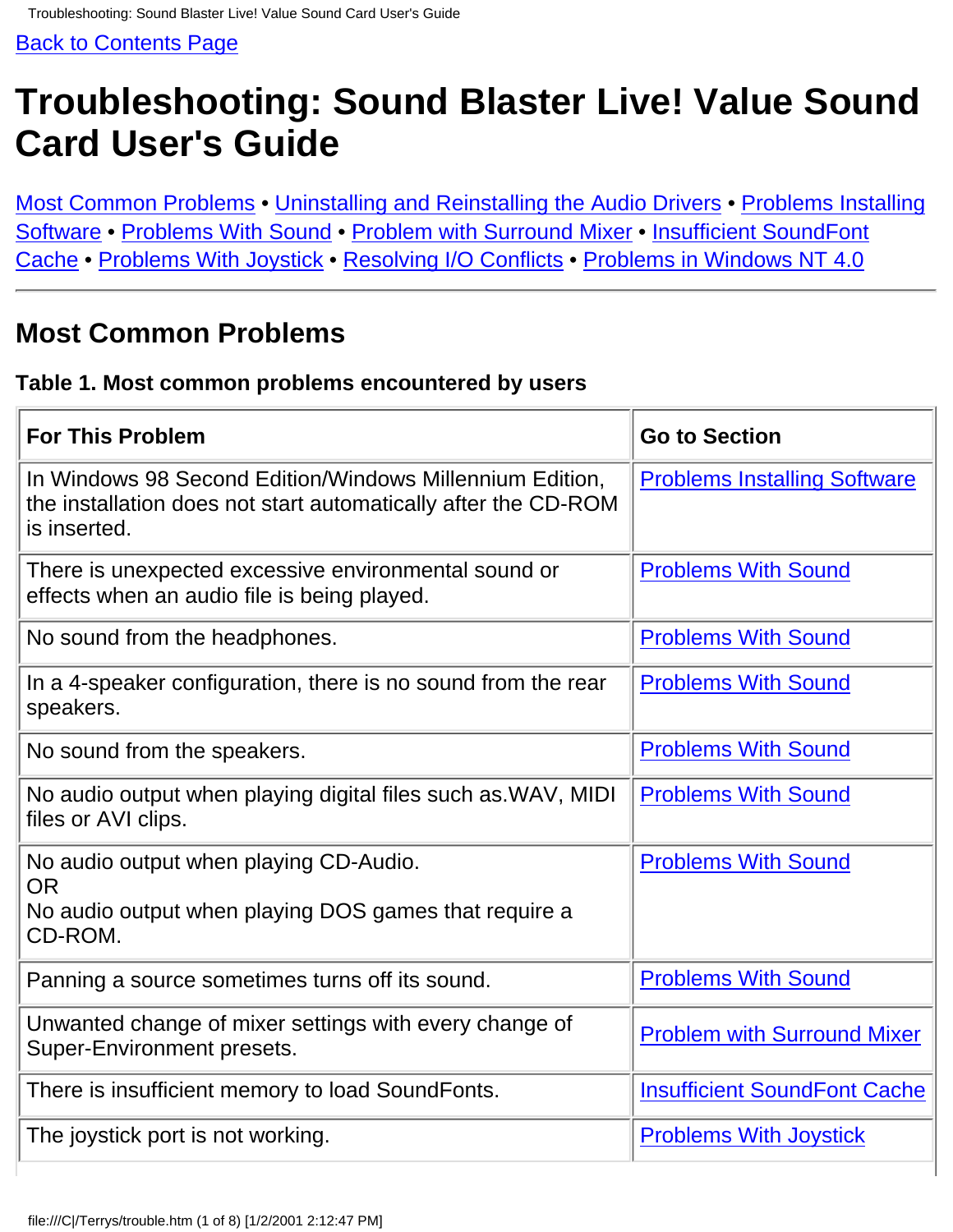Back to Contents Page

# Troubleshooting: Sound Blaster Live! Value Sound Card User's Guide

Most Common Problems • Uninstalling and Reinstalling the Audio Drivers • Problems Installing Software • Problems With Sound • Problem with Surround Mixer • Insufficient SoundFont Cache • Problems With Joystick • Resolving I/O Conflicts • Problems in Windows NT 4.0

---

## Most Common Problems

**Table 1. Most common problems encountered by users**

| For This Problem | Go to Section |
| --- | --- |
| In Windows 98 Second Edition/Windows Millennium Edition, the installation does not start automatically after the CD-ROM is inserted. | Problems Installing Software |
| There is unexpected excessive environmental sound or effects when an audio file is being played. | Problems With Sound |
| No sound from the headphones. | Problems With Sound |
| In a 4-speaker configuration, there is no sound from the rear speakers. | Problems With Sound |
| No sound from the speakers. | Problems With Sound |
| No audio output when playing digital files such as.WAV, MIDI files or AVI clips. | Problems With Sound |
| No audio output when playing CD-Audio.<br>OR<br>No audio output when playing DOS games that require a CD-ROM. | Problems With Sound |
| Panning a source sometimes turns off its sound. | Problems With Sound |
| Unwanted change of mixer settings with every change of Super-Environment presets. | Problem with Surround Mixer |
| There is insufficient memory to load SoundFonts. | Insufficient SoundFont Cache |
| The joystick port is not working. | Problems With Joystick |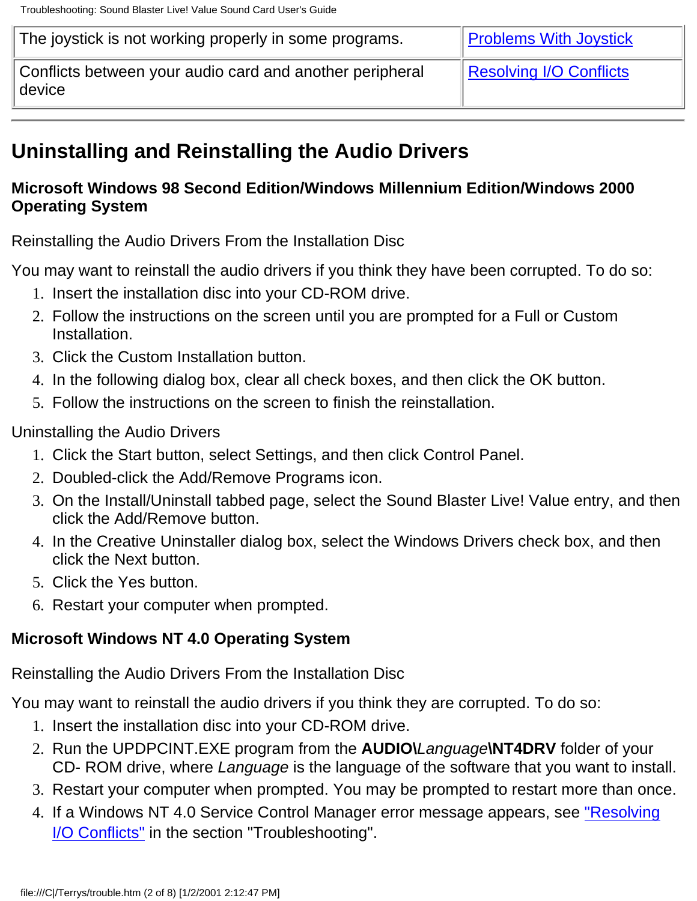| The joystick is not working properly in some programs. | Problems With Joystick |
|---|---|
| Conflicts between your audio card and another peripheral device | Resolving I/O Conflicts |

---

## Uninstalling and Reinstalling the Audio Drivers

### Microsoft Windows 98 Second Edition/Windows Millennium Edition/Windows 2000 Operating System

Reinstalling the Audio Drivers From the Installation Disc

You may want to reinstall the audio drivers if you think they have been corrupted. To do so:

1. Insert the installation disc into your CD-ROM drive.
2. Follow the instructions on the screen until you are prompted for a Full or Custom Installation.
3. Click the Custom Installation button.
4. In the following dialog box, clear all check boxes, and then click the OK button.
5. Follow the instructions on the screen to finish the reinstallation.

Uninstalling the Audio Drivers

1. Click the Start button, select Settings, and then click Control Panel.
2. Doubled-click the Add/Remove Programs icon.
3. On the Install/Uninstall tabbed page, select the Sound Blaster Live! Value entry, and then click the Add/Remove button.
4. In the Creative Uninstaller dialog box, select the Windows Drivers check box, and then click the Next button.
5. Click the Yes button.
6. Restart your computer when prompted.

### Microsoft Windows NT 4.0 Operating System

Reinstalling the Audio Drivers From the Installation Disc

You may want to reinstall the audio drivers if you think they are corrupted. To do so:

1. Insert the installation disc into your CD-ROM drive.
2. Run the UPDPCINT.EXE program from the **AUDIO\\**_Language_**\NT4DRV** folder of your CD- ROM drive, where _Language_ is the language of the software that you want to install.
3. Restart your computer when prompted. You may be prompted to restart more than once.
4. If a Windows NT 4.0 Service Control Manager error message appears, see "Resolving I/O Conflicts" in the section "Troubleshooting".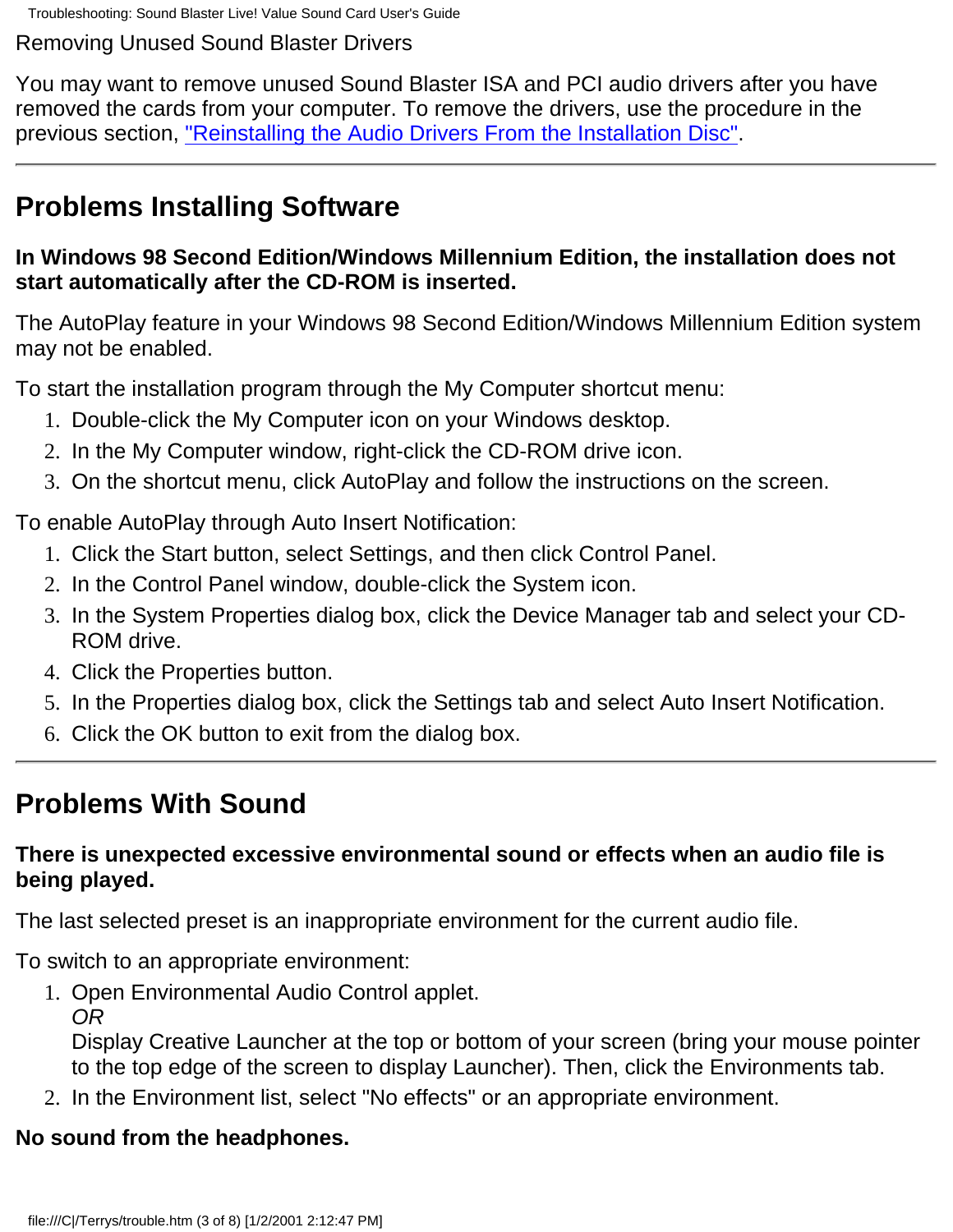Removing Unused Sound Blaster Drivers

You may want to remove unused Sound Blaster ISA and PCI audio drivers after you have removed the cards from your computer. To remove the drivers, use the procedure in the previous section, "Reinstalling the Audio Drivers From the Installation Disc".

---

## Problems Installing Software

**In Windows 98 Second Edition/Windows Millennium Edition, the installation does not start automatically after the CD-ROM is inserted.**

The AutoPlay feature in your Windows 98 Second Edition/Windows Millennium Edition system may not be enabled.

To start the installation program through the My Computer shortcut menu:

1. Double-click the My Computer icon on your Windows desktop.
2. In the My Computer window, right-click the CD-ROM drive icon.
3. On the shortcut menu, click AutoPlay and follow the instructions on the screen.

To enable AutoPlay through Auto Insert Notification:

1. Click the Start button, select Settings, and then click Control Panel.
2. In the Control Panel window, double-click the System icon.
3. In the System Properties dialog box, click the Device Manager tab and select your CD-ROM drive.
4. Click the Properties button.
5. In the Properties dialog box, click the Settings tab and select Auto Insert Notification.
6. Click the OK button to exit from the dialog box.

---

## Problems With Sound

**There is unexpected excessive environmental sound or effects when an audio file is being played.**

The last selected preset is an inappropriate environment for the current audio file.

To switch to an appropriate environment:

1. Open Environmental Audio Control applet.
   *OR*
   Display Creative Launcher at the top or bottom of your screen (bring your mouse pointer to the top edge of the screen to display Launcher). Then, click the Environments tab.
2. In the Environment list, select "No effects" or an appropriate environment.

**No sound from the headphones.**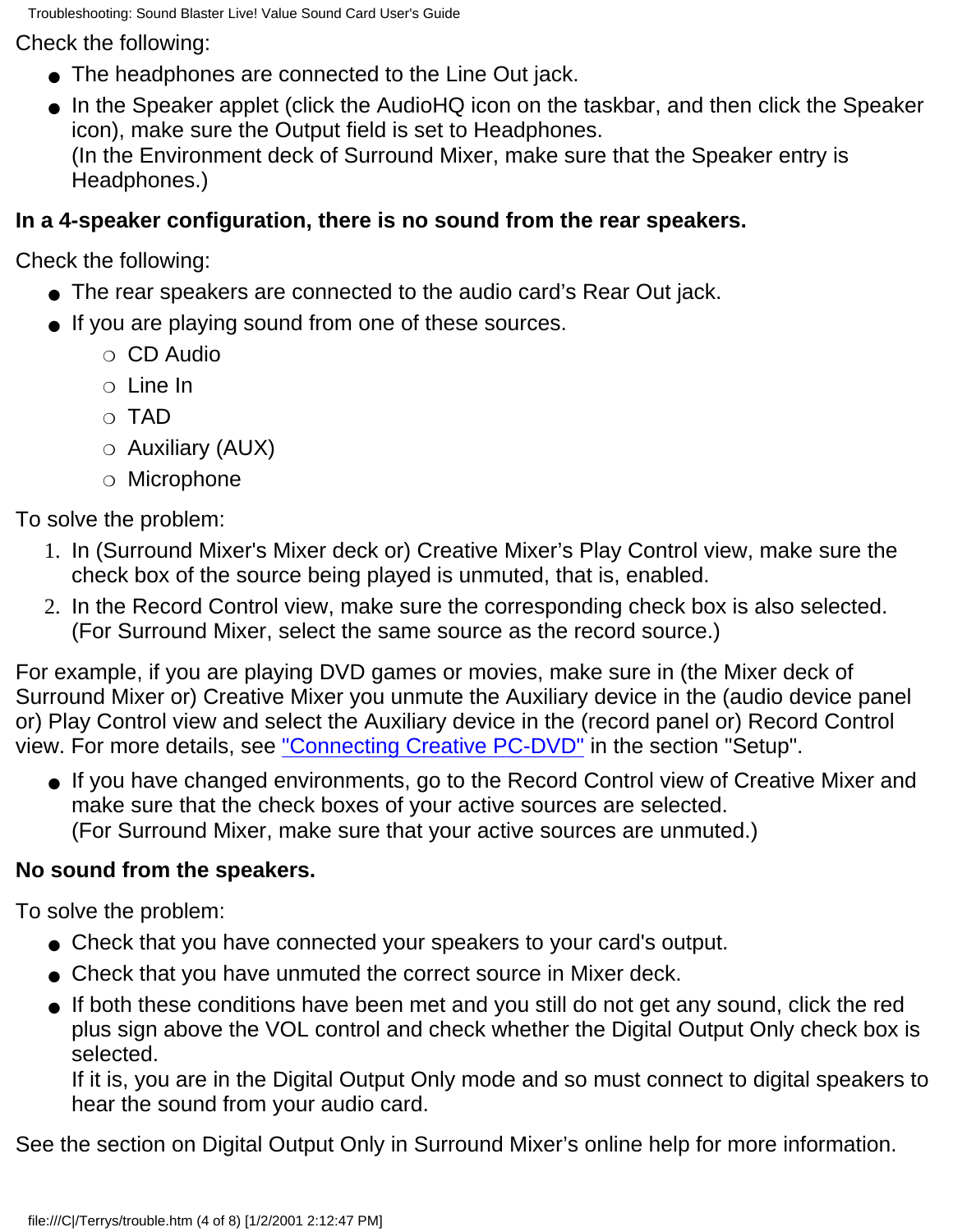Check the following:

- The headphones are connected to the Line Out jack.
- In the Speaker applet (click the AudioHQ icon on the taskbar, and then click the Speaker icon), make sure the Output field is set to Headphones.
  (In the Environment deck of Surround Mixer, make sure that the Speaker entry is Headphones.)

**In a 4-speaker configuration, there is no sound from the rear speakers.**

Check the following:

- The rear speakers are connected to the audio card's Rear Out jack.
- If you are playing sound from one of these sources.
  - CD Audio
  - Line In
  - TAD
  - Auxiliary (AUX)
  - Microphone

To solve the problem:

1. In (Surround Mixer's Mixer deck or) Creative Mixer's Play Control view, make sure the check box of the source being played is unmuted, that is, enabled.
2. In the Record Control view, make sure the corresponding check box is also selected. (For Surround Mixer, select the same source as the record source.)

For example, if you are playing DVD games or movies, make sure in (the Mixer deck of Surround Mixer or) Creative Mixer you unmute the Auxiliary device in the (audio device panel or) Play Control view and select the Auxiliary device in the (record panel or) Record Control view. For more details, see "Connecting Creative PC-DVD" in the section "Setup".

- If you have changed environments, go to the Record Control view of Creative Mixer and make sure that the check boxes of your active sources are selected.
  (For Surround Mixer, make sure that your active sources are unmuted.)

**No sound from the speakers.**

To solve the problem:

- Check that you have connected your speakers to your card's output.
- Check that you have unmuted the correct source in Mixer deck.
- If both these conditions have been met and you still do not get any sound, click the red plus sign above the VOL control and check whether the Digital Output Only check box is selected.
  If it is, you are in the Digital Output Only mode and so must connect to digital speakers to hear the sound from your audio card.

See the section on Digital Output Only in Surround Mixer's online help for more information.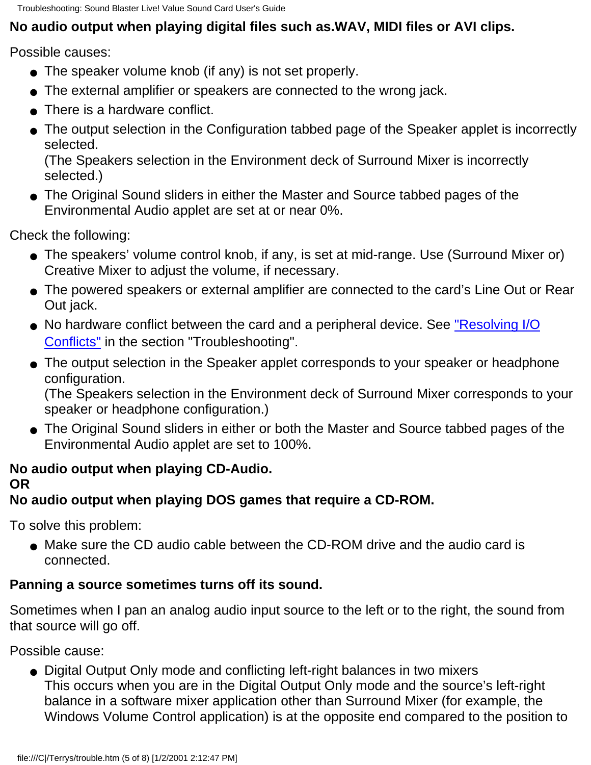**No audio output when playing digital files such as.WAV, MIDI files or AVI clips.**

Possible causes:

- The speaker volume knob (if any) is not set properly.
- The external amplifier or speakers are connected to the wrong jack.
- There is a hardware conflict.
- The output selection in the Configuration tabbed page of the Speaker applet is incorrectly selected.
  (The Speakers selection in the Environment deck of Surround Mixer is incorrectly selected.)
- The Original Sound sliders in either the Master and Source tabbed pages of the Environmental Audio applet are set at or near 0%.

Check the following:

- The speakers' volume control knob, if any, is set at mid-range. Use (Surround Mixer or) Creative Mixer to adjust the volume, if necessary.
- The powered speakers or external amplifier are connected to the card's Line Out or Rear Out jack.
- No hardware conflict between the card and a peripheral device. See "Resolving I/O Conflicts" in the section "Troubleshooting".
- The output selection in the Speaker applet corresponds to your speaker or headphone configuration.
  (The Speakers selection in the Environment deck of Surround Mixer corresponds to your speaker or headphone configuration.)
- The Original Sound sliders in either or both the Master and Source tabbed pages of the Environmental Audio applet are set to 100%.

**No audio output when playing CD-Audio.**
**OR**
**No audio output when playing DOS games that require a CD-ROM.**

To solve this problem:

- Make sure the CD audio cable between the CD-ROM drive and the audio card is connected.

**Panning a source sometimes turns off its sound.**

Sometimes when I pan an analog audio input source to the left or to the right, the sound from that source will go off.

Possible cause:

- Digital Output Only mode and conflicting left-right balances in two mixers
  This occurs when you are in the Digital Output Only mode and the source's left-right balance in a software mixer application other than Surround Mixer (for example, the Windows Volume Control application) is at the opposite end compared to the position to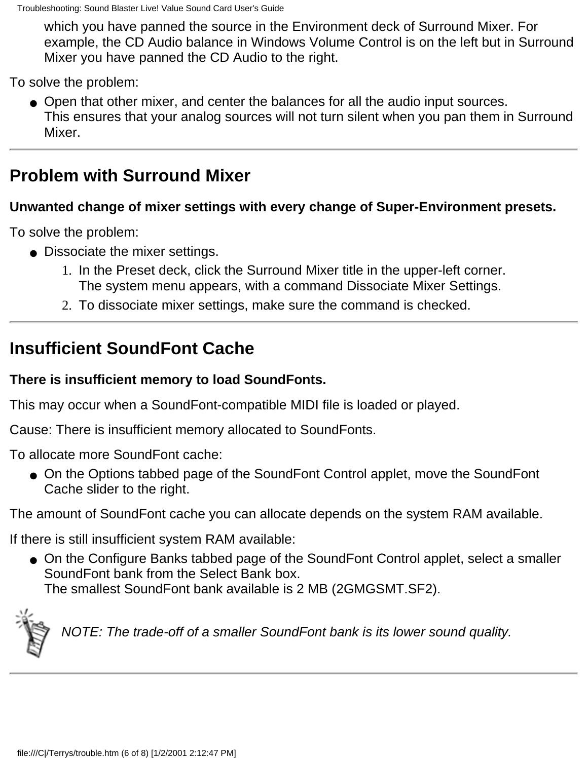which you have panned the source in the Environment deck of Surround Mixer. For example, the CD Audio balance in Windows Volume Control is on the left but in Surround Mixer you have panned the CD Audio to the right.

To solve the problem:

- Open that other mixer, and center the balances for all the audio input sources.
  This ensures that your analog sources will not turn silent when you pan them in Surround Mixer.

---

## Problem with Surround Mixer

**Unwanted change of mixer settings with every change of Super-Environment presets.**

To solve the problem:

- Dissociate the mixer settings.
  1. In the Preset deck, click the Surround Mixer title in the upper-left corner.
     The system menu appears, with a command Dissociate Mixer Settings.
  2. To dissociate mixer settings, make sure the command is checked.

---

## Insufficient SoundFont Cache

**There is insufficient memory to load SoundFonts.**

This may occur when a SoundFont-compatible MIDI file is loaded or played.

Cause: There is insufficient memory allocated to SoundFonts.

To allocate more SoundFont cache:

- On the Options tabbed page of the SoundFont Control applet, move the SoundFont Cache slider to the right.

The amount of SoundFont cache you can allocate depends on the system RAM available.

If there is still insufficient system RAM available:

- On the Configure Banks tabbed page of the SoundFont Control applet, select a smaller SoundFont bank from the Select Bank box.
  The smallest SoundFont bank available is 2 MB (2GMGSMT.SF2).

*NOTE: The trade-off of a smaller SoundFont bank is its lower sound quality.*

---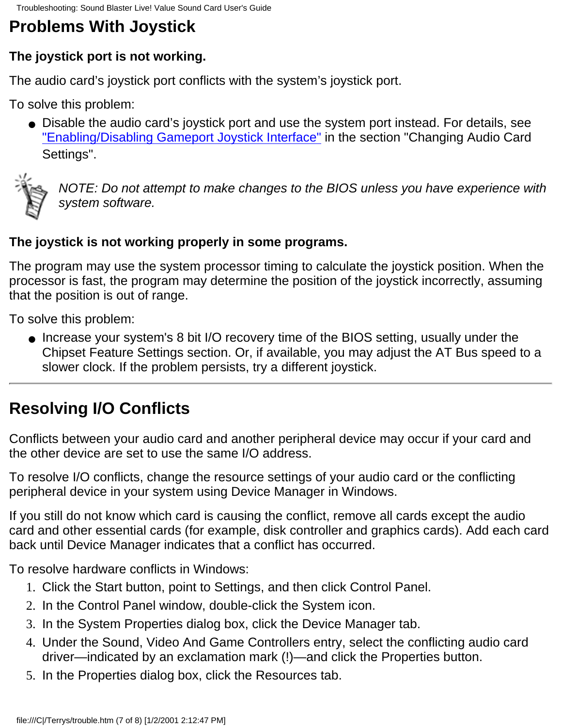## Problems With Joystick

**The joystick port is not working.**

The audio card's joystick port conflicts with the system's joystick port.

To solve this problem:

- Disable the audio card's joystick port and use the system port instead. For details, see "Enabling/Disabling Gameport Joystick Interface" in the section "Changing Audio Card Settings".

*NOTE: Do not attempt to make changes to the BIOS unless you have experience with system software.*

**The joystick is not working properly in some programs.**

The program may use the system processor timing to calculate the joystick position. When the processor is fast, the program may determine the position of the joystick incorrectly, assuming that the position is out of range.

To solve this problem:

- Increase your system's 8 bit I/O recovery time of the BIOS setting, usually under the Chipset Feature Settings section. Or, if available, you may adjust the AT Bus speed to a slower clock. If the problem persists, try a different joystick.

---

## Resolving I/O Conflicts

Conflicts between your audio card and another peripheral device may occur if your card and the other device are set to use the same I/O address.

To resolve I/O conflicts, change the resource settings of your audio card or the conflicting peripheral device in your system using Device Manager in Windows.

If you still do not know which card is causing the conflict, remove all cards except the audio card and other essential cards (for example, disk controller and graphics cards). Add each card back until Device Manager indicates that a conflict has occurred.

To resolve hardware conflicts in Windows:

1. Click the Start button, point to Settings, and then click Control Panel.
2. In the Control Panel window, double-click the System icon.
3. In the System Properties dialog box, click the Device Manager tab.
4. Under the Sound, Video And Game Controllers entry, select the conflicting audio card driver—indicated by an exclamation mark (!)—and click the Properties button.
5. In the Properties dialog box, click the Resources tab.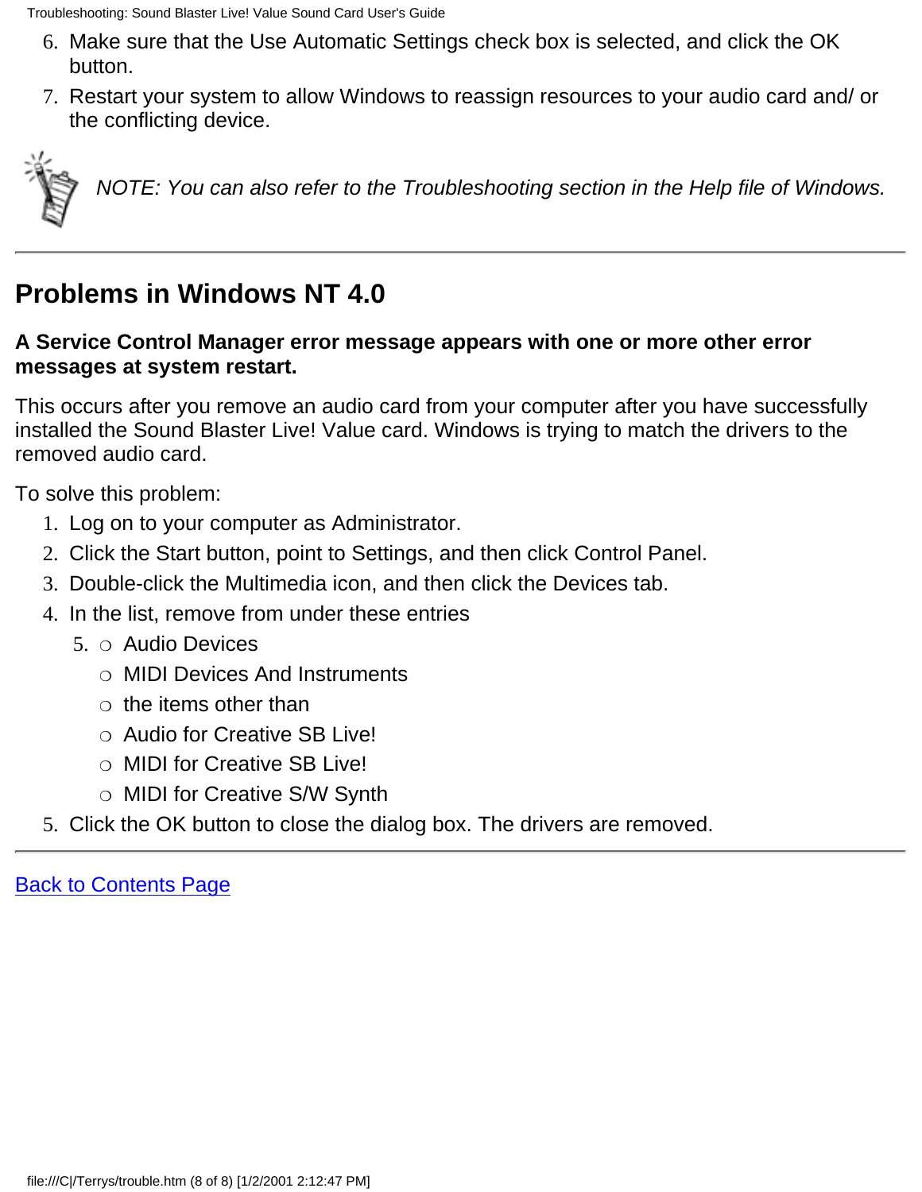6. Make sure that the Use Automatic Settings check box is selected, and click the OK button.
7. Restart your system to allow Windows to reassign resources to your audio card and/ or the conflicting device.

*NOTE: You can also refer to the Troubleshooting section in the Help file of Windows.*

---

## Problems in Windows NT 4.0

**A Service Control Manager error message appears with one or more other error messages at system restart.**

This occurs after you remove an audio card from your computer after you have successfully installed the Sound Blaster Live! Value card. Windows is trying to match the drivers to the removed audio card.

To solve this problem:

1. Log on to your computer as Administrator.
2. Click the Start button, point to Settings, and then click Control Panel.
3. Double-click the Multimedia icon, and then click the Devices tab.
4. In the list, remove from under these entries
5. 
    - Audio Devices
    - MIDI Devices And Instruments
    - the items other than
    - Audio for Creative SB Live!
    - MIDI for Creative SB Live!
    - MIDI for Creative S/W Synth
5. Click the OK button to close the dialog box. The drivers are removed.

---

Back to Contents Page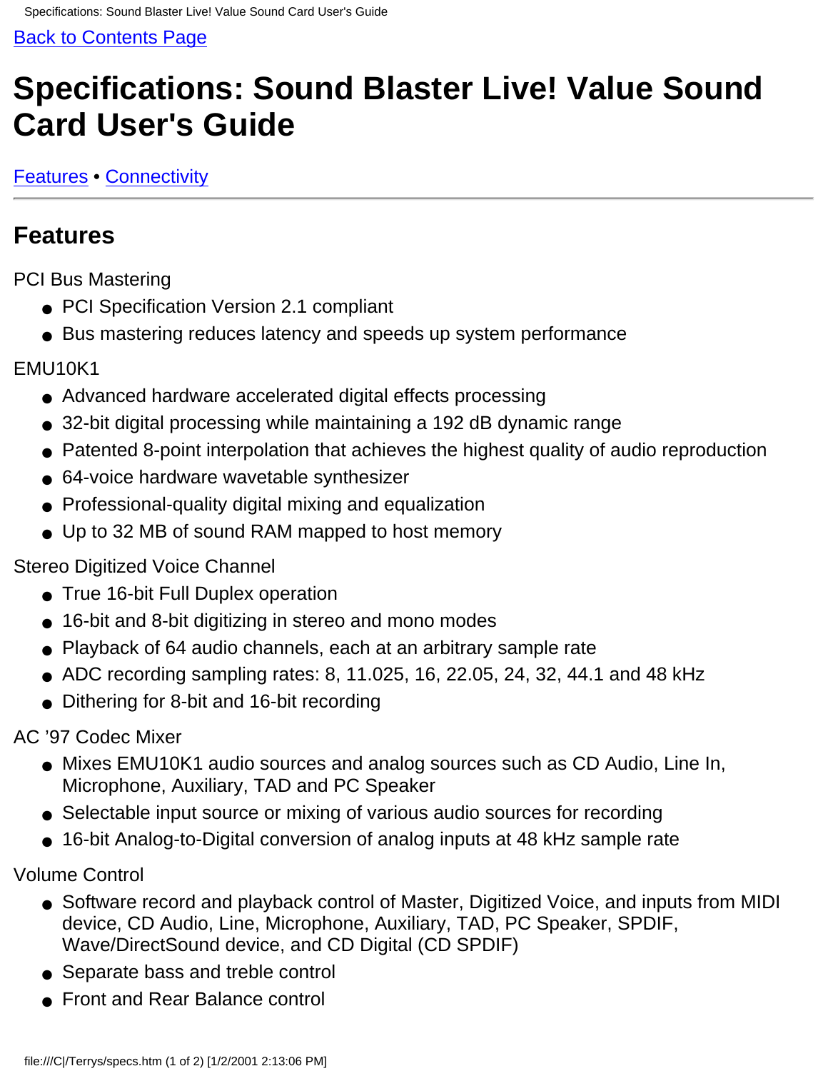[Back to Contents Page](#)

# Specifications: Sound Blaster Live! Value Sound Card User's Guide

[Features](#) • [Connectivity](#)

---

## Features

PCI Bus Mastering

- PCI Specification Version 2.1 compliant
- Bus mastering reduces latency and speeds up system performance

EMU10K1

- Advanced hardware accelerated digital effects processing
- 32-bit digital processing while maintaining a 192 dB dynamic range
- Patented 8-point interpolation that achieves the highest quality of audio reproduction
- 64-voice hardware wavetable synthesizer
- Professional-quality digital mixing and equalization
- Up to 32 MB of sound RAM mapped to host memory

Stereo Digitized Voice Channel

- True 16-bit Full Duplex operation
- 16-bit and 8-bit digitizing in stereo and mono modes
- Playback of 64 audio channels, each at an arbitrary sample rate
- ADC recording sampling rates: 8, 11.025, 16, 22.05, 24, 32, 44.1 and 48 kHz
- Dithering for 8-bit and 16-bit recording

AC ’97 Codec Mixer

- Mixes EMU10K1 audio sources and analog sources such as CD Audio, Line In, Microphone, Auxiliary, TAD and PC Speaker
- Selectable input source or mixing of various audio sources for recording
- 16-bit Analog-to-Digital conversion of analog inputs at 48 kHz sample rate

Volume Control

- Software record and playback control of Master, Digitized Voice, and inputs from MIDI device, CD Audio, Line, Microphone, Auxiliary, TAD, PC Speaker, SPDIF, Wave/DirectSound device, and CD Digital (CD SPDIF)
- Separate bass and treble control
- Front and Rear Balance control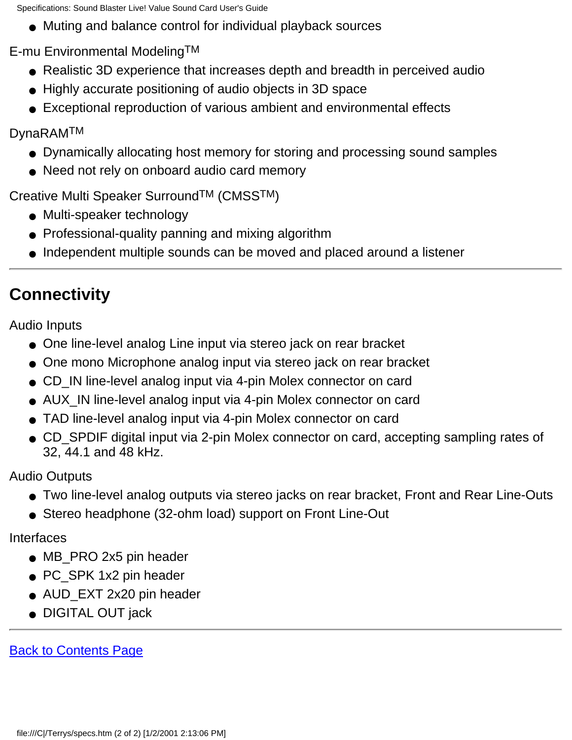- Muting and balance control for individual playback sources

E-mu Environmental Modeling™

- Realistic 3D experience that increases depth and breadth in perceived audio
- Highly accurate positioning of audio objects in 3D space
- Exceptional reproduction of various ambient and environmental effects

DynaRAM™

- Dynamically allocating host memory for storing and processing sound samples
- Need not rely on onboard audio card memory

Creative Multi Speaker Surround™ (CMSS™)

- Multi-speaker technology
- Professional-quality panning and mixing algorithm
- Independent multiple sounds can be moved and placed around a listener

---

## Connectivity

Audio Inputs

- One line-level analog Line input via stereo jack on rear bracket
- One mono Microphone analog input via stereo jack on rear bracket
- CD_IN line-level analog input via 4-pin Molex connector on card
- AUX_IN line-level analog input via 4-pin Molex connector on card
- TAD line-level analog input via 4-pin Molex connector on card
- CD_SPDIF digital input via 2-pin Molex connector on card, accepting sampling rates of 32, 44.1 and 48 kHz.

Audio Outputs

- Two line-level analog outputs via stereo jacks on rear bracket, Front and Rear Line-Outs
- Stereo headphone (32-ohm load) support on Front Line-Out

Interfaces

- MB_PRO 2x5 pin header
- PC_SPK 1x2 pin header
- AUD_EXT 2x20 pin header
- DIGITAL OUT jack

---

Back to Contents Page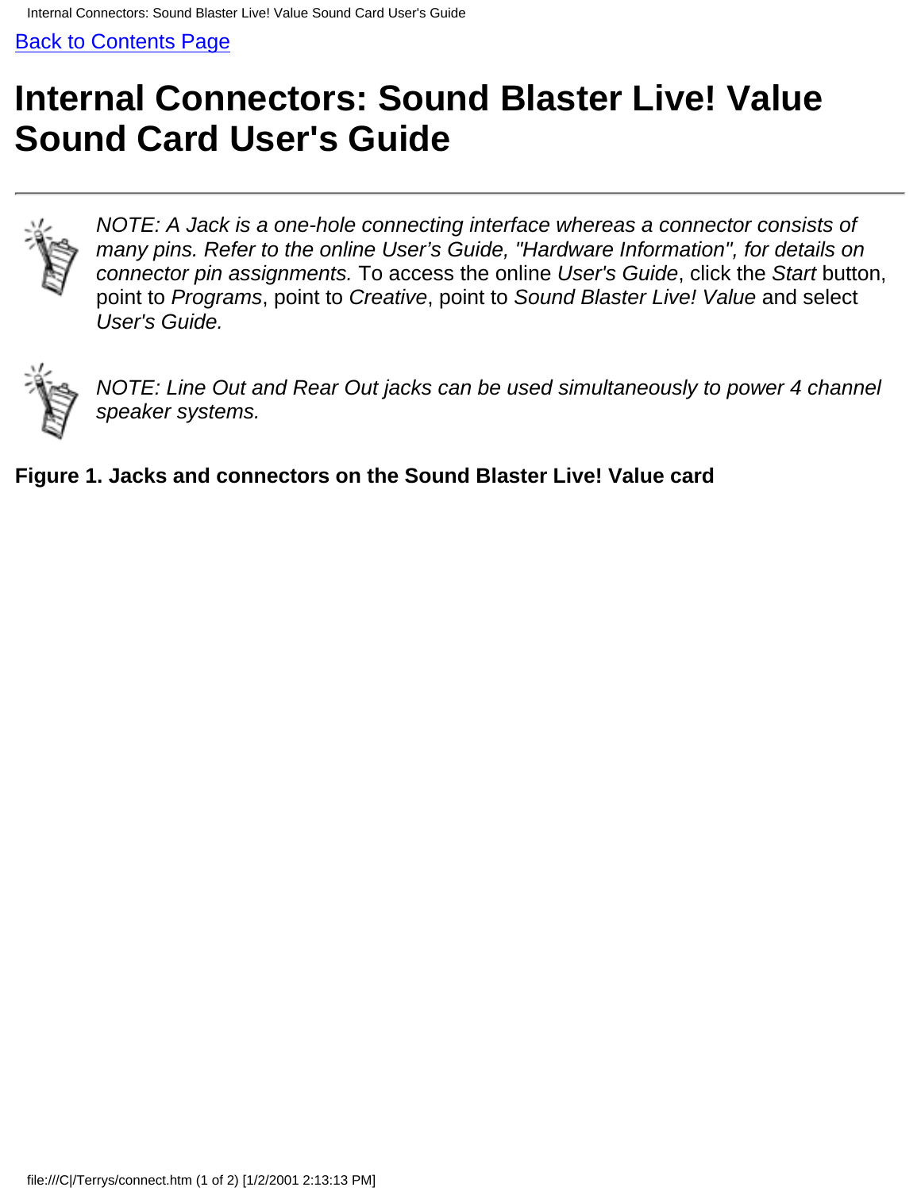[Back to Contents Page](#)

# Internal Connectors: Sound Blaster Live! Value Sound Card User's Guide

---

*NOTE: A Jack is a one-hole connecting interface whereas a connector consists of many pins. Refer to the online User's Guide, "Hardware Information", for details on connector pin assignments.* To access the online *User's Guide*, click the *Start* button, point to *Programs*, point to *Creative*, point to *Sound Blaster Live! Value* and select *User's Guide.*

*NOTE: Line Out and Rear Out jacks can be used simultaneously to power 4 channel speaker systems.*

**Figure 1. Jacks and connectors on the Sound Blaster Live! Value card**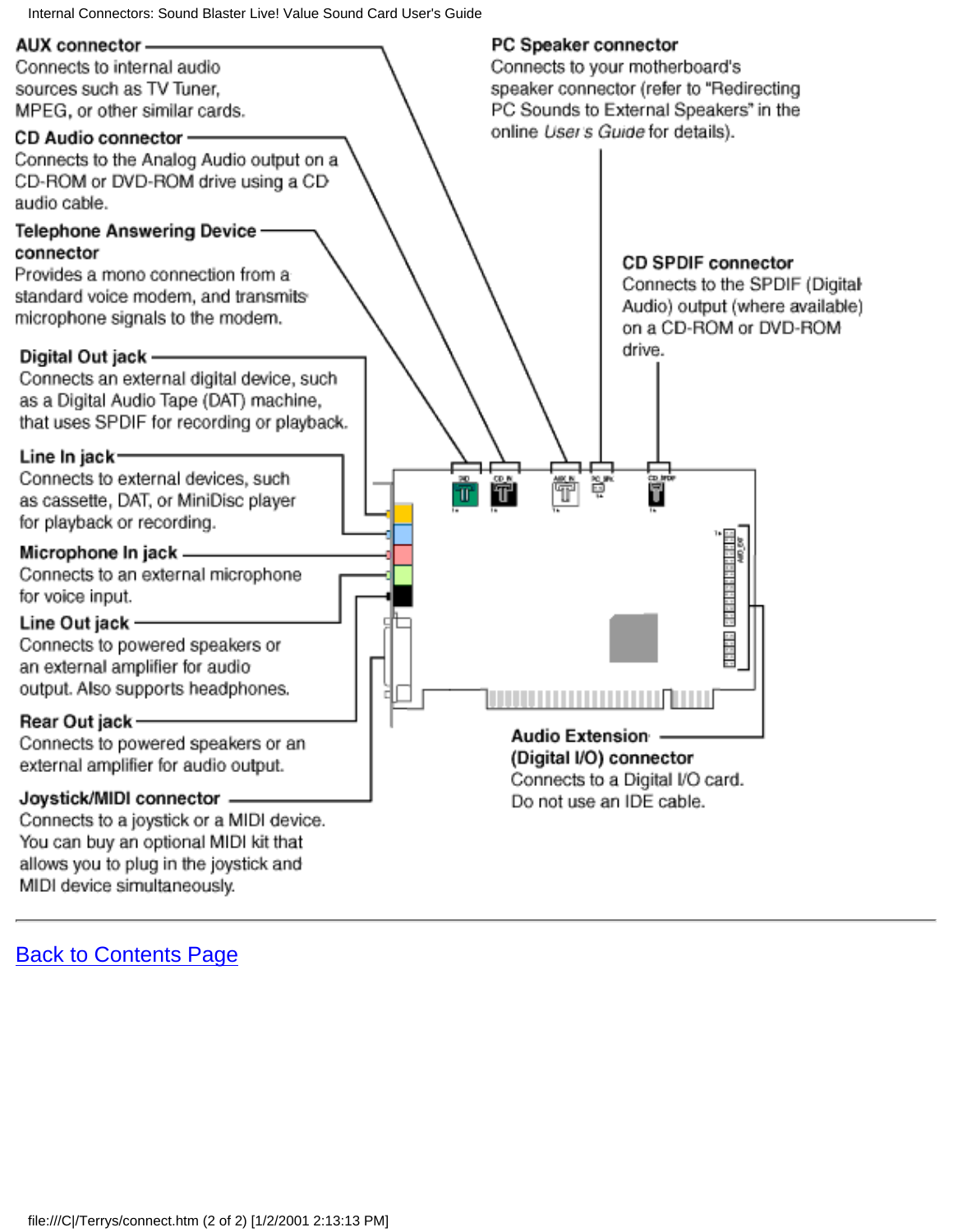**AUX connector**
Connects to internal audio sources such as TV Tuner, MPEG, or other similar cards.

**CD Audio connector**
Connects to the Analog Audio output on a CD-ROM or DVD-ROM drive using a CD audio cable.

**Telephone Answering Device connector**
Provides a mono connection from a standard voice modem, and transmits microphone signals to the modem.

**Digital Out jack**
Connects an external digital device, such as a Digital Audio Tape (DAT) machine, that uses SPDIF for recording or playback.

**Line In jack**
Connects to external devices, such as cassette, DAT, or MiniDisc player for playback or recording.

**Microphone In jack**
Connects to an external microphone for voice input.

**Line Out jack**
Connects to powered speakers or an external amplifier for audio output. Also supports headphones.

**Rear Out jack**
Connects to powered speakers or an external amplifier for audio output.

**Joystick/MIDI connector**
Connects to a joystick or a MIDI device. You can buy an optional MIDI kit that allows you to plug in the joystick and MIDI device simultaneously.

**PC Speaker connector**
Connects to your motherboard's speaker connector (refer to "Redirecting PC Sounds to External Speakers" in the online *User's Guide* for details).

**CD SPDIF connector**
Connects to the SPDIF (Digital Audio) output (where available) on a CD-ROM or DVD-ROM drive.

**Audio Extension (Digital I/O) connector**
Connects to a Digital I/O card. Do not use an IDE cable.

---

[Back to Contents Page]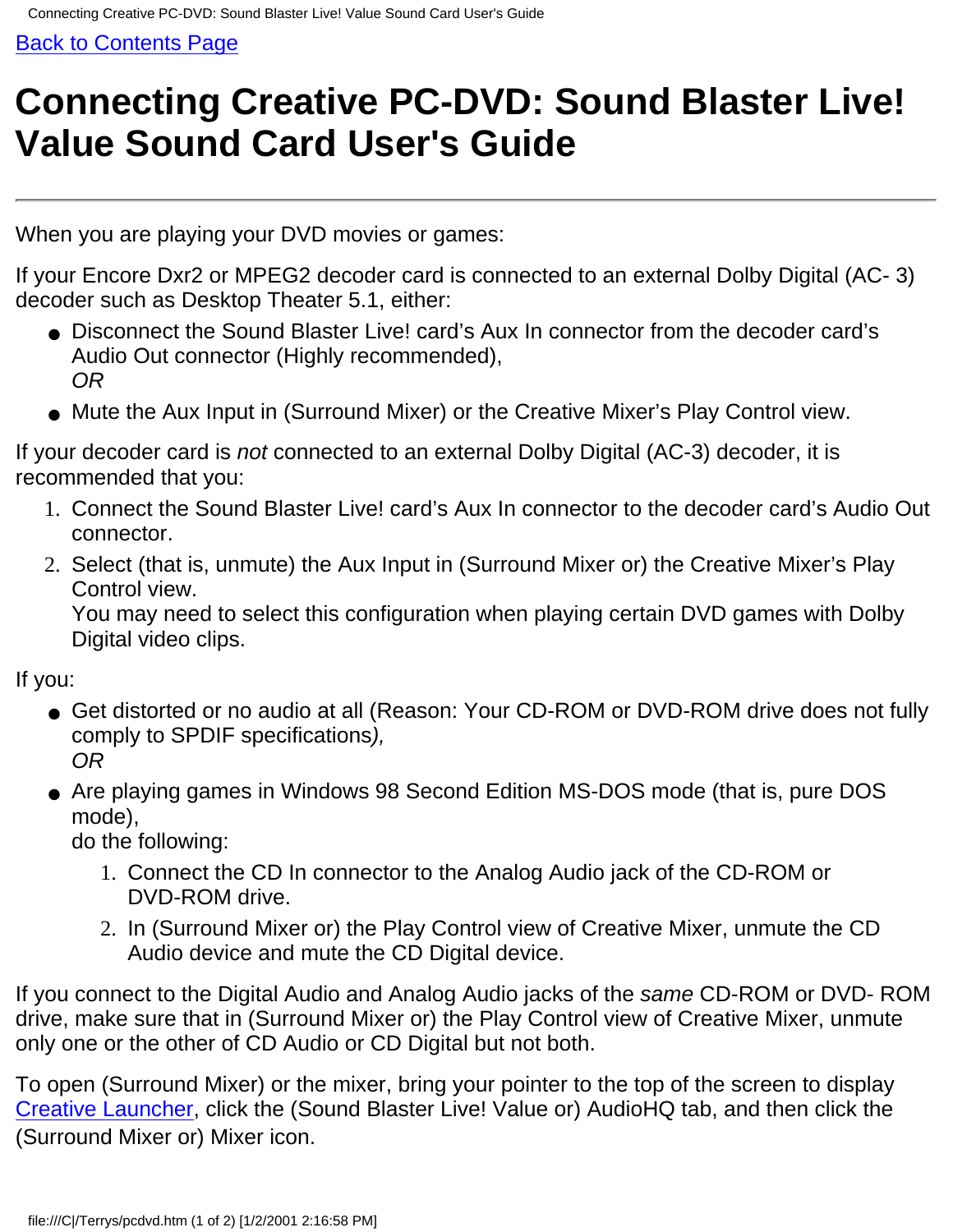[Back to Contents Page]

# Connecting Creative PC-DVD: Sound Blaster Live! Value Sound Card User's Guide

---

When you are playing your DVD movies or games:

If your Encore Dxr2 or MPEG2 decoder card is connected to an external Dolby Digital (AC- 3) decoder such as Desktop Theater 5.1, either:

- Disconnect the Sound Blaster Live! card's Aux In connector from the decoder card's Audio Out connector (Highly recommended),
  *OR*
- Mute the Aux Input in (Surround Mixer) or the Creative Mixer's Play Control view.

If your decoder card is *not* connected to an external Dolby Digital (AC-3) decoder, it is recommended that you:

1. Connect the Sound Blaster Live! card's Aux In connector to the decoder card's Audio Out connector.
2. Select (that is, unmute) the Aux Input in (Surround Mixer or) the Creative Mixer's Play Control view.
   You may need to select this configuration when playing certain DVD games with Dolby Digital video clips.

If you:

- Get distorted or no audio at all (Reason: Your CD-ROM or DVD-ROM drive does not fully comply to SPDIF specifications*),*
  *OR*
- Are playing games in Windows 98 Second Edition MS-DOS mode (that is, pure DOS mode),
  do the following:
  1. Connect the CD In connector to the Analog Audio jack of the CD-ROM or DVD-ROM drive.
  2. In (Surround Mixer or) the Play Control view of Creative Mixer, unmute the CD Audio device and mute the CD Digital device.

If you connect to the Digital Audio and Analog Audio jacks of the *same* CD-ROM or DVD- ROM drive, make sure that in (Surround Mixer or) the Play Control view of Creative Mixer, unmute only one or the other of CD Audio or CD Digital but not both.

To open (Surround Mixer) or the mixer, bring your pointer to the top of the screen to display [Creative Launcher], click the (Sound Blaster Live! Value or) AudioHQ tab, and then click the (Surround Mixer or) Mixer icon.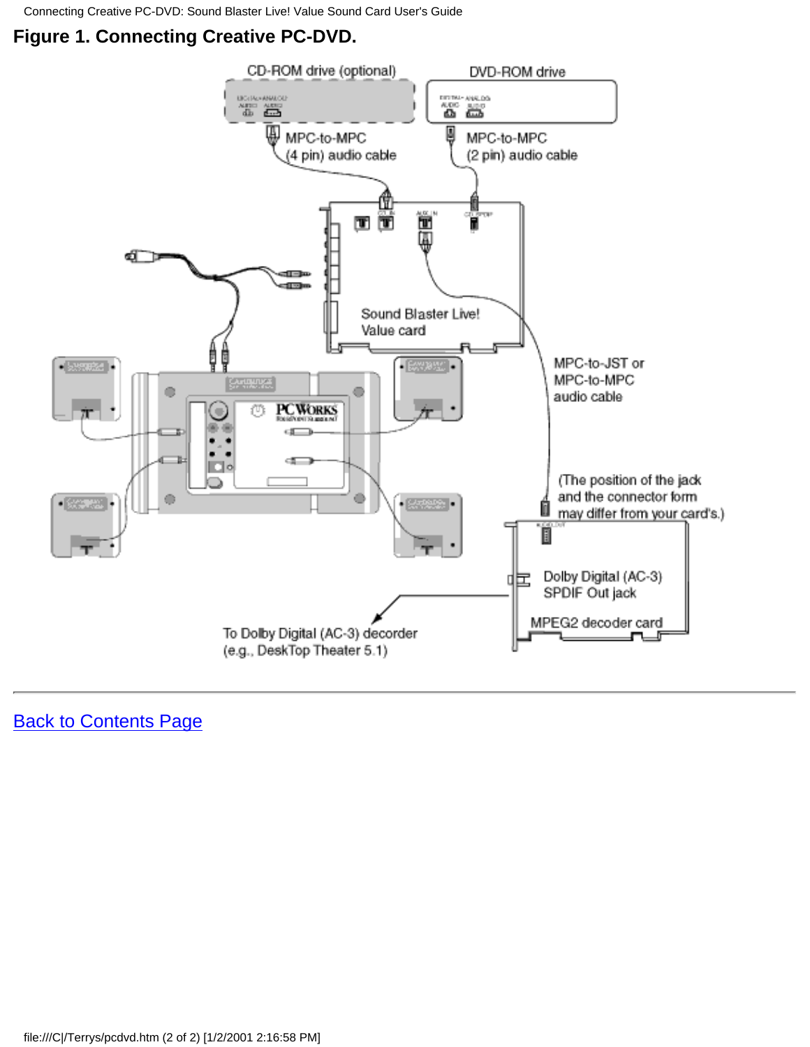## Figure 1. Connecting Creative PC-DVD.

CD-ROM drive (optional)

DVD-ROM drive

MPC-to-MPC (4 pin) audio cable

MPC-to-MPC (2 pin) audio cable

Sound Blaster Live! Value card

MPC-to-JST or MPC-to-MPC audio cable

(The position of the jack and the connector form may differ from your card's.)

Dolby Digital (AC-3) SPDIF Out jack

MPEG2 decoder card

To Dolby Digital (AC-3) decorder (e.g., DeskTop Theater 5.1)

---

[Back to Contents Page]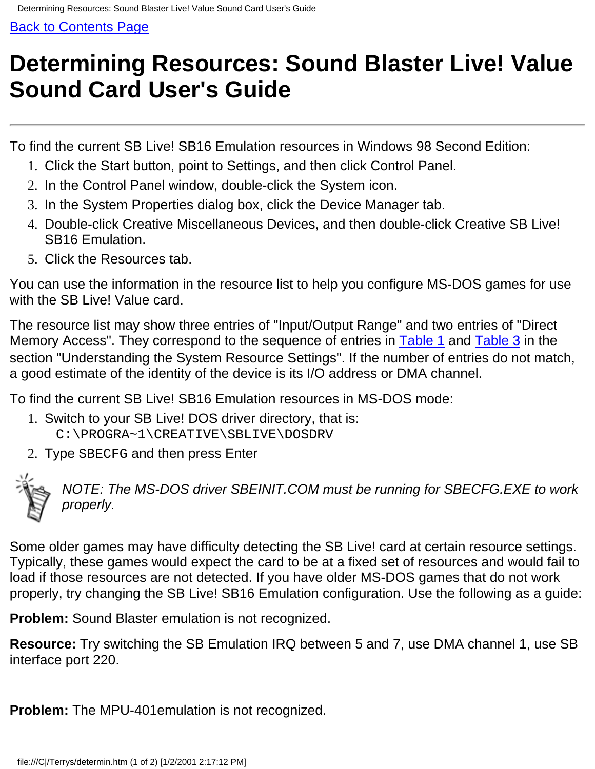Back to Contents Page

# Determining Resources: Sound Blaster Live! Value Sound Card User's Guide

---

To find the current SB Live! SB16 Emulation resources in Windows 98 Second Edition:

1. Click the Start button, point to Settings, and then click Control Panel.
2. In the Control Panel window, double-click the System icon.
3. In the System Properties dialog box, click the Device Manager tab.
4. Double-click Creative Miscellaneous Devices, and then double-click Creative SB Live! SB16 Emulation.
5. Click the Resources tab.

You can use the information in the resource list to help you configure MS-DOS games for use with the SB Live! Value card.

The resource list may show three entries of "Input/Output Range" and two entries of "Direct Memory Access". They correspond to the sequence of entries in Table 1 and Table 3 in the section "Understanding the System Resource Settings". If the number of entries do not match, a good estimate of the identity of the device is its I/O address or DMA channel.

To find the current SB Live! SB16 Emulation resources in MS-DOS mode:

1. Switch to your SB Live! DOS driver directory, that is:
   `C:\PROGRA~1\CREATIVE\SBLIVE\DOSDRV`
2. Type `SBECFG` and then press Enter

*NOTE: The MS-DOS driver SBEINIT.COM must be running for SBECFG.EXE to work properly.*

Some older games may have difficulty detecting the SB Live! card at certain resource settings. Typically, these games would expect the card to be at a fixed set of resources and would fail to load if those resources are not detected. If you have older MS-DOS games that do not work properly, try changing the SB Live! SB16 Emulation configuration. Use the following as a guide:

**Problem:** Sound Blaster emulation is not recognized.

**Resource:** Try switching the SB Emulation IRQ between 5 and 7, use DMA channel 1, use SB interface port 220.

**Problem:** The MPU-401emulation is not recognized.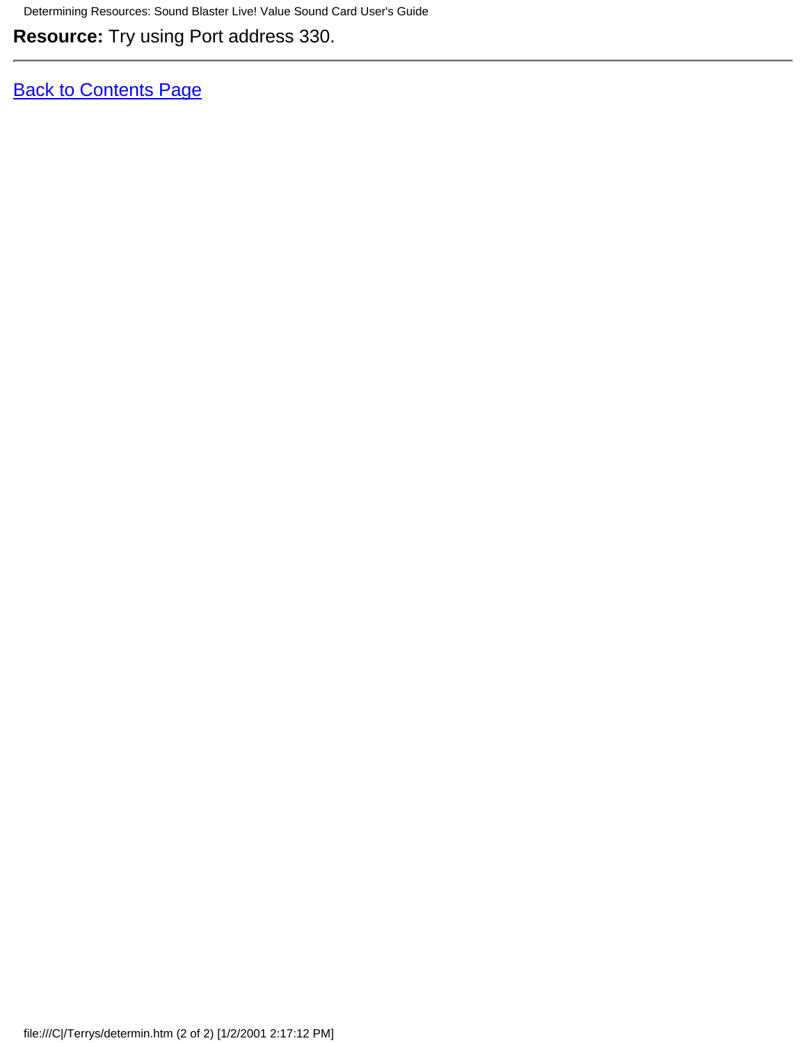**Resource:** Try using Port address 330.

---

Back to Contents Page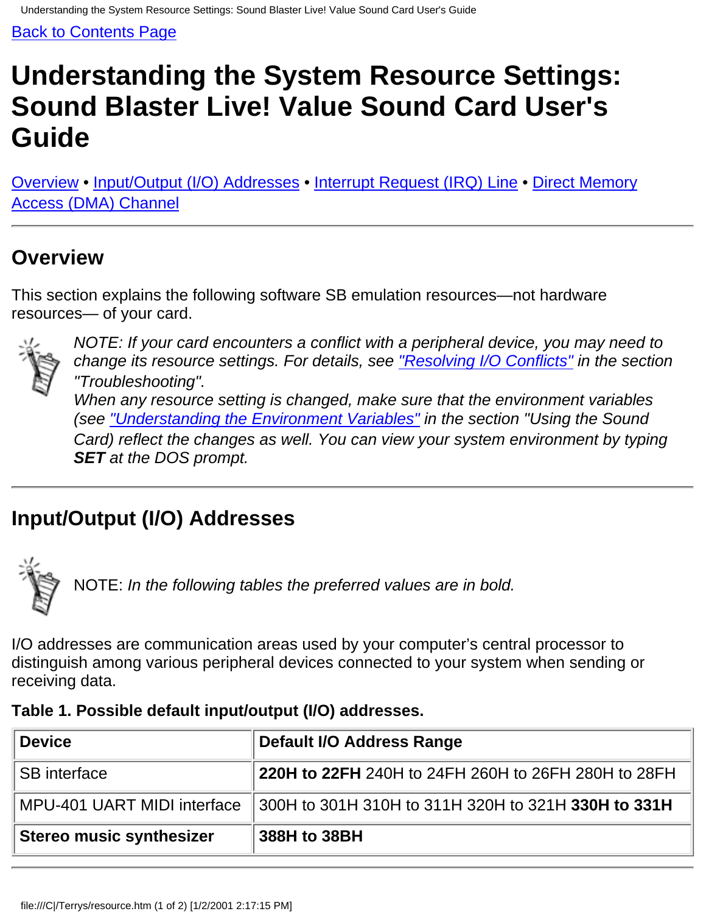Back to Contents Page

# Understanding the System Resource Settings: Sound Blaster Live! Value Sound Card User's Guide

Overview • Input/Output (I/O) Addresses • Interrupt Request (IRQ) Line • Direct Memory Access (DMA) Channel

## Overview

This section explains the following software SB emulation resources—not hardware resources— of your card.

*NOTE: If your card encounters a conflict with a peripheral device, you may need to change its resource settings. For details, see "Resolving I/O Conflicts" in the section "Troubleshooting".*
*When any resource setting is changed, make sure that the environment variables (see "Understanding the Environment Variables" in the section "Using the Sound Card) reflect the changes as well. You can view your system environment by typing **SET** at the DOS prompt.*

## Input/Output (I/O) Addresses

NOTE: *In the following tables the preferred values are in bold.*

I/O addresses are communication areas used by your computer's central processor to distinguish among various peripheral devices connected to your system when sending or receiving data.

**Table 1. Possible default input/output (I/O) addresses.**

| Device | Default I/O Address Range |
|---|---|
| SB interface | **220H to 22FH** 240H to 24FH 260H to 26FH 280H to 28FH |
| MPU-401 UART MIDI interface | 300H to 301H 310H to 311H 320H to 321H **330H to 331H** |
| **Stereo music synthesizer** | **388H to 38BH** |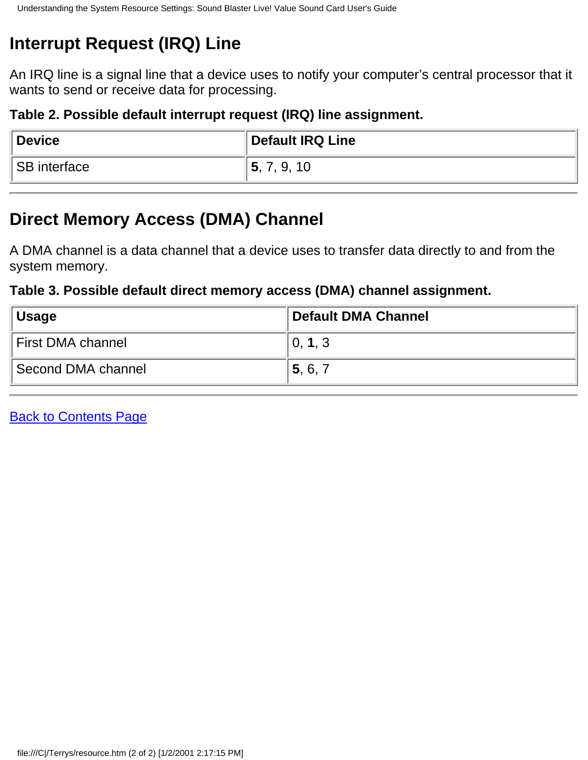## Interrupt Request (IRQ) Line

An IRQ line is a signal line that a device uses to notify your computer's central processor that it wants to send or receive data for processing.

**Table 2. Possible default interrupt request (IRQ) line assignment.**

| Device | Default IRQ Line |
|---|---|
| SB interface | **5**, 7, 9, 10 |

---

## Direct Memory Access (DMA) Channel

A DMA channel is a data channel that a device uses to transfer data directly to and from the system memory.

**Table 3. Possible default direct memory access (DMA) channel assignment.**

| Usage | Default DMA Channel |
|---|---|
| First DMA channel | 0, **1**, 3 |
| Second DMA channel | **5**, 6, 7 |

---

Back to Contents Page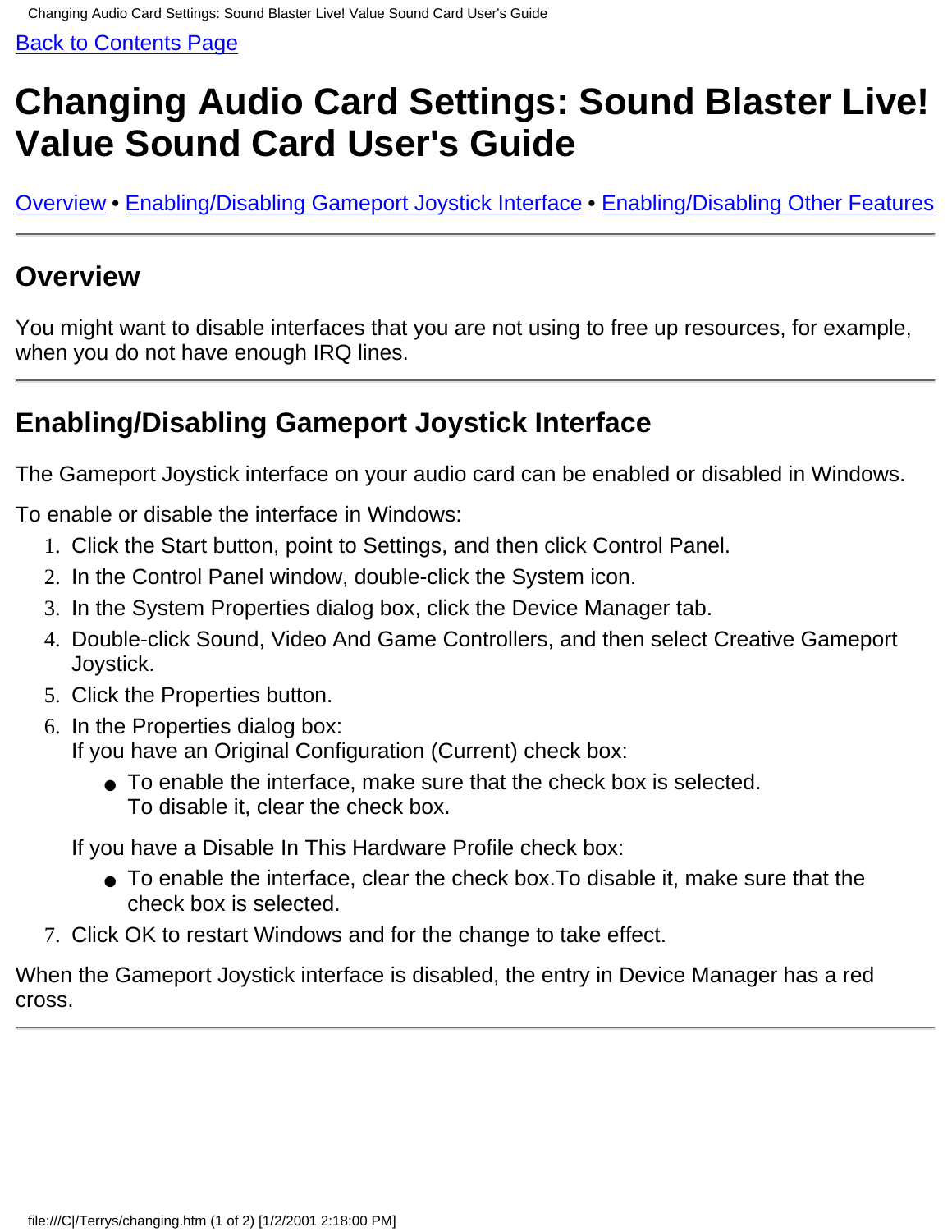Back to Contents Page

# Changing Audio Card Settings: Sound Blaster Live! Value Sound Card User's Guide

Overview • Enabling/Disabling Gameport Joystick Interface • Enabling/Disabling Other Features

---

## Overview

You might want to disable interfaces that you are not using to free up resources, for example, when you do not have enough IRQ lines.

---

## Enabling/Disabling Gameport Joystick Interface

The Gameport Joystick interface on your audio card can be enabled or disabled in Windows.

To enable or disable the interface in Windows:

1. Click the Start button, point to Settings, and then click Control Panel.
2. In the Control Panel window, double-click the System icon.
3. In the System Properties dialog box, click the Device Manager tab.
4. Double-click Sound, Video And Game Controllers, and then select Creative Gameport Joystick.
5. Click the Properties button.
6. In the Properties dialog box:
   If you have an Original Configuration (Current) check box:
   - To enable the interface, make sure that the check box is selected.
     To disable it, clear the check box.

   If you have a Disable In This Hardware Profile check box:
   - To enable the interface, clear the check box.To disable it, make sure that the check box is selected.
7. Click OK to restart Windows and for the change to take effect.

When the Gameport Joystick interface is disabled, the entry in Device Manager has a red cross.

---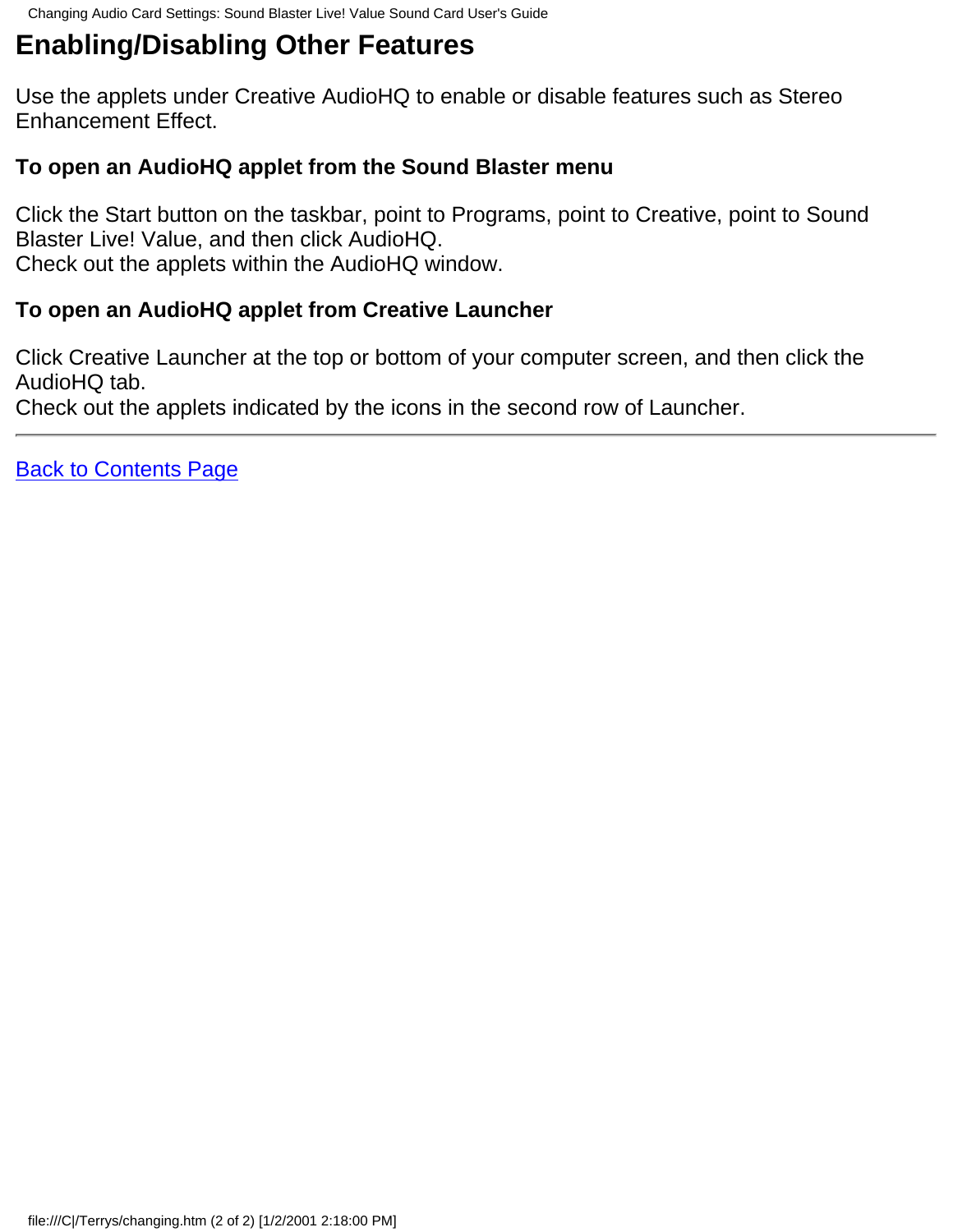# Enabling/Disabling Other Features

Use the applets under Creative AudioHQ to enable or disable features such as Stereo Enhancement Effect.

**To open an AudioHQ applet from the Sound Blaster menu**

Click the Start button on the taskbar, point to Programs, point to Creative, point to Sound Blaster Live! Value, and then click AudioHQ.
Check out the applets within the AudioHQ window.

**To open an AudioHQ applet from Creative Launcher**

Click Creative Launcher at the top or bottom of your computer screen, and then click the AudioHQ tab.
Check out the applets indicated by the icons in the second row of Launcher.

---

Back to Contents Page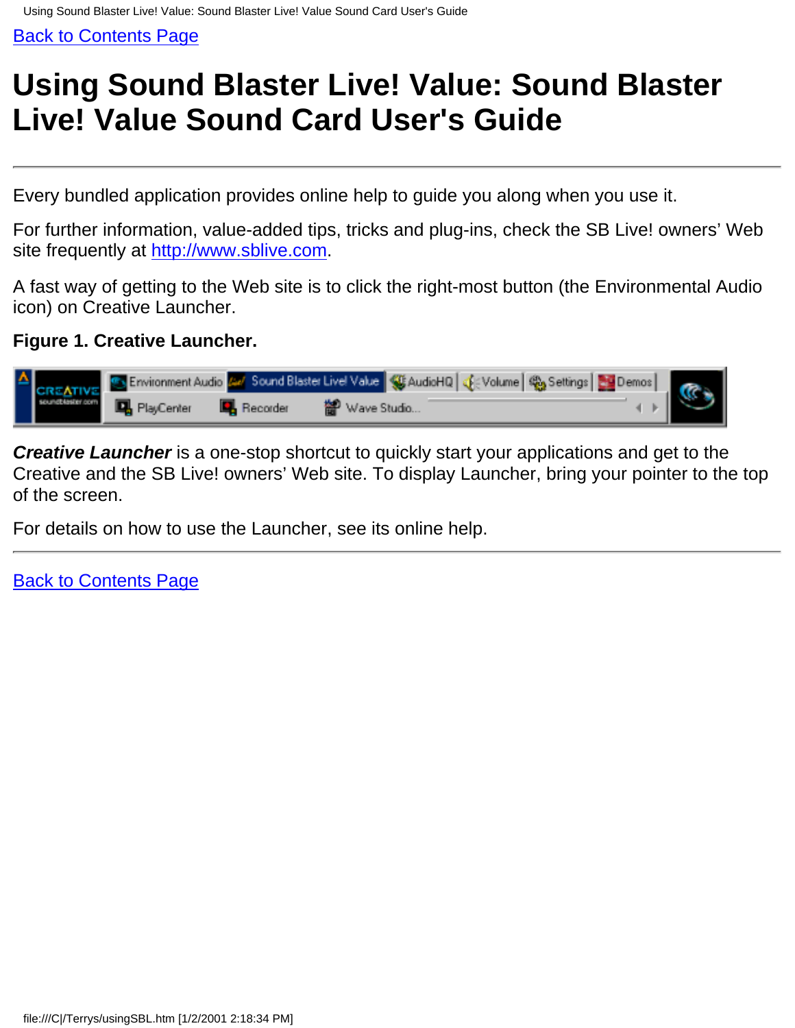[Back to Contents Page](#)

# Using Sound Blaster Live! Value: Sound Blaster Live! Value Sound Card User's Guide

---

Every bundled application provides online help to guide you along when you use it.

For further information, value-added tips, tricks and plug-ins, check the SB Live! owners' Web site frequently at [http://www.sblive.com](http://www.sblive.com).

A fast way of getting to the Web site is to click the right-most button (the Environmental Audio icon) on Creative Launcher.

**Figure 1. Creative Launcher.**

***Creative Launcher*** is a one-stop shortcut to quickly start your applications and get to the Creative and the SB Live! owners' Web site. To display Launcher, bring your pointer to the top of the screen.

For details on how to use the Launcher, see its online help.

---

[Back to Contents Page](#)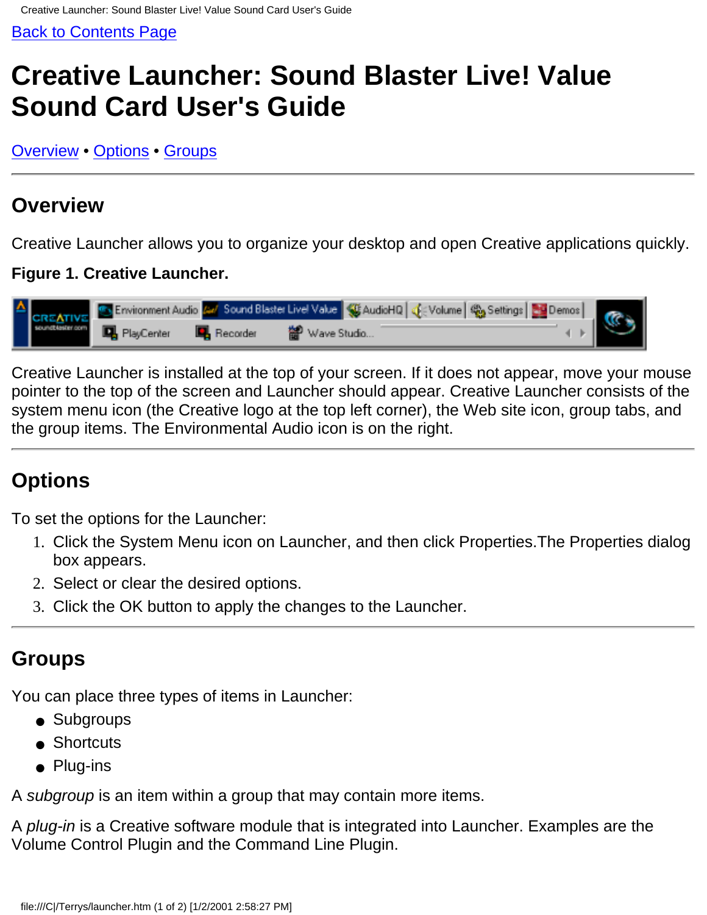[Back to Contents Page]

# Creative Launcher: Sound Blaster Live! Value Sound Card User's Guide

[Overview] • [Options] • [Groups]

---

## Overview

Creative Launcher allows you to organize your desktop and open Creative applications quickly.

**Figure 1. Creative Launcher.**

Creative Launcher is installed at the top of your screen. If it does not appear, move your mouse pointer to the top of the screen and Launcher should appear. Creative Launcher consists of the system menu icon (the Creative logo at the top left corner), the Web site icon, group tabs, and the group items. The Environmental Audio icon is on the right.

---

## Options

To set the options for the Launcher:

1. Click the System Menu icon on Launcher, and then click Properties.The Properties dialog box appears.
2. Select or clear the desired options.
3. Click the OK button to apply the changes to the Launcher.

---

## Groups

You can place three types of items in Launcher:

- Subgroups
- Shortcuts
- Plug-ins

A *subgroup* is an item within a group that may contain more items.

A *plug-in* is a Creative software module that is integrated into Launcher. Examples are the Volume Control Plugin and the Command Line Plugin.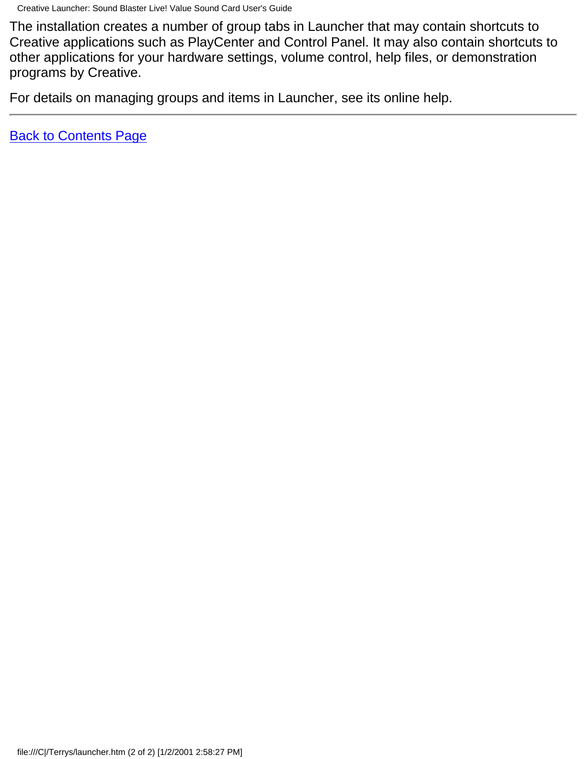The installation creates a number of group tabs in Launcher that may contain shortcuts to Creative applications such as PlayCenter and Control Panel. It may also contain shortcuts to other applications for your hardware settings, volume control, help files, or demonstration programs by Creative.

For details on managing groups and items in Launcher, see its online help.

---

Back to Contents Page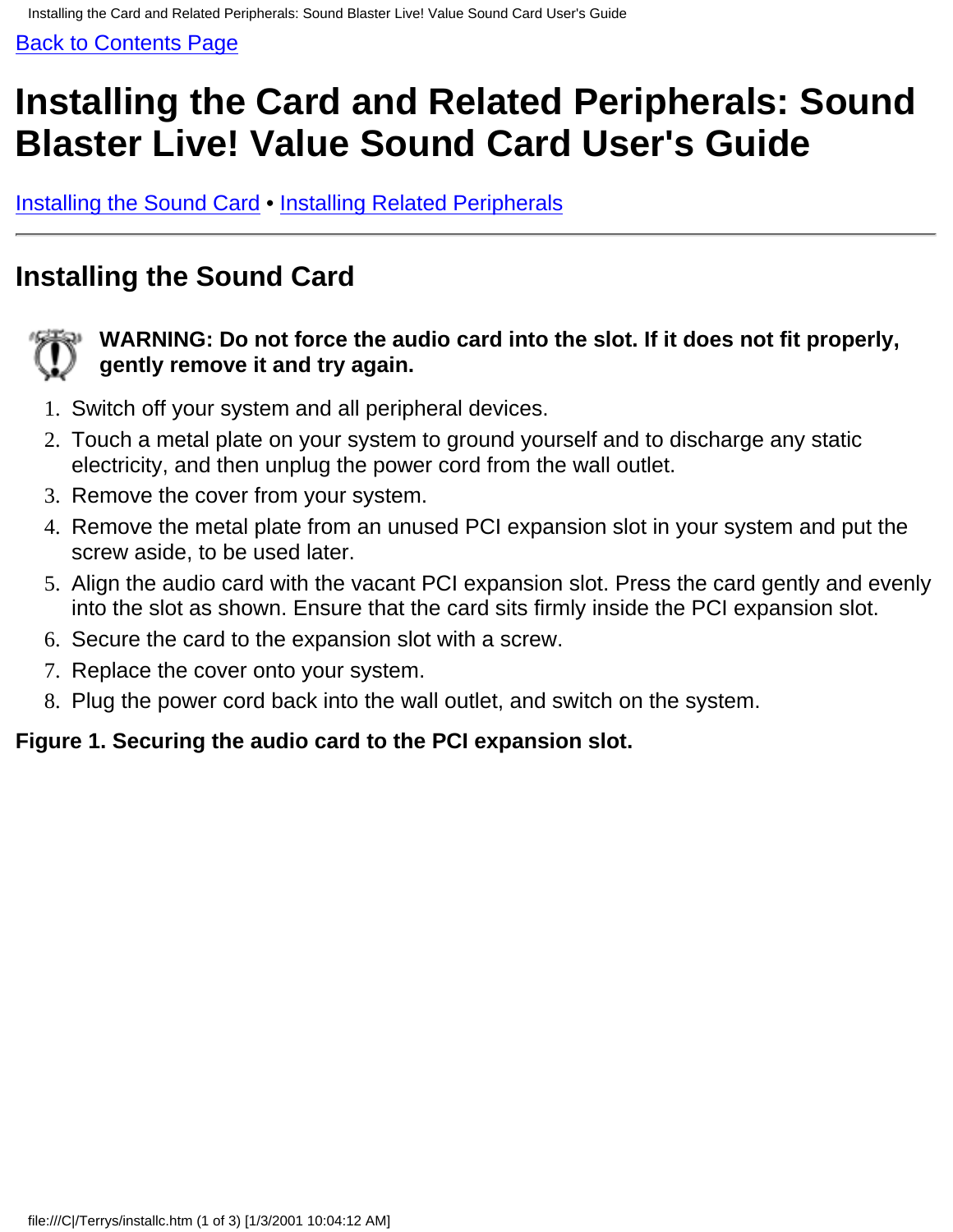Back to Contents Page

# Installing the Card and Related Peripherals: Sound Blaster Live! Value Sound Card User's Guide

Installing the Sound Card • Installing Related Peripherals

---

## Installing the Sound Card

**WARNING: Do not force the audio card into the slot. If it does not fit properly, gently remove it and try again.**

1. Switch off your system and all peripheral devices.
2. Touch a metal plate on your system to ground yourself and to discharge any static electricity, and then unplug the power cord from the wall outlet.
3. Remove the cover from your system.
4. Remove the metal plate from an unused PCI expansion slot in your system and put the screw aside, to be used later.
5. Align the audio card with the vacant PCI expansion slot. Press the card gently and evenly into the slot as shown. Ensure that the card sits firmly inside the PCI expansion slot.
6. Secure the card to the expansion slot with a screw.
7. Replace the cover onto your system.
8. Plug the power cord back into the wall outlet, and switch on the system.

**Figure 1. Securing the audio card to the PCI expansion slot.**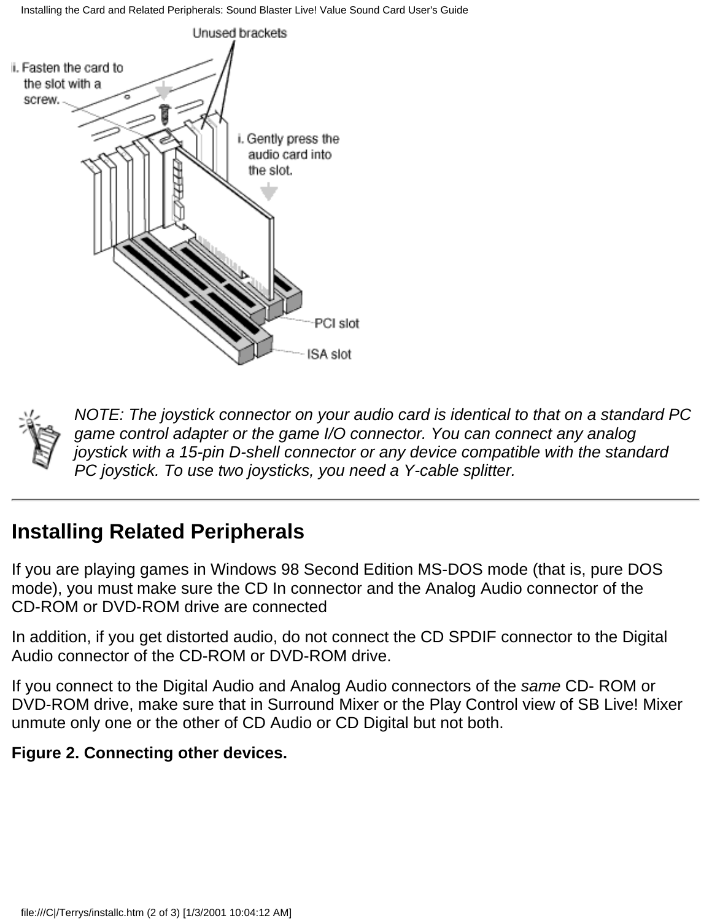NOTE: *The joystick connector on your audio card is identical to that on a standard PC game control adapter or the game I/O connector. You can connect any analog joystick with a 15-pin D-shell connector or any device compatible with the standard PC joystick. To use two joysticks, you need a Y-cable splitter.*

---

## Installing Related Peripherals

If you are playing games in Windows 98 Second Edition MS-DOS mode (that is, pure DOS mode), you must make sure the CD In connector and the Analog Audio connector of the CD-ROM or DVD-ROM drive are connected

In addition, if you get distorted audio, do not connect the CD SPDIF connector to the Digital Audio connector of the CD-ROM or DVD-ROM drive.

If you connect to the Digital Audio and Analog Audio connectors of the *same* CD- ROM or DVD-ROM drive, make sure that in Surround Mixer or the Play Control view of SB Live! Mixer unmute only one or the other of CD Audio or CD Digital but not both.

**Figure 2. Connecting other devices.**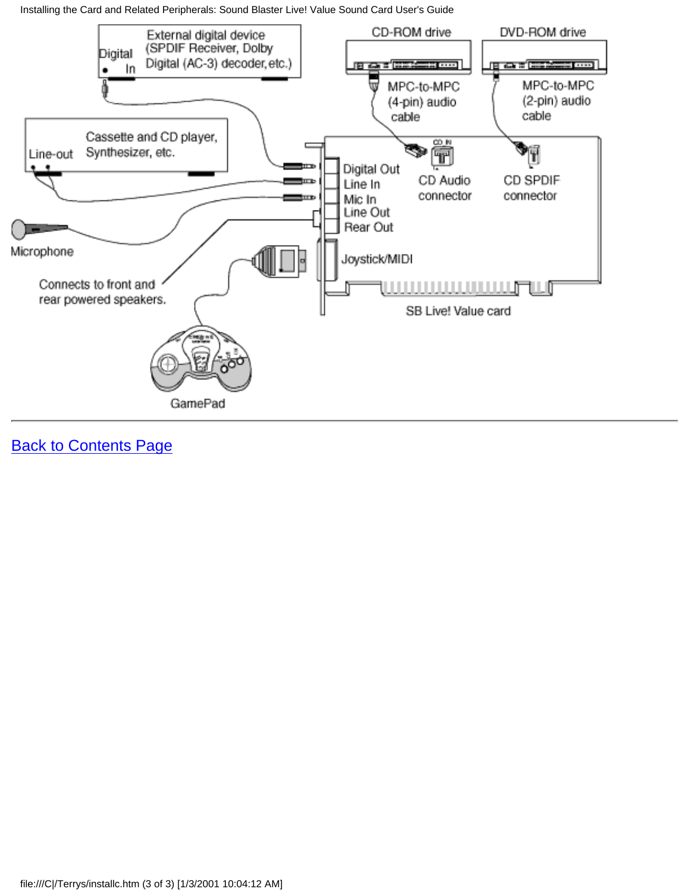External digital device (SPDIF Receiver, Dolby Digital (AC-3) decoder, etc.)

Digital In

CD-ROM drive

DVD-ROM drive

MPC-to-MPC (4-pin) audio cable

MPC-to-MPC (2-pin) audio cable

Cassette and CD player, Synthesizer, etc.

Line-out

Digital Out

Line In

Mic In

Line Out

Rear Out

CD IN

CD Audio connector

CD SPDIF connector

Microphone

Joystick/MIDI

Connects to front and rear powered speakers.

SB Live! Value card

GamePad

---

Back to Contents Page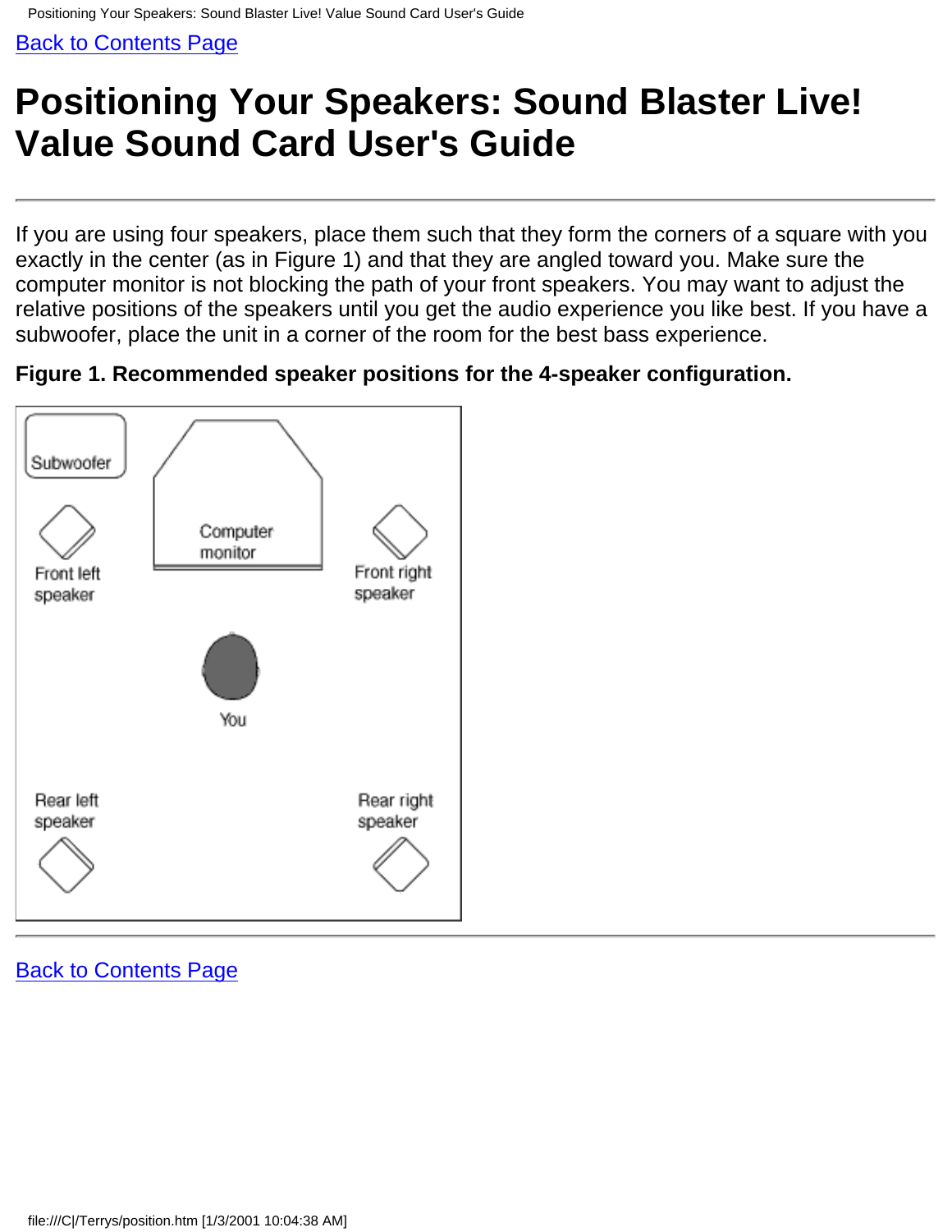Back to Contents Page

# Positioning Your Speakers: Sound Blaster Live! Value Sound Card User's Guide

---

If you are using four speakers, place them such that they form the corners of a square with you exactly in the center (as in Figure 1) and that they are angled toward you. Make sure the computer monitor is not blocking the path of your front speakers. You may want to adjust the relative positions of the speakers until you get the audio experience you like best. If you have a subwoofer, place the unit in a corner of the room for the best bass experience.

**Figure 1. Recommended speaker positions for the 4-speaker configuration.**

---

Back to Contents Page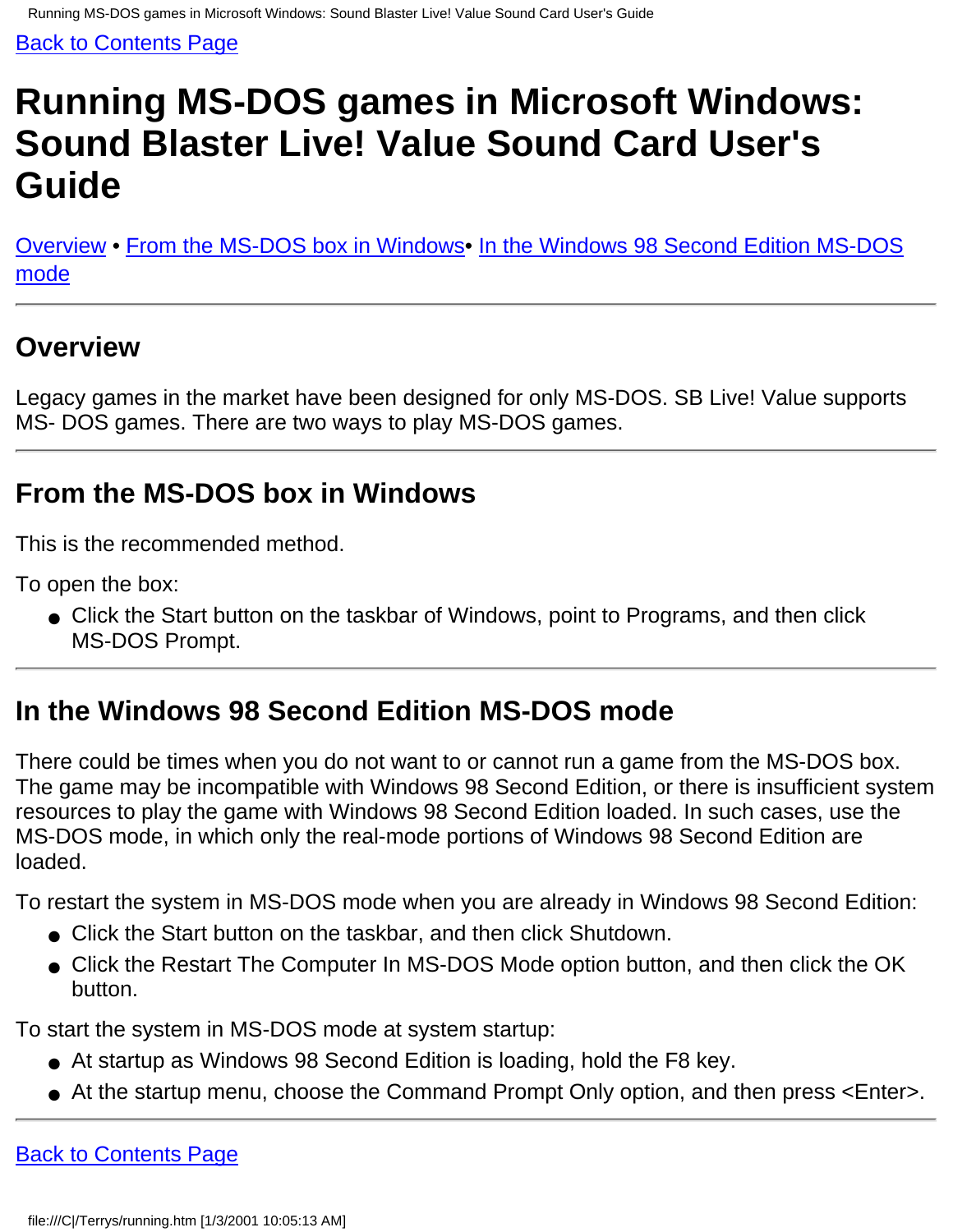Back to Contents Page

# Running MS-DOS games in Microsoft Windows: Sound Blaster Live! Value Sound Card User's Guide

Overview • From the MS-DOS box in Windows• In the Windows 98 Second Edition MS-DOS mode

## Overview

Legacy games in the market have been designed for only MS-DOS. SB Live! Value supports MS- DOS games. There are two ways to play MS-DOS games.

## From the MS-DOS box in Windows

This is the recommended method.

To open the box:

- Click the Start button on the taskbar of Windows, point to Programs, and then click MS-DOS Prompt.

## In the Windows 98 Second Edition MS-DOS mode

There could be times when you do not want to or cannot run a game from the MS-DOS box. The game may be incompatible with Windows 98 Second Edition, or there is insufficient system resources to play the game with Windows 98 Second Edition loaded. In such cases, use the MS-DOS mode, in which only the real-mode portions of Windows 98 Second Edition are loaded.

To restart the system in MS-DOS mode when you are already in Windows 98 Second Edition:

- Click the Start button on the taskbar, and then click Shutdown.
- Click the Restart The Computer In MS-DOS Mode option button, and then click the OK button.

To start the system in MS-DOS mode at system startup:

- At startup as Windows 98 Second Edition is loading, hold the F8 key.
- At the startup menu, choose the Command Prompt Only option, and then press <Enter>.

Back to Contents Page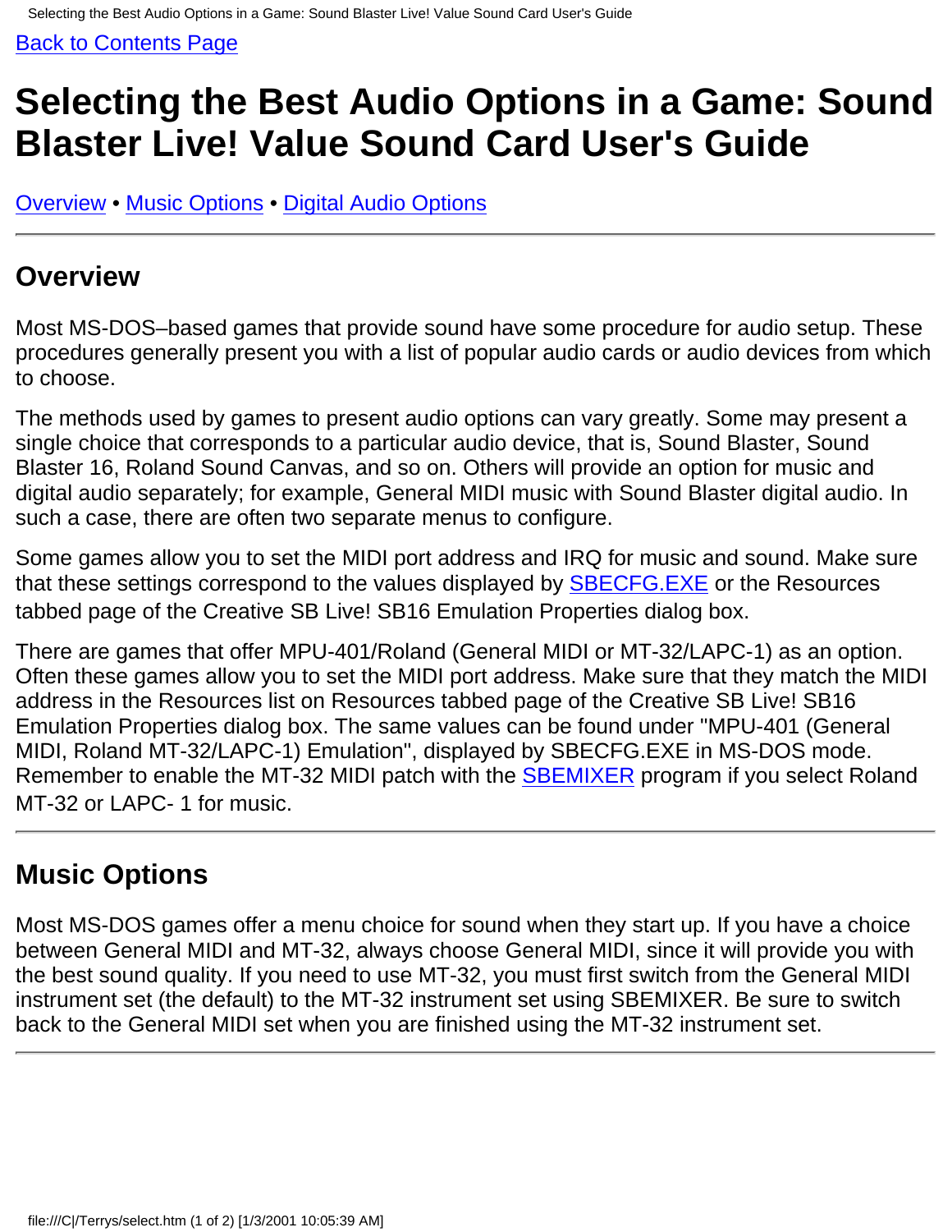Back to Contents Page

# Selecting the Best Audio Options in a Game: Sound Blaster Live! Value Sound Card User's Guide

Overview • Music Options • Digital Audio Options

---

## Overview

Most MS-DOS–based games that provide sound have some procedure for audio setup. These procedures generally present you with a list of popular audio cards or audio devices from which to choose.

The methods used by games to present audio options can vary greatly. Some may present a single choice that corresponds to a particular audio device, that is, Sound Blaster, Sound Blaster 16, Roland Sound Canvas, and so on. Others will provide an option for music and digital audio separately; for example, General MIDI music with Sound Blaster digital audio. In such a case, there are often two separate menus to configure.

Some games allow you to set the MIDI port address and IRQ for music and sound. Make sure that these settings correspond to the values displayed by SBECFG.EXE or the Resources tabbed page of the Creative SB Live! SB16 Emulation Properties dialog box.

There are games that offer MPU-401/Roland (General MIDI or MT-32/LAPC-1) as an option. Often these games allow you to set the MIDI port address. Make sure that they match the MIDI address in the Resources list on Resources tabbed page of the Creative SB Live! SB16 Emulation Properties dialog box. The same values can be found under "MPU-401 (General MIDI, Roland MT-32/LAPC-1) Emulation", displayed by SBECFG.EXE in MS-DOS mode. Remember to enable the MT-32 MIDI patch with the SBEMIXER program if you select Roland MT-32 or LAPC- 1 for music.

---

## Music Options

Most MS-DOS games offer a menu choice for sound when they start up. If you have a choice between General MIDI and MT-32, always choose General MIDI, since it will provide you with the best sound quality. If you need to use MT-32, you must first switch from the General MIDI instrument set (the default) to the MT-32 instrument set using SBEMIXER. Be sure to switch back to the General MIDI set when you are finished using the MT-32 instrument set.

---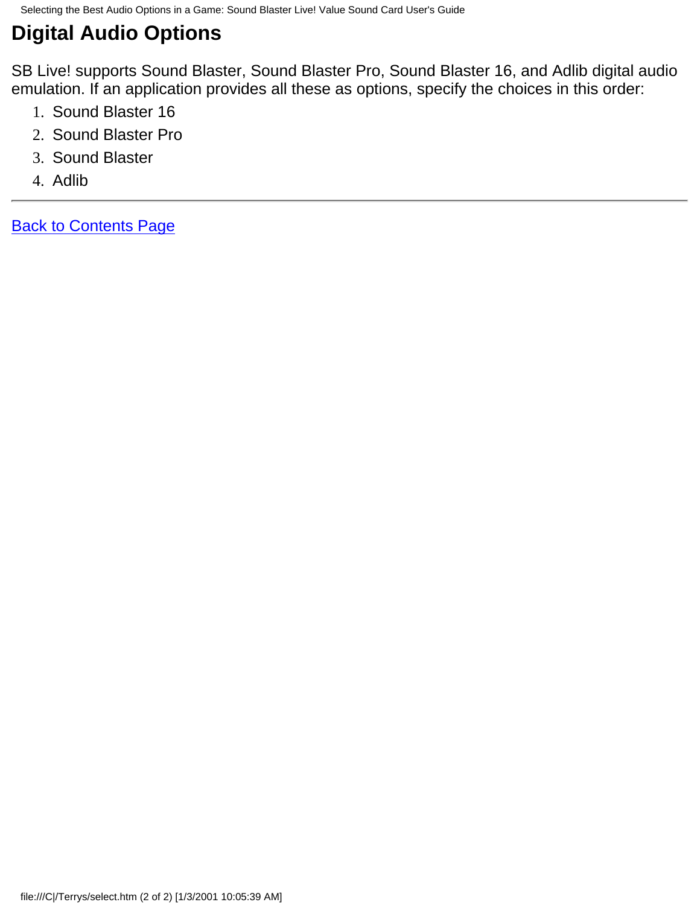## Digital Audio Options

SB Live! supports Sound Blaster, Sound Blaster Pro, Sound Blaster 16, and Adlib digital audio emulation. If an application provides all these as options, specify the choices in this order:

1. Sound Blaster 16
2. Sound Blaster Pro
3. Sound Blaster
4. Adlib

---

Back to Contents Page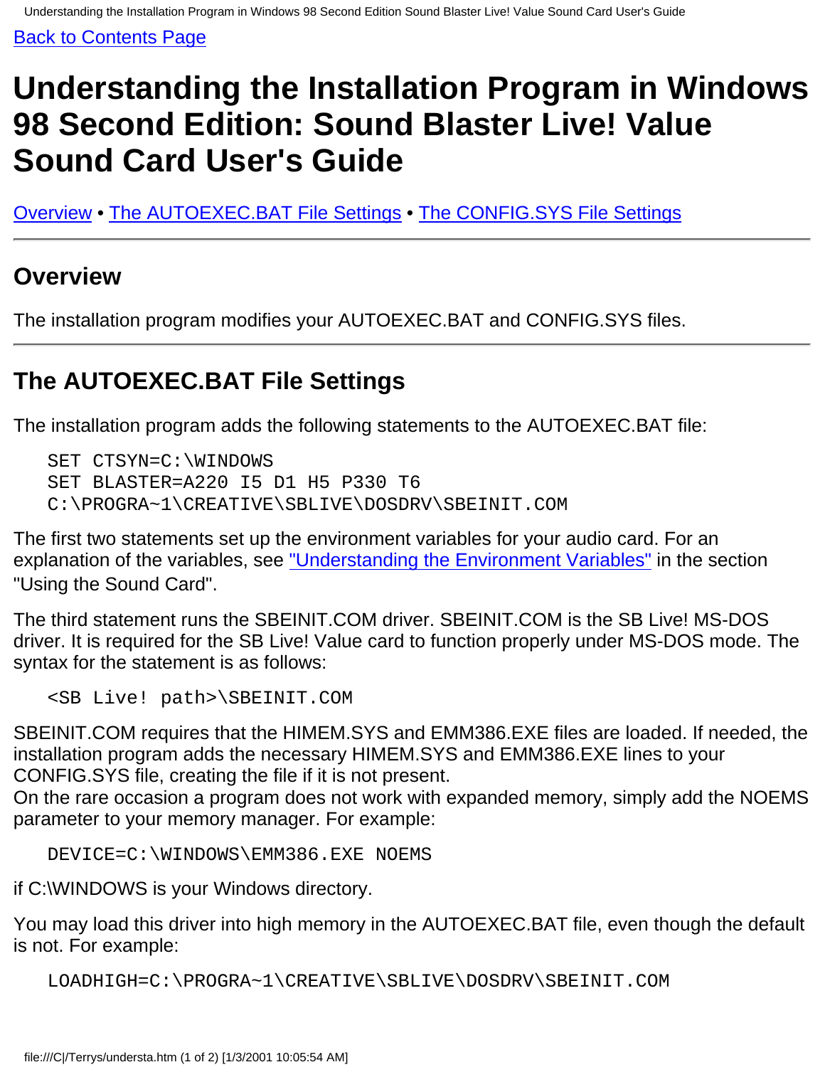Back to Contents Page

# Understanding the Installation Program in Windows 98 Second Edition: Sound Blaster Live! Value Sound Card User's Guide

Overview • The AUTOEXEC.BAT File Settings • The CONFIG.SYS File Settings

---

## Overview

The installation program modifies your AUTOEXEC.BAT and CONFIG.SYS files.

---

## The AUTOEXEC.BAT File Settings

The installation program adds the following statements to the AUTOEXEC.BAT file:

```
SET CTSYN=C:\WINDOWS
SET BLASTER=A220 I5 D1 H5 P330 T6
C:\PROGRA~1\CREATIVE\SBLIVE\DOSDRV\SBEINIT.COM
```

The first two statements set up the environment variables for your audio card. For an explanation of the variables, see "Understanding the Environment Variables" in the section "Using the Sound Card".

The third statement runs the SBEINIT.COM driver. SBEINIT.COM is the SB Live! MS-DOS driver. It is required for the SB Live! Value card to function properly under MS-DOS mode. The syntax for the statement is as follows:

```
<SB Live! path>\SBEINIT.COM
```

SBEINIT.COM requires that the HIMEM.SYS and EMM386.EXE files are loaded. If needed, the installation program adds the necessary HIMEM.SYS and EMM386.EXE lines to your CONFIG.SYS file, creating the file if it is not present.
On the rare occasion a program does not work with expanded memory, simply add the NOEMS parameter to your memory manager. For example:

```
DEVICE=C:\WINDOWS\EMM386.EXE NOEMS
```

if C:\WINDOWS is your Windows directory.

You may load this driver into high memory in the AUTOEXEC.BAT file, even though the default is not. For example:

```
LOADHIGH=C:\PROGRA~1\CREATIVE\SBLIVE\DOSDRV\SBEINIT.COM
```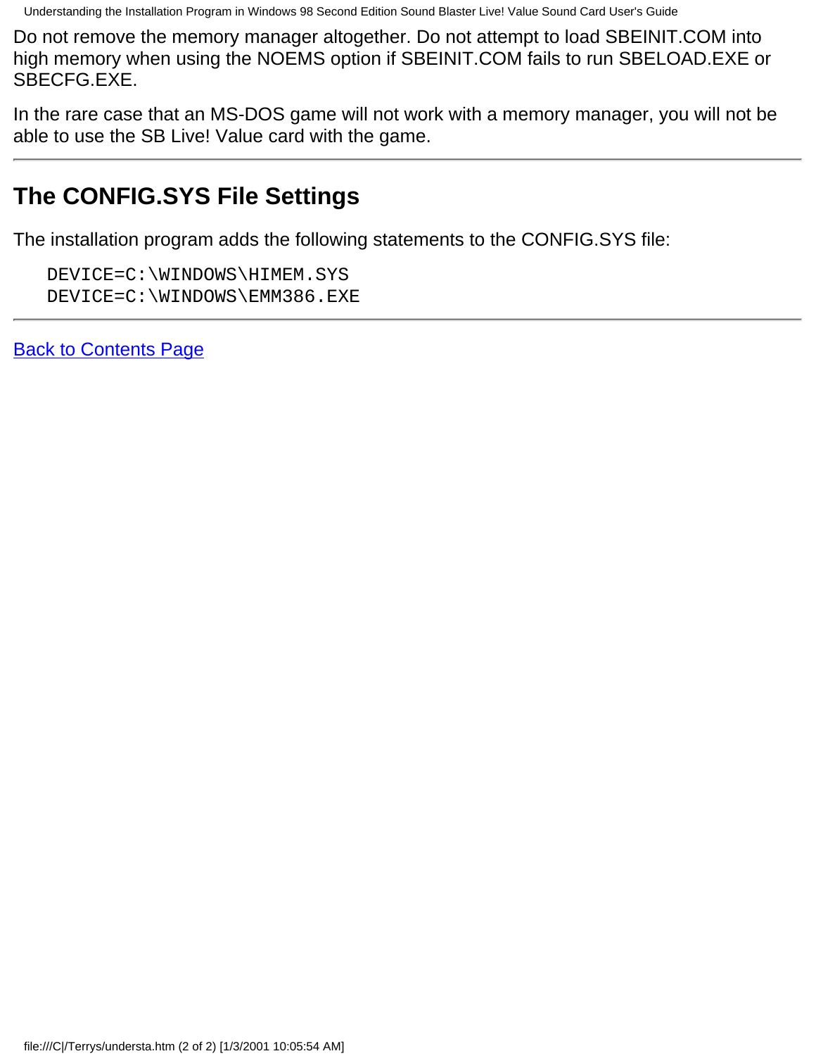Do not remove the memory manager altogether. Do not attempt to load SBEINIT.COM into high memory when using the NOEMS option if SBEINIT.COM fails to run SBELOAD.EXE or SBECFG.EXE.

In the rare case that an MS-DOS game will not work with a memory manager, you will not be able to use the SB Live! Value card with the game.

---

## The CONFIG.SYS File Settings

The installation program adds the following statements to the CONFIG.SYS file:

```
DEVICE=C:\WINDOWS\HIMEM.SYS
DEVICE=C:\WINDOWS\EMM386.EXE
```

---

Back to Contents Page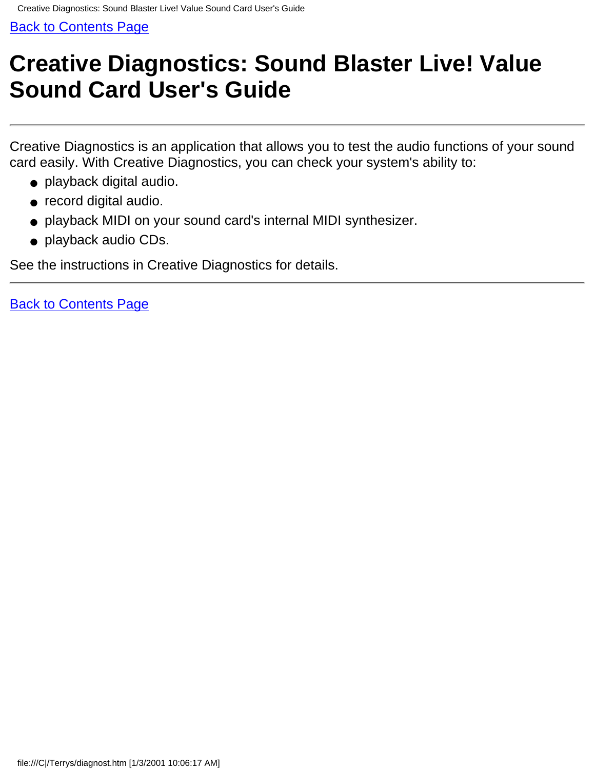Back to Contents Page

# Creative Diagnostics: Sound Blaster Live! Value Sound Card User's Guide

---

Creative Diagnostics is an application that allows you to test the audio functions of your sound card easily. With Creative Diagnostics, you can check your system's ability to:

- playback digital audio.
- record digital audio.
- playback MIDI on your sound card's internal MIDI synthesizer.
- playback audio CDs.

See the instructions in Creative Diagnostics for details.

---

Back to Contents Page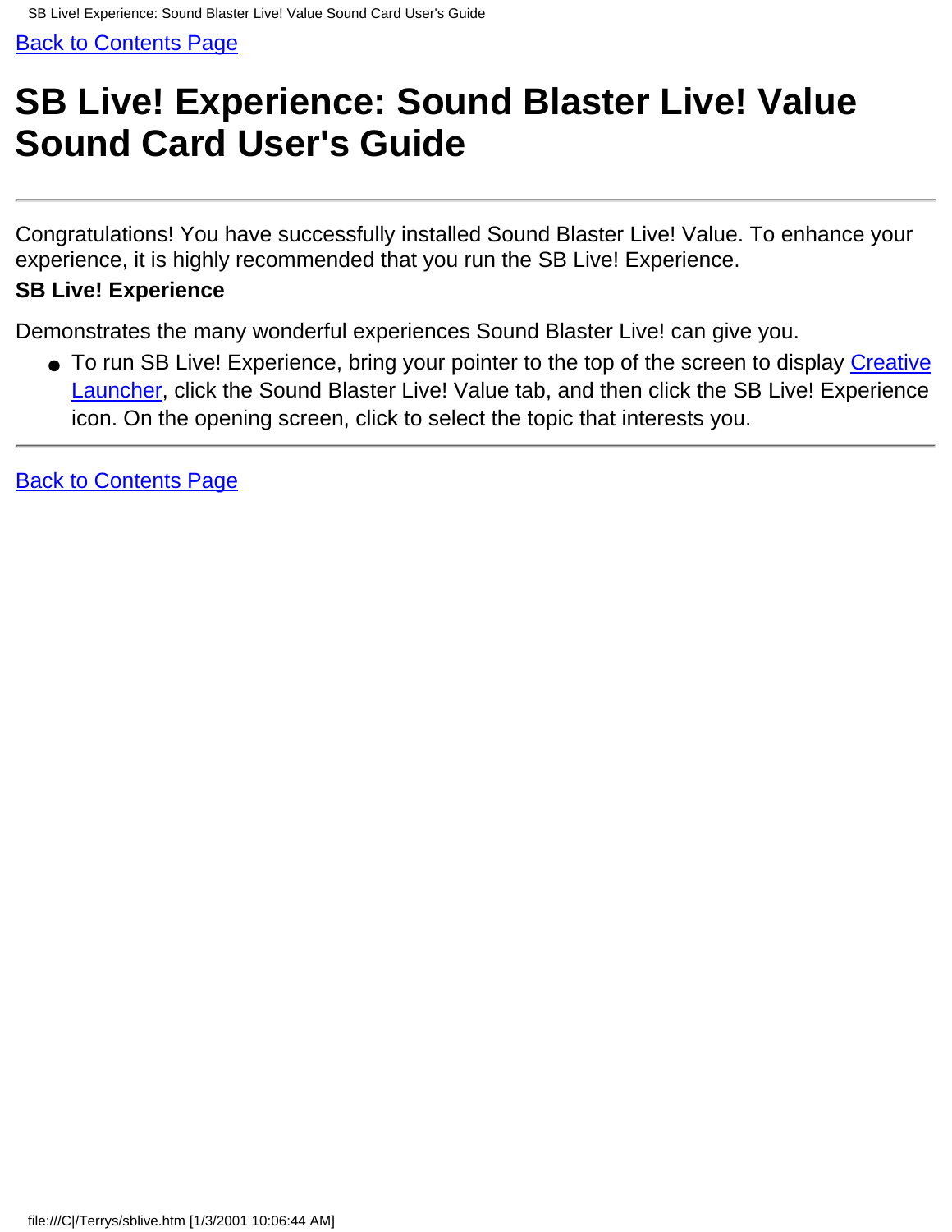Back to Contents Page

# SB Live! Experience: Sound Blaster Live! Value Sound Card User's Guide

---

Congratulations! You have successfully installed Sound Blaster Live! Value. To enhance your experience, it is highly recommended that you run the SB Live! Experience.

**SB Live! Experience**

Demonstrates the many wonderful experiences Sound Blaster Live! can give you.

- To run SB Live! Experience, bring your pointer to the top of the screen to display Creative Launcher, click the Sound Blaster Live! Value tab, and then click the SB Live! Experience icon. On the opening screen, click to select the topic that interests you.

---

Back to Contents Page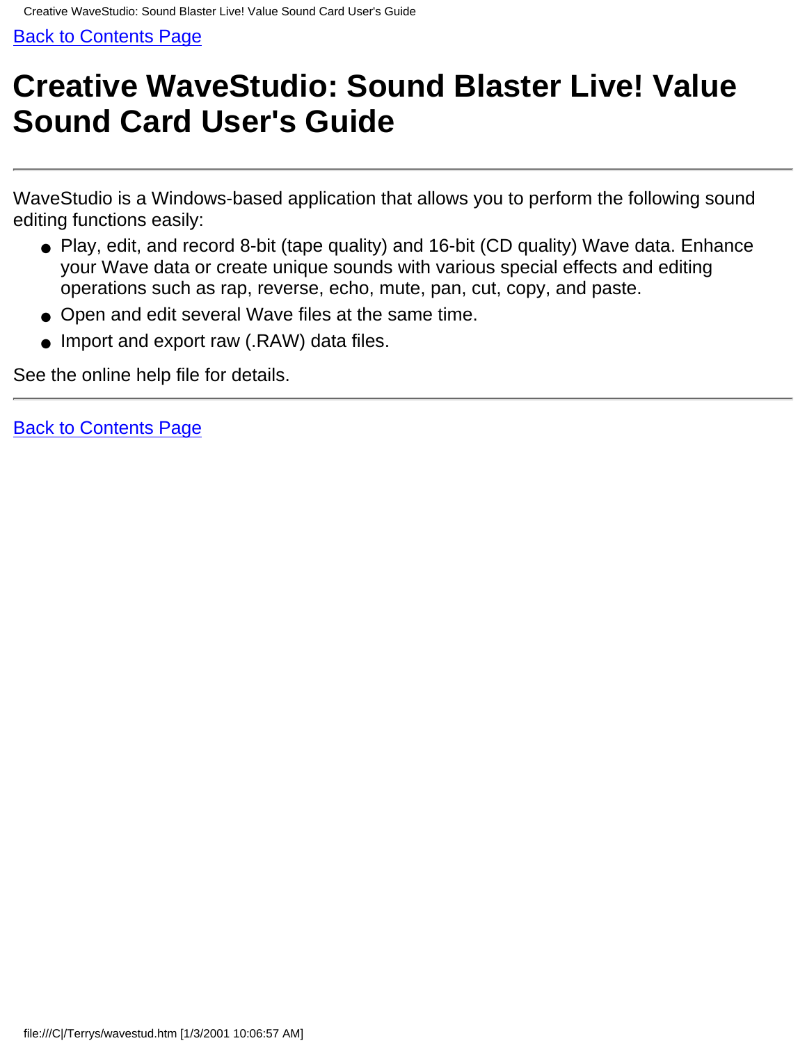[Back to Contents Page]

# Creative WaveStudio: Sound Blaster Live! Value Sound Card User's Guide

---

WaveStudio is a Windows-based application that allows you to perform the following sound editing functions easily:

- Play, edit, and record 8-bit (tape quality) and 16-bit (CD quality) Wave data. Enhance your Wave data or create unique sounds with various special effects and editing operations such as rap, reverse, echo, mute, pan, cut, copy, and paste.
- Open and edit several Wave files at the same time.
- Import and export raw (.RAW) data files.

See the online help file for details.

---

[Back to Contents Page]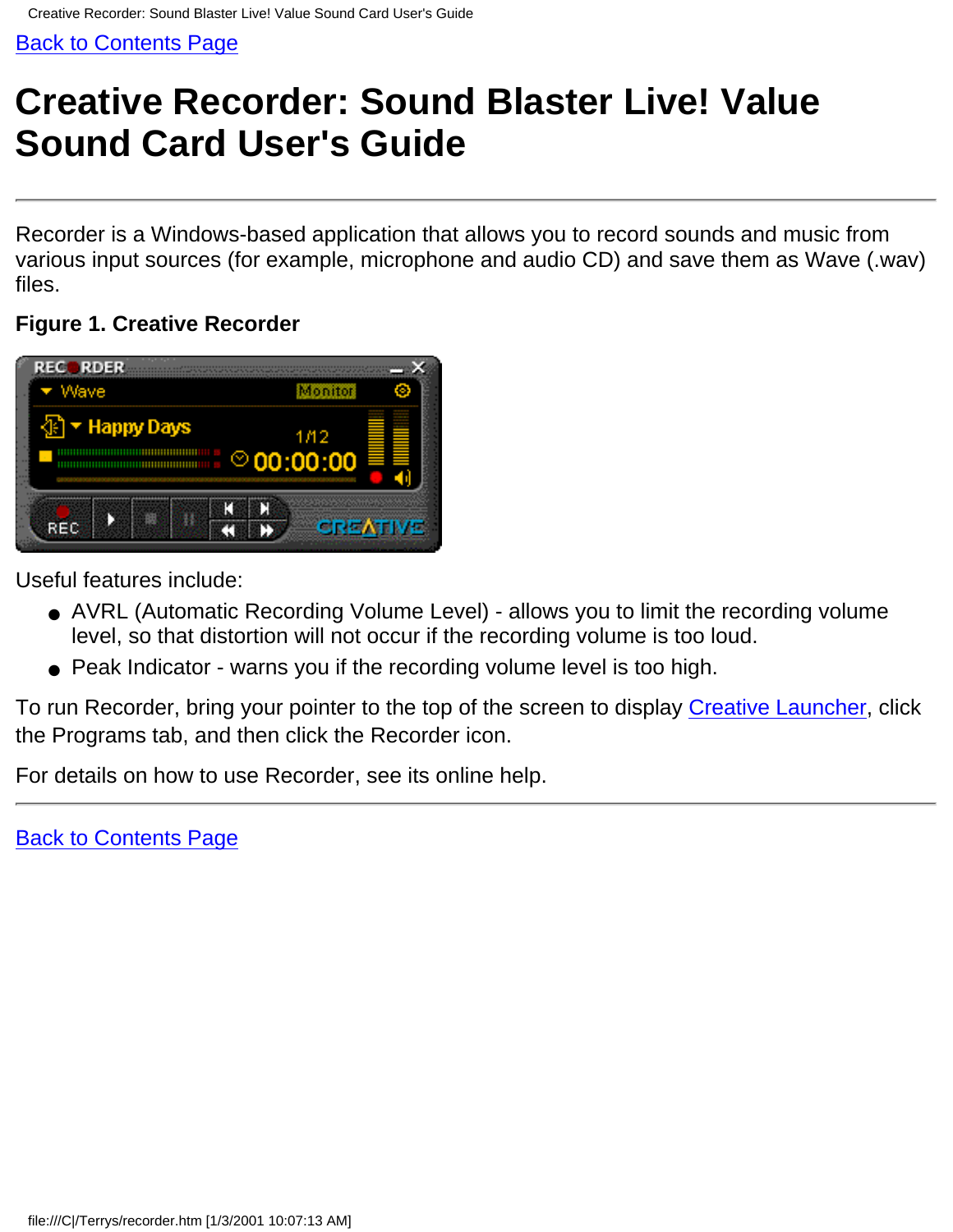Back to Contents Page

# Creative Recorder: Sound Blaster Live! Value Sound Card User's Guide

---

Recorder is a Windows-based application that allows you to record sounds and music from various input sources (for example, microphone and audio CD) and save them as Wave (.wav) files.

**Figure 1. Creative Recorder**

Useful features include:

- AVRL (Automatic Recording Volume Level) - allows you to limit the recording volume level, so that distortion will not occur if the recording volume is too loud.
- Peak Indicator - warns you if the recording volume level is too high.

To run Recorder, bring your pointer to the top of the screen to display Creative Launcher, click the Programs tab, and then click the Recorder icon.

For details on how to use Recorder, see its online help.

---

Back to Contents Page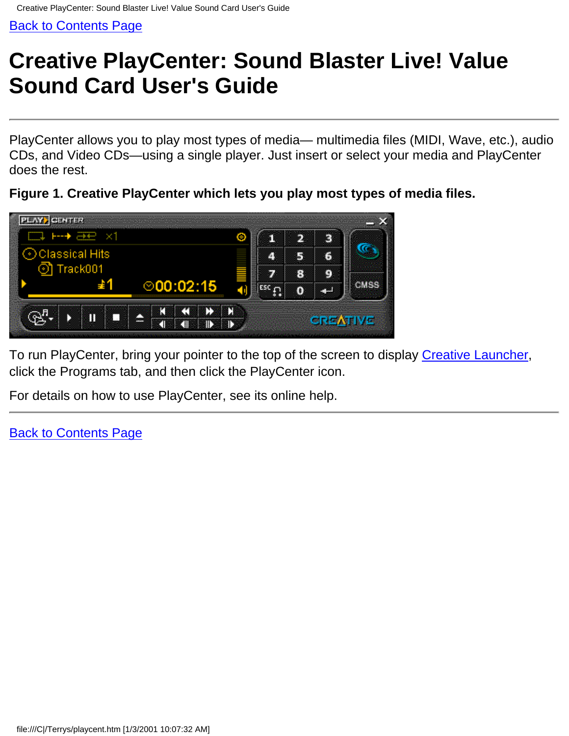Back to Contents Page

# Creative PlayCenter: Sound Blaster Live! Value Sound Card User's Guide

PlayCenter allows you to play most types of media— multimedia files (MIDI, Wave, etc.), audio CDs, and Video CDs—using a single player. Just insert or select your media and PlayCenter does the rest.

**Figure 1. Creative PlayCenter which lets you play most types of media files.**

To run PlayCenter, bring your pointer to the top of the screen to display Creative Launcher, click the Programs tab, and then click the PlayCenter icon.

For details on how to use PlayCenter, see its online help.

Back to Contents Page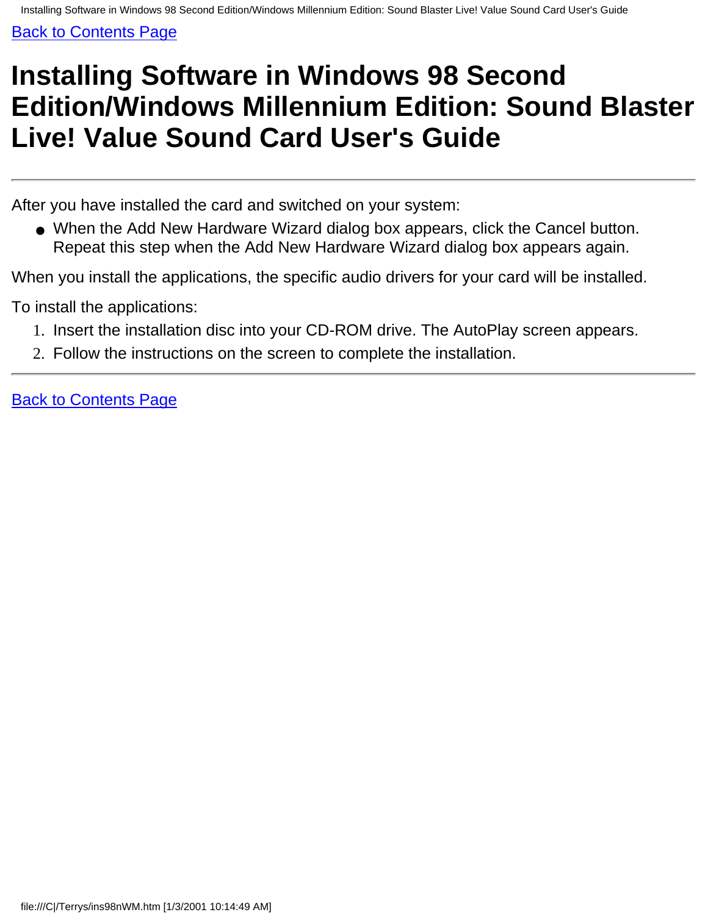Back to Contents Page

# Installing Software in Windows 98 Second Edition/Windows Millennium Edition: Sound Blaster Live! Value Sound Card User's Guide

---

After you have installed the card and switched on your system:

- When the Add New Hardware Wizard dialog box appears, click the Cancel button. Repeat this step when the Add New Hardware Wizard dialog box appears again.

When you install the applications, the specific audio drivers for your card will be installed.

To install the applications:

1. Insert the installation disc into your CD-ROM drive. The AutoPlay screen appears.
2. Follow the instructions on the screen to complete the installation.

---

Back to Contents Page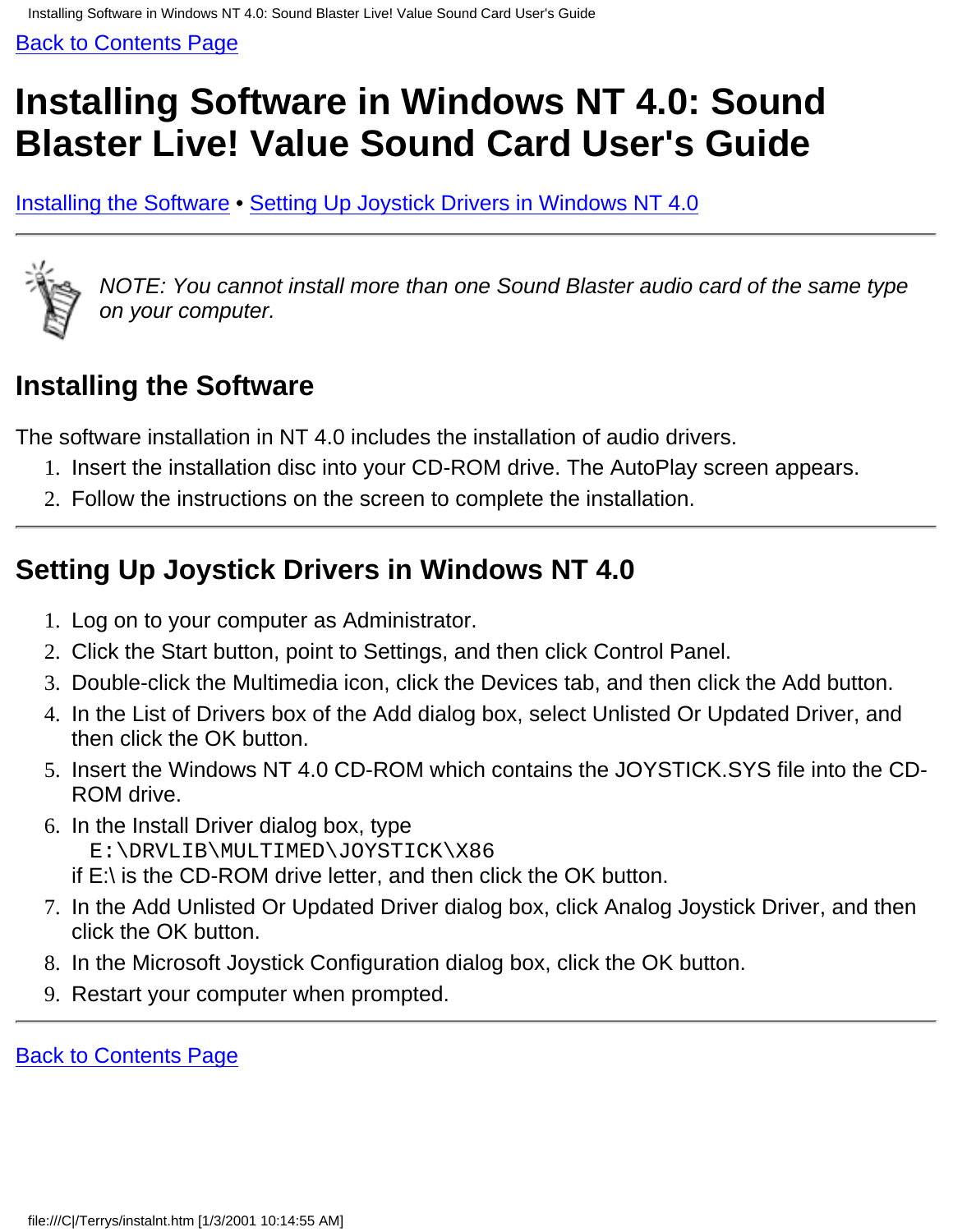Back to Contents Page

# Installing Software in Windows NT 4.0: Sound Blaster Live! Value Sound Card User's Guide

Installing the Software • Setting Up Joystick Drivers in Windows NT 4.0

---

*NOTE: You cannot install more than one Sound Blaster audio card of the same type on your computer.*

## Installing the Software

The software installation in NT 4.0 includes the installation of audio drivers.

1. Insert the installation disc into your CD-ROM drive. The AutoPlay screen appears.
2. Follow the instructions on the screen to complete the installation.

---

## Setting Up Joystick Drivers in Windows NT 4.0

1. Log on to your computer as Administrator.
2. Click the Start button, point to Settings, and then click Control Panel.
3. Double-click the Multimedia icon, click the Devices tab, and then click the Add button.
4. In the List of Drivers box of the Add dialog box, select Unlisted Or Updated Driver, and then click the OK button.
5. Insert the Windows NT 4.0 CD-ROM which contains the JOYSTICK.SYS file into the CD-ROM drive.
6. In the Install Driver dialog box, type
   ```
   E:\DRVLIB\MULTIMED\JOYSTICK\X86
   ```
   if E:\ is the CD-ROM drive letter, and then click the OK button.
7. In the Add Unlisted Or Updated Driver dialog box, click Analog Joystick Driver, and then click the OK button.
8. In the Microsoft Joystick Configuration dialog box, click the OK button.
9. Restart your computer when prompted.

---

Back to Contents Page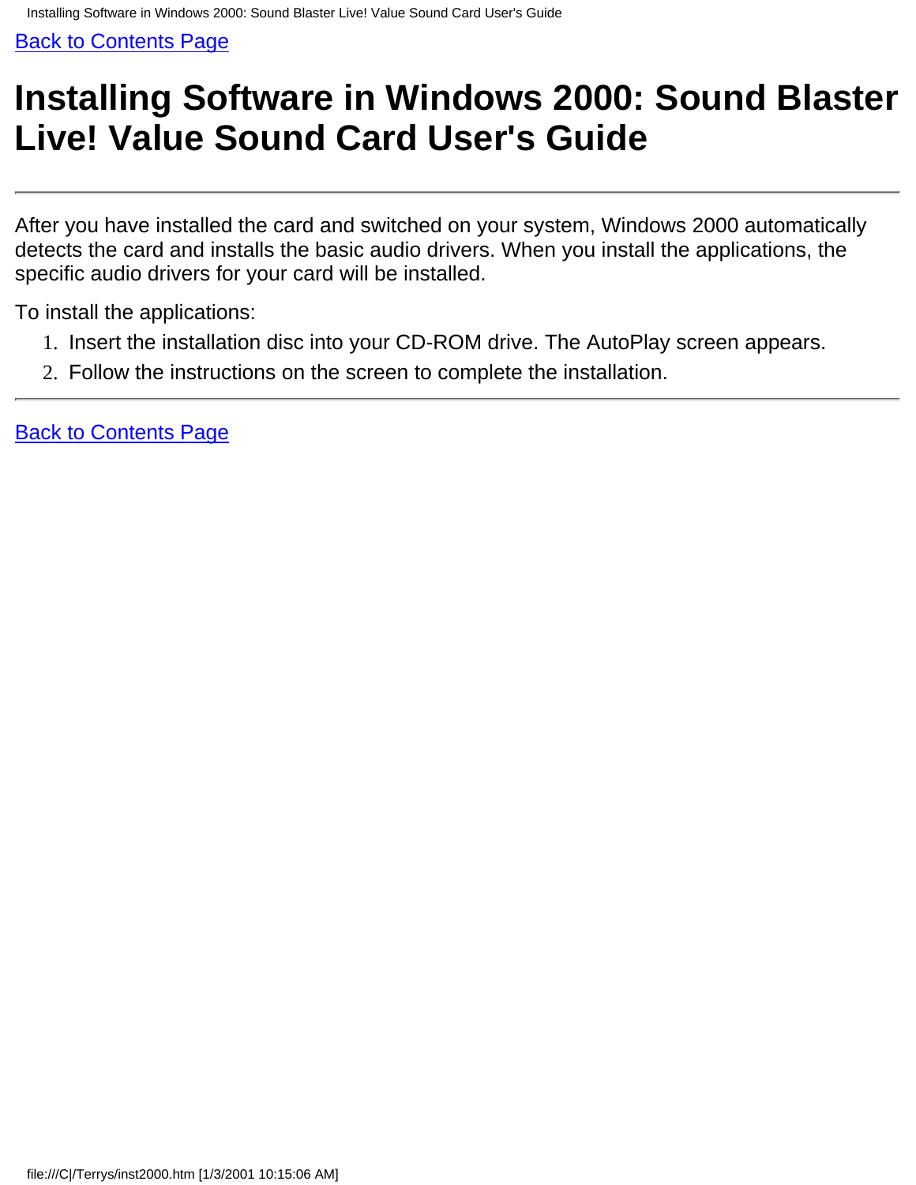Back to Contents Page

# Installing Software in Windows 2000: Sound Blaster Live! Value Sound Card User's Guide

---

After you have installed the card and switched on your system, Windows 2000 automatically detects the card and installs the basic audio drivers. When you install the applications, the specific audio drivers for your card will be installed.

To install the applications:

1. Insert the installation disc into your CD-ROM drive. The AutoPlay screen appears.
2. Follow the instructions on the screen to complete the installation.

---

Back to Contents Page